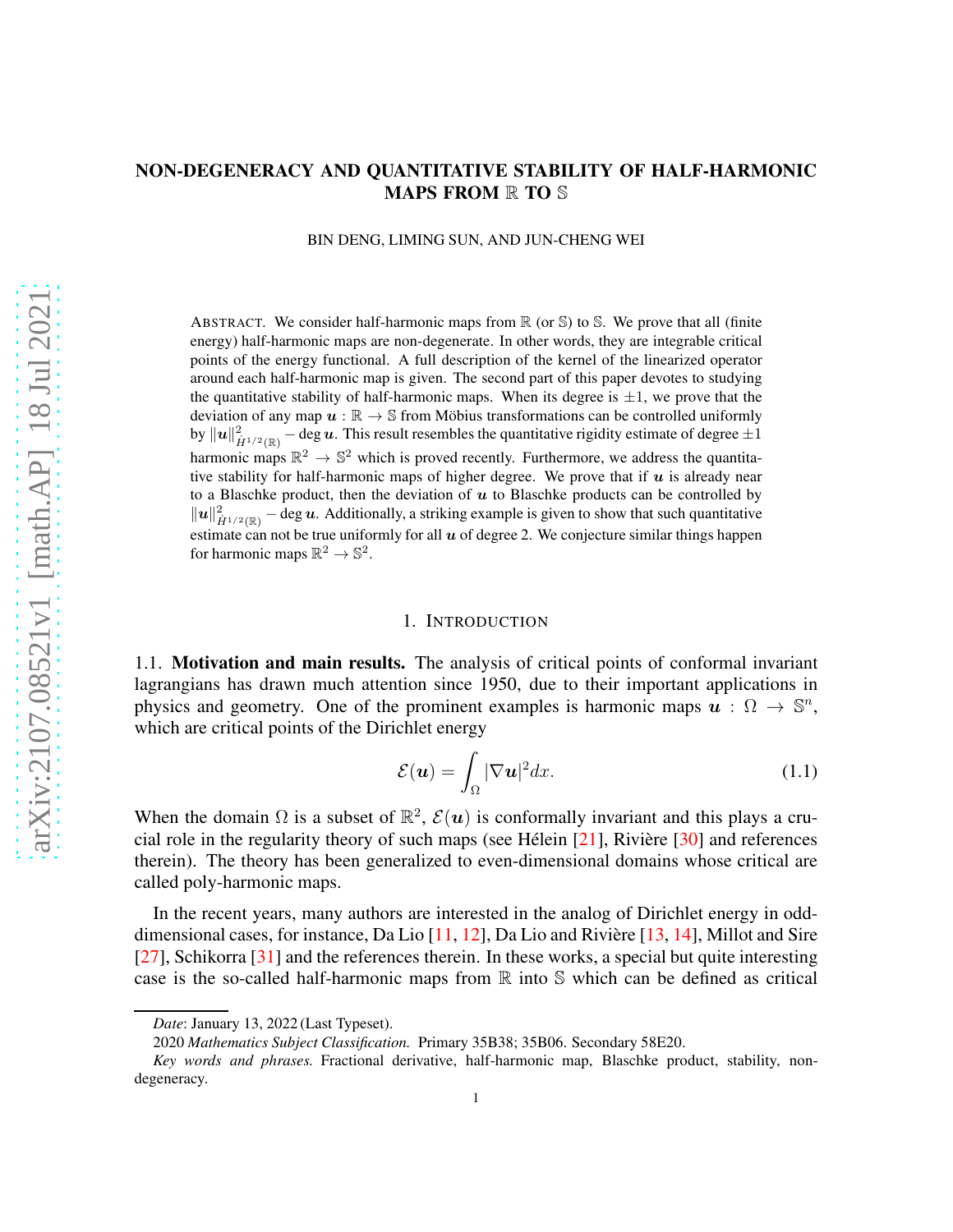# NON-DEGENERACY AND QUANTITATIVE STABILITY OF HALF-HARMONIC MAPS FROM $\mathbb{R}$ TO $\mathbb{S}$

BIN DENG, LIMING SUN, AND JUN-CHENG WEI

ABSTRACT. We consider half-harmonic maps from $\mathbb{R}$ (or $\mathbb{S}$) to $\mathbb{S}$. We prove that all (finite energy) half-harmonic maps are non-degenerate. In other words, they are integrable critical points of the energy functional. A full description of the kernel of the linearized operator around each half-harmonic map is given. The second part of this paper devotes to studying the quantitative stability of half-harmonic maps. When its degree is $\pm 1$, we prove that the deviation of any map $\boldsymbol{u} : \mathbb{R} \to \mathbb{S}$ from Möbius transformations can be controlled uniformly by $\|\boldsymbol{u}\|^2_{\dot{H}^{1/2}(\mathbb{R})} - \deg \boldsymbol{u}$. This result resembles the quantitative rigidity estimate of degree $\pm 1$ harmonic maps $\mathbb{R}^2 \to \mathbb{S}^2$ which is proved recently. Furthermore, we address the quantitative stability for half-harmonic maps of higher degree. We prove that if $\boldsymbol{u}$ is already near to a Blaschke product, then the deviation of $\boldsymbol{u}$ to Blaschke products can be controlled by $\|\boldsymbol{u}\|^2_{\dot{H}^{1/2}(\mathbb{R})} - \deg \boldsymbol{u}$. Additionally, a striking example is given to show that such quantitative estimate can not be true uniformly for all $\boldsymbol{u}$ of degree 2. We conjecture similar things happen for harmonic maps $\mathbb{R}^2 \to \mathbb{S}^2$.

## 1. INTRODUCTION

**1.1. Motivation and main results.** The analysis of critical points of conformal invariant lagrangians has drawn much attention since 1950, due to their important applications in physics and geometry. One of the prominent examples is harmonic maps $\boldsymbol{u} : \Omega \to \mathbb{S}^n$, which are critical points of the Dirichlet energy

$$\mathcal{E}(\boldsymbol{u}) = \int_\Omega |\nabla \boldsymbol{u}|^2 dx. \tag{1.1}$$

When the domain $\Omega$ is a subset of $\mathbb{R}^2$, $\mathcal{E}(\boldsymbol{u})$ is conformally invariant and this plays a crucial role in the regularity theory of such maps (see Hélein [21], Rivière [30] and references therein). The theory has been generalized to even-dimensional domains whose critical are called poly-harmonic maps.

In the recent years, many authors are interested in the analog of Dirichlet energy in odd-dimensional cases, for instance, Da Lio [11, 12], Da Lio and Rivière [13, 14], Millot and Sire [27], Schikorra [31] and the references therein. In these works, a special but quite interesting case is the so-called half-harmonic maps from $\mathbb{R}$ into $\mathbb{S}$ which can be defined as critical

*Date*: January 13, 2022 (Last Typeset).

2020 *Mathematics Subject Classification.* Primary 35B38; 35B06. Secondary 58E20.

*Key words and phrases.* Fractional derivative, half-harmonic map, Blaschke product, stability, non-degeneracy.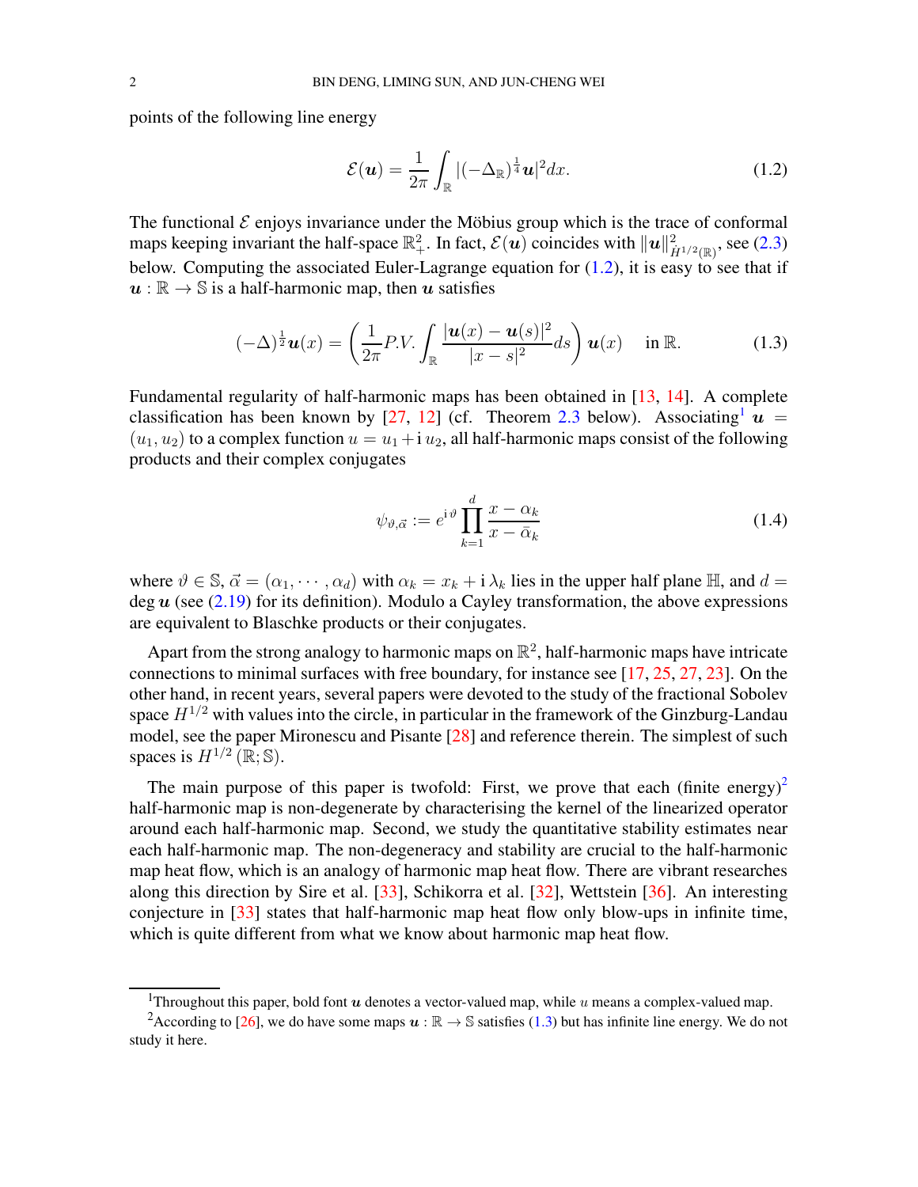points of the following line energy

$$\mathcal{E}(\boldsymbol{u}) = \frac{1}{2\pi}\int_{\mathbb{R}} |(-\Delta_{\mathbb{R}})^{\frac{1}{4}}\boldsymbol{u}|^2 dx. \tag{1.2}$$

The functional $\mathcal{E}$ enjoys invariance under the Möbius group which is the trace of conformal maps keeping invariant the half-space $\mathbb{R}^2_+$. In fact, $\mathcal{E}(\boldsymbol{u})$ coincides with $\|\boldsymbol{u}\|^2_{\dot{H}^{1/2}(\mathbb{R})}$, see (2.3) below. Computing the associated Euler-Lagrange equation for (1.2), it is easy to see that if $\boldsymbol{u} : \mathbb{R} \to \mathbb{S}$ is a half-harmonic map, then $\boldsymbol{u}$ satisfies

$$(-\Delta)^{\frac{1}{2}}\boldsymbol{u}(x) = \left(\frac{1}{2\pi} P.V.\int_{\mathbb{R}} \frac{|\boldsymbol{u}(x) - \boldsymbol{u}(s)|^2}{|x-s|^2} ds\right)\boldsymbol{u}(x) \quad \text{in } \mathbb{R}. \tag{1.3}$$

Fundamental regularity of half-harmonic maps has been obtained in [13, 14]. A complete classification has been known by [27, 12] (cf. Theorem 2.3 below). Associating[1] $\boldsymbol{u} = (u_1, u_2)$ to a complex function $u = u_1 + \mathrm{i}\, u_2$, all half-harmonic maps consist of the following products and their complex conjugates

$$\psi_{\vartheta,\vec{\alpha}} := e^{\mathrm{i}\,\vartheta} \prod_{k=1}^{d} \frac{x - \alpha_k}{x - \bar{\alpha}_k} \tag{1.4}$$

where $\vartheta \in \mathbb{S}$, $\vec{\alpha} = (\alpha_1, \cdots, \alpha_d)$ with $\alpha_k = x_k + \mathrm{i}\,\lambda_k$ lies in the upper half plane $\mathbb{H}$, and $d = \deg \boldsymbol{u}$ (see (2.19) for its definition). Modulo a Cayley transformation, the above expressions are equivalent to Blaschke products or their conjugates.

Apart from the strong analogy to harmonic maps on $\mathbb{R}^2$, half-harmonic maps have intricate connections to minimal surfaces with free boundary, for instance see [17, 25, 27, 23]. On the other hand, in recent years, several papers were devoted to the study of the fractional Sobolev space $H^{1/2}$ with values into the circle, in particular in the framework of the Ginzburg-Landau model, see the paper Mironescu and Pisante [28] and reference therein. The simplest of such spaces is $H^{1/2}(\mathbb{R}; \mathbb{S})$.

The main purpose of this paper is twofold: First, we prove that each (finite energy)[2] half-harmonic map is non-degenerate by characterising the kernel of the linearized operator around each half-harmonic map. Second, we study the quantitative stability estimates near each half-harmonic map. The non-degeneracy and stability are crucial to the half-harmonic map heat flow, which is an analogy of harmonic map heat flow. There are vibrant researches along this direction by Sire et al. [33], Schikorra et al. [32], Wettstein [36]. An interesting conjecture in [33] states that half-harmonic map heat flow only blow-ups in infinite time, which is quite different from what we know about harmonic map heat flow.

---

[1] Throughout this paper, bold font $\boldsymbol{u}$ denotes a vector-valued map, while $u$ means a complex-valued map.

[2] According to [26], we do have some maps $\boldsymbol{u} : \mathbb{R} \to \mathbb{S}$ satisfies (1.3) but has infinite line energy. We do not study it here.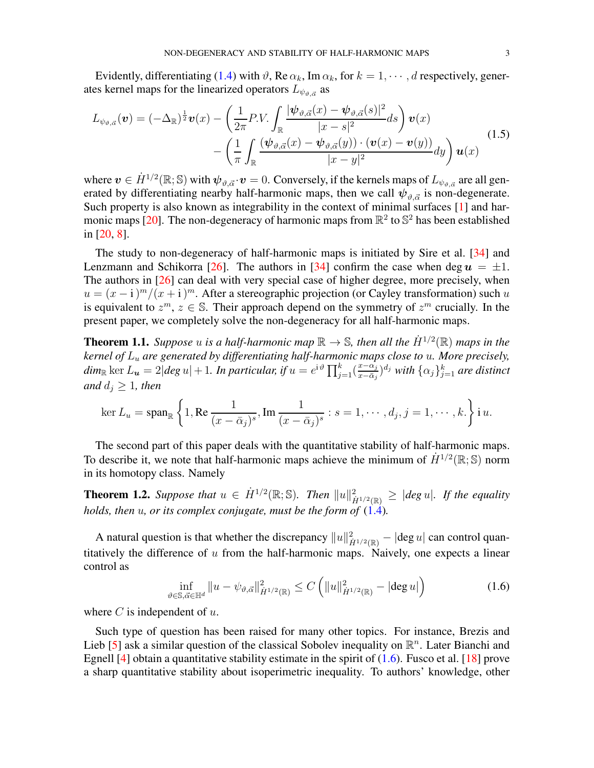Evidently, differentiating (1.4) with $\vartheta$, $\operatorname{Re}\alpha_k$, $\operatorname{Im}\alpha_k$, for $k = 1, \cdots, d$ respectively, generates kernel maps for the linearized operators $L_{\psi_{\vartheta,\vec{\alpha}}}$ as

$$
\begin{aligned}
L_{\psi_{\vartheta,\vec{\alpha}}}(\boldsymbol{v}) = (-\Delta_{\mathbb{R}})^{\frac{1}{2}}\boldsymbol{v}(x) - \left(\frac{1}{2\pi} P.V. \int_{\mathbb{R}} \frac{|\boldsymbol{\psi}_{\vartheta,\vec{\alpha}}(x) - \boldsymbol{\psi}_{\vartheta,\vec{\alpha}}(s)|^2}{|x-s|^2} ds\right) \boldsymbol{v}(x) \\
- \left(\frac{1}{\pi}\int_{\mathbb{R}} \frac{(\boldsymbol{\psi}_{\vartheta,\vec{\alpha}}(x) - \boldsymbol{\psi}_{\vartheta,\vec{\alpha}}(y)) \cdot (\boldsymbol{v}(x) - \boldsymbol{v}(y))}{|x-y|^2} dy\right) \boldsymbol{u}(x)
\end{aligned}
\tag{1.5}
$$

where $\boldsymbol{v} \in \dot{H}^{1/2}(\mathbb{R}; \mathbb{S})$ with $\boldsymbol{\psi}_{\vartheta,\vec{\alpha}} \cdot \boldsymbol{v} = 0$. Conversely, if the kernels maps of $L_{\psi_{\vartheta,\vec{\alpha}}}$ are all generated by differentiating nearby half-harmonic maps, then we call $\boldsymbol{\psi}_{\vartheta,\vec{\alpha}}$ is non-degenerate. Such property is also known as integrability in the context of minimal surfaces [1] and harmonic maps [20]. The non-degeneracy of harmonic maps from $\mathbb{R}^2$ to $\mathbb{S}^2$ has been established in [20, 8].

The study to non-degeneracy of half-harmonic maps is initiated by Sire et al. [34] and Lenzmann and Schikorra [26]. The authors in [34] confirm the case when $\deg \boldsymbol{u} = \pm 1$. The authors in [26] can deal with very special case of higher degree, more precisely, when $u = (x - \mathrm{i}\,)^m/(x + \mathrm{i}\,)^m$. After a stereographic projection (or Cayley transformation) such $u$ is equivalent to $z^m$, $z \in \mathbb{S}$. Their approach depend on the symmetry of $z^m$ crucially. In the present paper, we completely solve the non-degeneracy for all half-harmonic maps.

**Theorem 1.1.** *Suppose $u$ is a half-harmonic map $\mathbb{R} \to \mathbb{S}$, then all the $\dot{H}^{1/2}(\mathbb{R})$ maps in the kernel of $L_u$ are generated by differentiating half-harmonic maps close to $u$. More precisely, $\dim_{\mathbb{R}} \ker L_{\boldsymbol{u}} = 2|\deg u| + 1$. In particular, if $u = e^{\mathrm{i}\,\vartheta} \prod_{j=1}^{k} (\frac{x-\alpha_j}{x-\bar{\alpha}_j})^{d_j}$ with $\{\alpha_j\}_{j=1}^{k}$ are distinct and $d_j \geq 1$, then*

$$
\ker L_u = \operatorname{span}_{\mathbb{R}} \left\{1, \operatorname{Re} \frac{1}{(x-\bar{\alpha}_j)^s}, \operatorname{Im} \frac{1}{(x-\bar{\alpha}_j)^s} : s = 1, \cdots, d_j, j = 1, \cdots, k.\right\} \mathrm{i}\, u.
$$

The second part of this paper deals with the quantitative stability of half-harmonic maps. To describe it, we note that half-harmonic maps achieve the minimum of $\dot{H}^{1/2}(\mathbb{R}; \mathbb{S})$ norm in its homotopy class. Namely

**Theorem 1.2.** *Suppose that $u \in \dot{H}^{1/2}(\mathbb{R}; \mathbb{S})$. Then $\|u\|^2_{\dot{H}^{1/2}(\mathbb{R})} \geq |\deg u|$. If the equality holds, then $u$, or its complex conjugate, must be the form of (1.4).*

A natural question is that whether the discrepancy $\|u\|^2_{\dot{H}^{1/2}(\mathbb{R})} - |\deg u|$ can control quantitatively the difference of $u$ from the half-harmonic maps. Naively, one expects a linear control as

$$
\inf_{\vartheta \in \mathbb{S}, \vec{\alpha} \in \mathbb{H}^d} \|u - \psi_{\vartheta,\vec{\alpha}}\|^2_{\dot{H}^{1/2}(\mathbb{R})} \leq C\left(\|u\|^2_{\dot{H}^{1/2}(\mathbb{R})} - |\deg u|\right)
\tag{1.6}
$$

where $C$ is independent of $u$.

Such type of question has been raised for many other topics. For instance, Brezis and Lieb [5] ask a similar question of the classical Sobolev inequality on $\mathbb{R}^n$. Later Bianchi and Egnell [4] obtain a quantitative stability estimate in the spirit of (1.6). Fusco et al. [18] prove a sharp quantitative stability about isoperimetric inequality. To authors' knowledge, other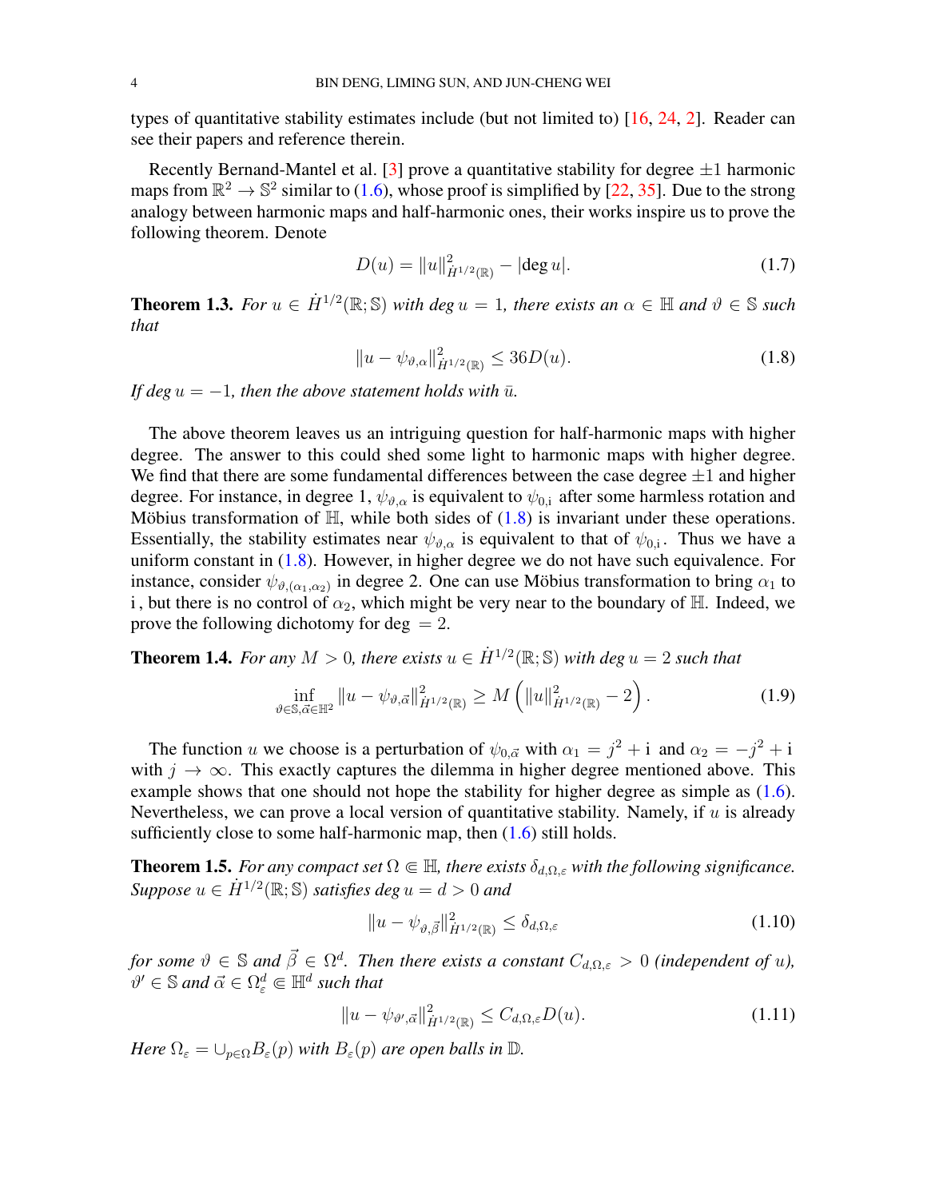types of quantitative stability estimates include (but not limited to) [16, 24, 2]. Reader can see their papers and reference therein.

Recently Bernand-Mantel et al. [3] prove a quantitative stability for degree $\pm 1$ harmonic maps from $\mathbb{R}^2 \to \mathbb{S}^2$ similar to (1.6), whose proof is simplified by [22, 35]. Due to the strong analogy between harmonic maps and half-harmonic ones, their works inspire us to prove the following theorem. Denote

$$D(u) = \|u\|^2_{\dot{H}^{1/2}(\mathbb{R})} - |\deg u|. \tag{1.7}$$

**Theorem 1.3.** *For $u \in \dot{H}^{1/2}(\mathbb{R}; \mathbb{S})$ with deg $u = 1$, there exists an $\alpha \in \mathbb{H}$ and $\vartheta \in \mathbb{S}$ such that*

$$\|u - \psi_{\vartheta,\alpha}\|^2_{\dot{H}^{1/2}(\mathbb{R})} \leq 36 D(u). \tag{1.8}$$

*If deg $u = -1$, then the above statement holds with $\bar{u}$.*

The above theorem leaves us an intriguing question for half-harmonic maps with higher degree. The answer to this could shed some light to harmonic maps with higher degree. We find that there are some fundamental differences between the case degree $\pm 1$ and higher degree. For instance, in degree 1, $\psi_{\vartheta,\alpha}$ is equivalent to $\psi_{0,\mathrm{i}}$ after some harmless rotation and Möbius transformation of $\mathbb{H}$, while both sides of (1.8) is invariant under these operations. Essentially, the stability estimates near $\psi_{\vartheta,\alpha}$ is equivalent to that of $\psi_{0,\mathrm{i}}$. Thus we have a uniform constant in (1.8). However, in higher degree we do not have such equivalence. For instance, consider $\psi_{\vartheta,(\alpha_1,\alpha_2)}$ in degree 2. One can use Möbius transformation to bring $\alpha_1$ to $\mathrm{i}$, but there is no control of $\alpha_2$, which might be very near to the boundary of $\mathbb{H}$. Indeed, we prove the following dichotomy for deg $= 2$.

**Theorem 1.4.** *For any $M > 0$, there exists $u \in \dot{H}^{1/2}(\mathbb{R}; \mathbb{S})$ with deg $u = 2$ such that*

$$\inf_{\vartheta \in \mathbb{S}, \vec{\alpha} \in \mathbb{H}^2} \|u - \psi_{\vartheta,\vec{\alpha}}\|^2_{\dot{H}^{1/2}(\mathbb{R})} \geq M \left( \|u\|^2_{\dot{H}^{1/2}(\mathbb{R})} - 2 \right). \tag{1.9}$$

The function $u$ we choose is a perturbation of $\psi_{0,\vec{\alpha}}$ with $\alpha_1 = j^2 + \mathrm{i}$ and $\alpha_2 = -j^2 + \mathrm{i}$ with $j \to \infty$. This exactly captures the dilemma in higher degree mentioned above. This example shows that one should not hope the stability for higher degree as simple as (1.6). Nevertheless, we can prove a local version of quantitative stability. Namely, if $u$ is already sufficiently close to some half-harmonic map, then (1.6) still holds.

**Theorem 1.5.** *For any compact set $\Omega \Subset \mathbb{H}$, there exists $\delta_{d,\Omega,\varepsilon}$ with the following significance. Suppose $u \in \dot{H}^{1/2}(\mathbb{R}; \mathbb{S})$ satisfies deg $u = d > 0$ and*

$$\|u - \psi_{\vartheta,\vec{\beta}}\|^2_{\dot{H}^{1/2}(\mathbb{R})} \leq \delta_{d,\Omega,\varepsilon} \tag{1.10}$$

*for some $\vartheta \in \mathbb{S}$ and $\vec{\beta} \in \Omega^d$. Then there exists a constant $C_{d,\Omega,\varepsilon} > 0$ (independent of $u$), $\vartheta' \in \mathbb{S}$ and $\vec{\alpha} \in \Omega^d_\varepsilon \Subset \mathbb{H}^d$ such that*

$$\|u - \psi_{\vartheta',\vec{\alpha}}\|^2_{\dot{H}^{1/2}(\mathbb{R})} \leq C_{d,\Omega,\varepsilon} D(u). \tag{1.11}$$

*Here $\Omega_\varepsilon = \cup_{p \in \Omega} B_\varepsilon(p)$ with $B_\varepsilon(p)$ are open balls in $\mathbb{D}$.*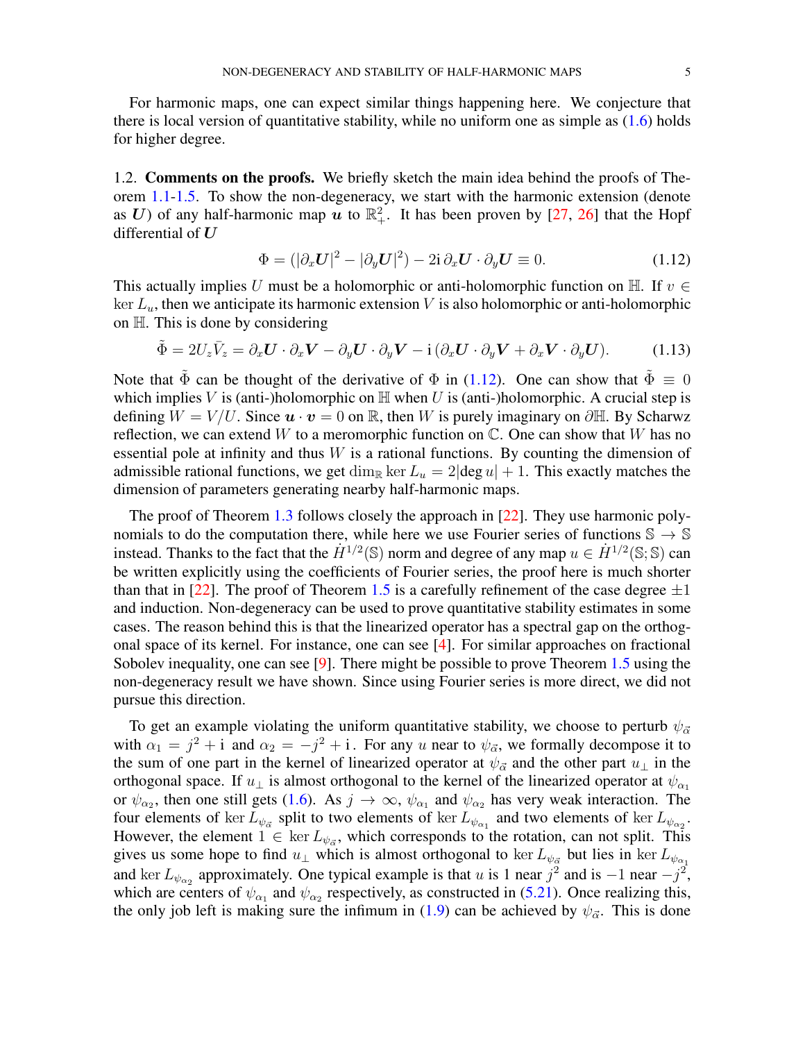For harmonic maps, one can expect similar things happening here. We conjecture that there is local version of quantitative stability, while no uniform one as simple as (1.6) holds for higher degree.

### 1.2. **Comments on the proofs.**

We briefly sketch the main idea behind the proofs of Theorem 1.1-1.5. To show the non-degeneracy, we start with the harmonic extension (denote as $\boldsymbol{U}$) of any half-harmonic map $\boldsymbol{u}$ to $\mathbb{R}^2_+$. It has been proven by [27, 26] that the Hopf differential of $\boldsymbol{U}$

$$\Phi = (|\partial_x \boldsymbol{U}|^2 - |\partial_y \boldsymbol{U}|^2) - 2\mathrm{i}\, \partial_x \boldsymbol{U} \cdot \partial_y \boldsymbol{U} \equiv 0. \tag{1.12}$$

This actually implies $U$ must be a holomorphic or anti-holomorphic function on $\mathbb{H}$. If $v \in \ker L_u$, then we anticipate its harmonic extension $V$ is also holomorphic or anti-holomorphic on $\mathbb{H}$. This is done by considering

$$\tilde{\Phi} = 2U_z \bar{V}_z = \partial_x \boldsymbol{U} \cdot \partial_x \boldsymbol{V} - \partial_y \boldsymbol{U} \cdot \partial_y \boldsymbol{V} - \mathrm{i}\, (\partial_x \boldsymbol{U} \cdot \partial_y \boldsymbol{V} + \partial_x \boldsymbol{V} \cdot \partial_y \boldsymbol{U}). \tag{1.13}$$

Note that $\tilde{\Phi}$ can be thought of the derivative of $\Phi$ in (1.12). One can show that $\tilde{\Phi} \equiv 0$ which implies $V$ is (anti-)holomorphic on $\mathbb{H}$ when $U$ is (anti-)holomorphic. A crucial step is defining $W = V/U$. Since $\boldsymbol{u} \cdot \boldsymbol{v} = 0$ on $\mathbb{R}$, then $W$ is purely imaginary on $\partial\mathbb{H}$. By Scharwz reflection, we can extend $W$ to a meromorphic function on $\mathbb{C}$. One can show that $W$ has no essential pole at infinity and thus $W$ is a rational functions. By counting the dimension of admissible rational functions, we get $\dim_{\mathbb{R}} \ker L_u = 2|\deg u| + 1$. This exactly matches the dimension of parameters generating nearby half-harmonic maps.

The proof of Theorem 1.3 follows closely the approach in [22]. They use harmonic polynomials to do the computation there, while here we use Fourier series of functions $\mathbb{S} \to \mathbb{S}$ instead. Thanks to the fact that the $\dot{H}^{1/2}(\mathbb{S})$ norm and degree of any map $u \in \dot{H}^{1/2}(\mathbb{S}; \mathbb{S})$ can be written explicitly using the coefficients of Fourier series, the proof here is much shorter than that in [22]. The proof of Theorem 1.5 is a carefully refinement of the case degree $\pm 1$ and induction. Non-degeneracy can be used to prove quantitative stability estimates in some cases. The reason behind this is that the linearized operator has a spectral gap on the orthogonal space of its kernel. For instance, one can see [4]. For similar approaches on fractional Sobolev inequality, one can see [9]. There might be possible to prove Theorem 1.5 using the non-degeneracy result we have shown. Since using Fourier series is more direct, we did not pursue this direction.

To get an example violating the uniform quantitative stability, we choose to perturb $\psi_{\vec{\alpha}}$ with $\alpha_1 = j^2 + \mathrm{i}$ and $\alpha_2 = -j^2 + \mathrm{i}$. For any $u$ near to $\psi_{\vec{\alpha}}$, we formally decompose it to the sum of one part in the kernel of linearized operator at $\psi_{\vec{\alpha}}$ and the other part $u_\perp$ in the orthogonal space. If $u_\perp$ is almost orthogonal to the kernel of the linearized operator at $\psi_{\alpha_1}$ or $\psi_{\alpha_2}$, then one still gets (1.6). As $j \to \infty$, $\psi_{\alpha_1}$ and $\psi_{\alpha_2}$ has very weak interaction. The four elements of $\ker L_{\psi_{\vec{\alpha}}}$ split to two elements of $\ker L_{\psi_{\alpha_1}}$ and two elements of $\ker L_{\psi_{\alpha_2}}$. However, the element $1 \in \ker L_{\psi_{\vec{\alpha}}}$, which corresponds to the rotation, can not split. This gives us some hope to find $u_\perp$ which is almost orthogonal to $\ker L_{\psi_{\vec{\alpha}}}$ but lies in $\ker L_{\psi_{\alpha_1}}$ and $\ker L_{\psi_{\alpha_2}}$ approximately. One typical example is that $u$ is 1 near $j^2$ and is $-1$ near $-j^2$, which are centers of $\psi_{\alpha_1}$ and $\psi_{\alpha_2}$ respectively, as constructed in (5.21). Once realizing this, the only job left is making sure the infimum in (1.9) can be achieved by $\psi_{\vec{\alpha}}$. This is done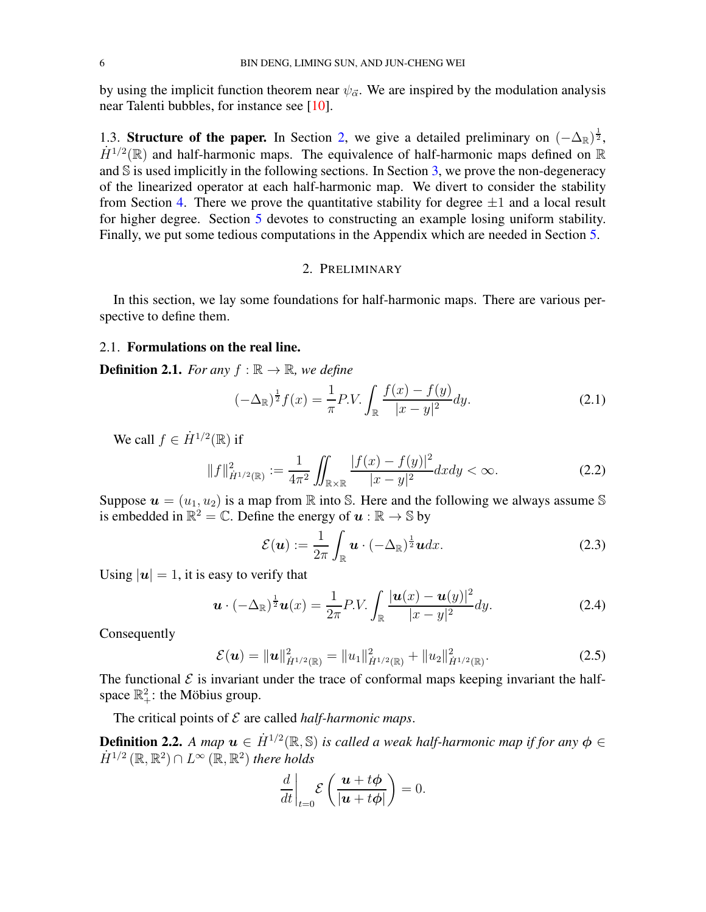by using the implicit function theorem near $\psi_{\vec{\alpha}}$. We are inspired by the modulation analysis near Talenti bubbles, for instance see [10].

1.3. **Structure of the paper.** In Section 2, we give a detailed preliminary on $(-\Delta_{\mathbb{R}})^{\frac{1}{2}}$, $\dot{H}^{1/2}(\mathbb{R})$ and half-harmonic maps. The equivalence of half-harmonic maps defined on $\mathbb{R}$ and $\mathbb{S}$ is used implicitly in the following sections. In Section 3, we prove the non-degeneracy of the linearized operator at each half-harmonic map. We divert to consider the stability from Section 4. There we prove the quantitative stability for degree $\pm 1$ and a local result for higher degree. Section 5 devotes to constructing an example losing uniform stability. Finally, we put some tedious computations in the Appendix which are needed in Section 5.

## 2. Preliminary

In this section, we lay some foundations for half-harmonic maps. There are various perspective to define them.

### 2.1. Formulations on the real line.

**Definition 2.1.** *For any $f : \mathbb{R} \to \mathbb{R}$, we define*

$$(-\Delta_{\mathbb{R}})^{\frac{1}{2}} f(x) = \frac{1}{\pi} P.V. \int_{\mathbb{R}} \frac{f(x) - f(y)}{|x-y|^2} dy. \tag{2.1}$$

We call $f \in \dot{H}^{1/2}(\mathbb{R})$ if

$$\|f\|^2_{\dot{H}^{1/2}(\mathbb{R})} := \frac{1}{4\pi^2} \iint_{\mathbb{R}\times\mathbb{R}} \frac{|f(x) - f(y)|^2}{|x-y|^2} dx dy < \infty. \tag{2.2}$$

Suppose $\boldsymbol{u} = (u_1, u_2)$ is a map from $\mathbb{R}$ into $\mathbb{S}$. Here and the following we always assume $\mathbb{S}$ is embedded in $\mathbb{R}^2 = \mathbb{C}$. Define the energy of $\boldsymbol{u} : \mathbb{R} \to \mathbb{S}$ by

$$\mathcal{E}(\boldsymbol{u}) := \frac{1}{2\pi} \int_{\mathbb{R}} \boldsymbol{u} \cdot (-\Delta_{\mathbb{R}})^{\frac{1}{2}} \boldsymbol{u} dx. \tag{2.3}$$

Using $|\boldsymbol{u}| = 1$, it is easy to verify that

$$\boldsymbol{u} \cdot (-\Delta_{\mathbb{R}})^{\frac{1}{2}} \boldsymbol{u}(x) = \frac{1}{2\pi} P.V. \int_{\mathbb{R}} \frac{|\boldsymbol{u}(x) - \boldsymbol{u}(y)|^2}{|x-y|^2} dy. \tag{2.4}$$

Consequently

$$\mathcal{E}(\boldsymbol{u}) = \|\boldsymbol{u}\|^2_{\dot{H}^{1/2}(\mathbb{R})} = \|u_1\|^2_{\dot{H}^{1/2}(\mathbb{R})} + \|u_2\|^2_{\dot{H}^{1/2}(\mathbb{R})}. \tag{2.5}$$

The functional $\mathcal{E}$ is invariant under the trace of conformal maps keeping invariant the half-space $\mathbb{R}^2_+$: the Möbius group.

The critical points of $\mathcal{E}$ are called *half-harmonic maps*.

**Definition 2.2.** *A map $\boldsymbol{u} \in \dot{H}^{1/2}(\mathbb{R}, \mathbb{S})$ is called a weak half-harmonic map if for any $\boldsymbol{\phi} \in \dot{H}^{1/2}(\mathbb{R}, \mathbb{R}^2) \cap L^{\infty}(\mathbb{R}, \mathbb{R}^2)$ there holds*

$$\left.\frac{d}{dt}\right|_{t=0} \mathcal{E}\left(\frac{\boldsymbol{u} + t\boldsymbol{\phi}}{|\boldsymbol{u} + t\boldsymbol{\phi}|}\right) = 0.$$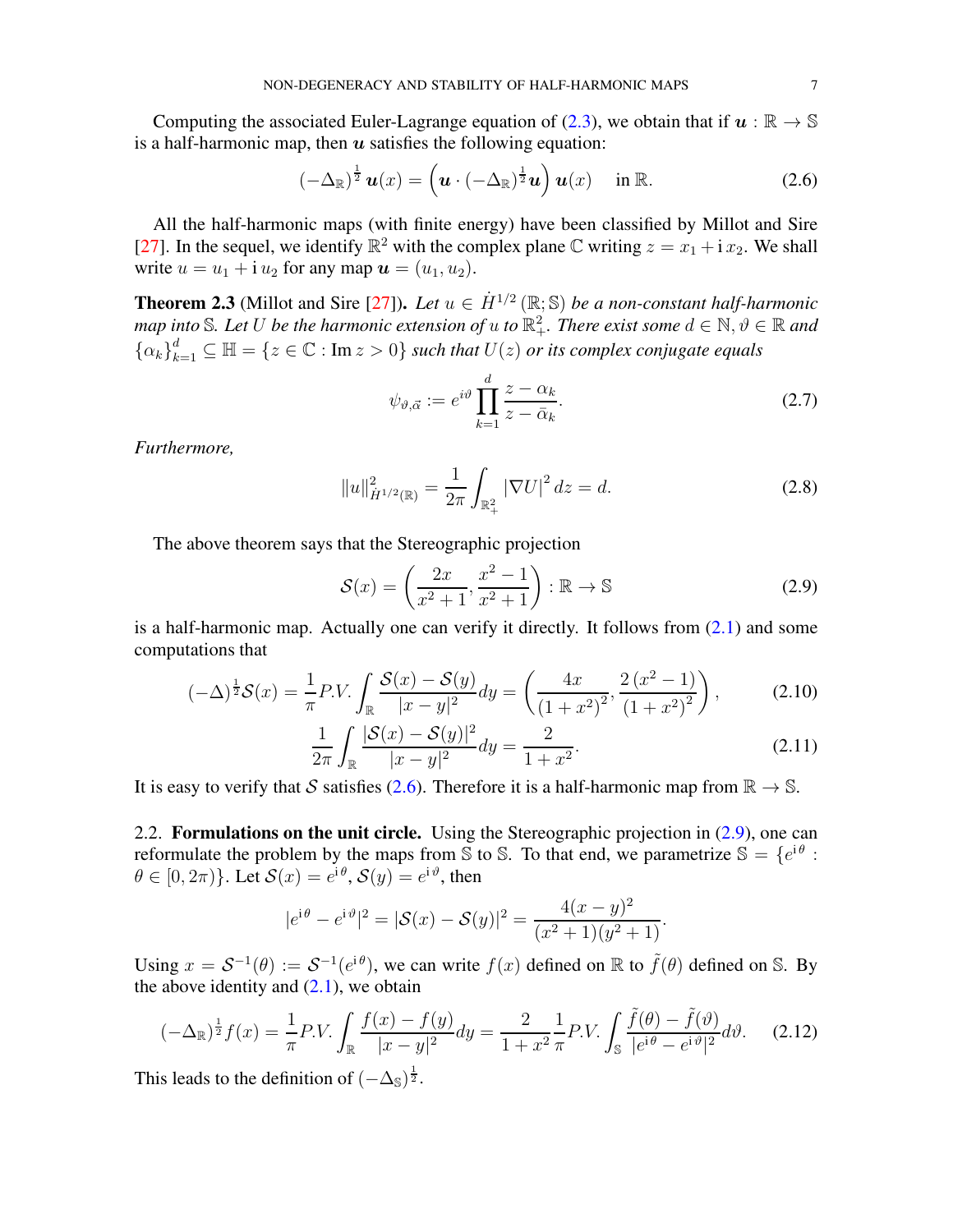Computing the associated Euler-Lagrange equation of (2.3), we obtain that if $\boldsymbol{u}:\mathbb{R}\to\mathbb{S}$ is a half-harmonic map, then $\boldsymbol{u}$ satisfies the following equation:

$$
(-\Delta_{\mathbb{R}})^{\frac{1}{2}}\,\boldsymbol{u}(x)=\Big(\boldsymbol{u}\cdot(-\Delta_{\mathbb{R}})^{\frac{1}{2}}\boldsymbol{u}\Big)\,\boldsymbol{u}(x)\quad \text{ in }\mathbb{R}. \tag{2.6}
$$

All the half-harmonic maps (with finite energy) have been classified by Millot and Sire [27]. In the sequel, we identify $\mathbb{R}^2$ with the complex plane $\mathbb{C}$ writing $z=x_1+\mathrm{i}\,x_2$. We shall write $u=u_1+\mathrm{i}\,u_2$ for any map $\boldsymbol{u}=(u_1,u_2)$.

**Theorem 2.3** (Millot and Sire [27]). *Let $u\in\dot{H}^{1/2}(\mathbb{R};\mathbb{S})$ be a non-constant half-harmonic map into $\mathbb{S}$. Let $U$ be the harmonic extension of $u$ to $\mathbb{R}^2_+$. There exist some $d\in\mathbb{N},\vartheta\in\mathbb{R}$ and $\{\alpha_k\}_{k=1}^d\subseteq\mathbb{H}=\{z\in\mathbb{C}:\operatorname{Im} z>0\}$ such that $U(z)$ or its complex conjugate equals*

$$
\psi_{\vartheta,\vec{\alpha}}:=e^{i\vartheta}\prod_{k=1}^{d}\frac{z-\alpha_k}{z-\bar{\alpha}_k}. \tag{2.7}
$$

*Furthermore,*

$$
\|u\|^2_{\dot{H}^{1/2}(\mathbb{R})}=\frac{1}{2\pi}\int_{\mathbb{R}^2_+}|\nabla U|^2\,dz=d. \tag{2.8}
$$

The above theorem says that the Stereographic projection

$$
\mathcal{S}(x)=\left(\frac{2x}{x^2+1},\frac{x^2-1}{x^2+1}\right):\mathbb{R}\to\mathbb{S} \tag{2.9}
$$

is a half-harmonic map. Actually one can verify it directly. It follows from (2.1) and some computations that

$$
(-\Delta)^{\frac{1}{2}}\mathcal{S}(x)=\frac{1}{\pi}P.V.\int_{\mathbb{R}}\frac{\mathcal{S}(x)-\mathcal{S}(y)}{|x-y|^2}dy=\left(\frac{4x}{(1+x^2)^2},\frac{2\,(x^2-1)}{(1+x^2)^2}\right), \tag{2.10}
$$

$$
\frac{1}{2\pi}\int_{\mathbb{R}}\frac{|\mathcal{S}(x)-\mathcal{S}(y)|^2}{|x-y|^2}dy=\frac{2}{1+x^2}. \tag{2.11}
$$

It is easy to verify that $\mathcal{S}$ satisfies (2.6). Therefore it is a half-harmonic map from $\mathbb{R}\to\mathbb{S}$.

2.2. **Formulations on the unit circle.** Using the Stereographic projection in (2.9), one can reformulate the problem by the maps from $\mathbb{S}$ to $\mathbb{S}$. To that end, we parametrize $\mathbb{S}=\{e^{\mathrm{i}\,\theta}:\theta\in[0,2\pi)\}$. Let $\mathcal{S}(x)=e^{\mathrm{i}\,\theta},\mathcal{S}(y)=e^{\mathrm{i}\,\vartheta}$, then

$$
|e^{\mathrm{i}\,\theta}-e^{\mathrm{i}\,\vartheta}|^2=|\mathcal{S}(x)-\mathcal{S}(y)|^2=\frac{4(x-y)^2}{(x^2+1)(y^2+1)}.
$$

Using $x=\mathcal{S}^{-1}(\theta):=\mathcal{S}^{-1}(e^{\mathrm{i}\,\theta})$, we can write $f(x)$ defined on $\mathbb{R}$ to $\tilde{f}(\theta)$ defined on $\mathbb{S}$. By the above identity and (2.1), we obtain

$$
(-\Delta_{\mathbb{R}})^{\frac{1}{2}}f(x)=\frac{1}{\pi}P.V.\int_{\mathbb{R}}\frac{f(x)-f(y)}{|x-y|^2}dy=\frac{2}{1+x^2}\frac{1}{\pi}P.V.\int_{\mathbb{S}}\frac{\tilde{f}(\theta)-\tilde{f}(\vartheta)}{|e^{\mathrm{i}\,\theta}-e^{\mathrm{i}\,\vartheta}|^2}d\vartheta. \tag{2.12}
$$

This leads to the definition of $(-\Delta_{\mathbb{S}})^{\frac{1}{2}}$.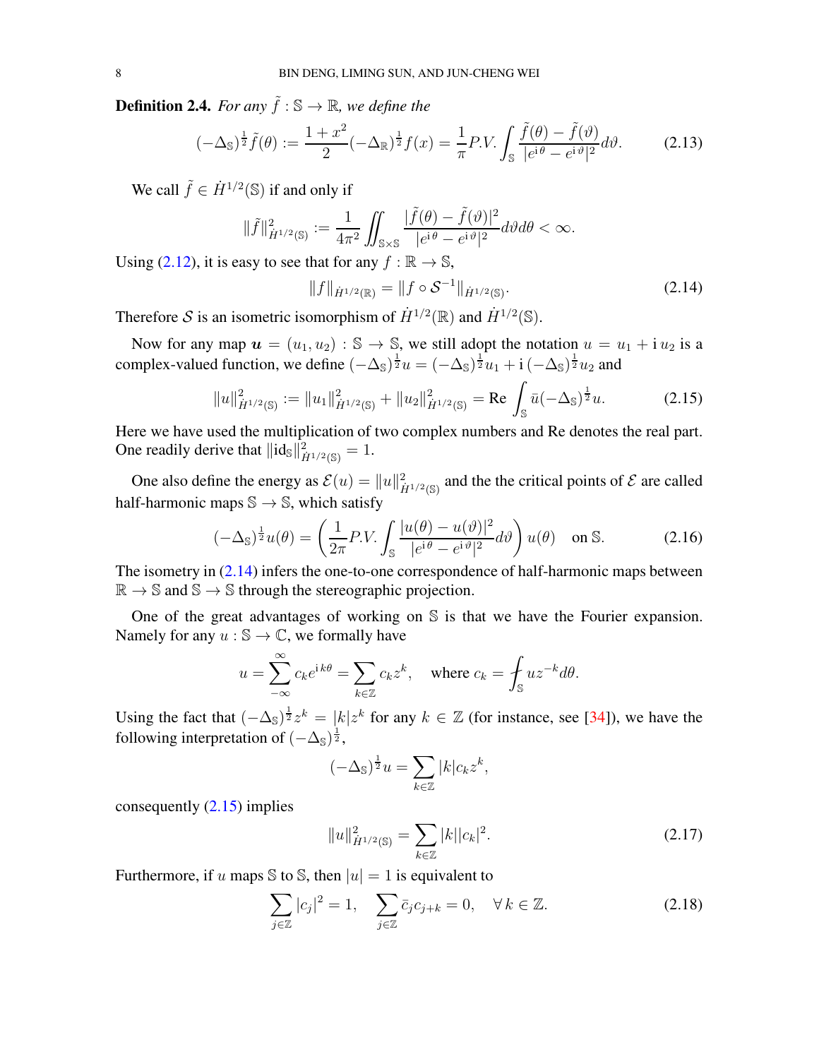**Definition 2.4.** *For any $\tilde{f} : \mathbb{S} \to \mathbb{R}$, we define the*

$$(-\Delta_{\mathbb{S}})^{\frac{1}{2}} \tilde{f}(\theta) := \frac{1+x^2}{2} (-\Delta_{\mathbb{R}})^{\frac{1}{2}} f(x) = \frac{1}{\pi} P.V. \int_{\mathbb{S}} \frac{\tilde{f}(\theta) - \tilde{f}(\vartheta)}{|e^{\mathrm{i}\,\theta} - e^{\mathrm{i}\,\vartheta}|^2} d\vartheta. \tag{2.13}$$

We call $\tilde{f} \in \dot{H}^{1/2}(\mathbb{S})$ if and only if

$$\|\tilde{f}\|^2_{\dot{H}^{1/2}(\mathbb{S})} := \frac{1}{4\pi^2} \iint_{\mathbb{S}\times\mathbb{S}} \frac{|\tilde{f}(\theta) - \tilde{f}(\vartheta)|^2}{|e^{\mathrm{i}\,\theta} - e^{\mathrm{i}\,\vartheta}|^2} d\vartheta d\theta < \infty.$$

Using (2.12), it is easy to see that for any $f : \mathbb{R} \to \mathbb{S}$,

$$\|f\|_{\dot{H}^{1/2}(\mathbb{R})} = \|f \circ \mathcal{S}^{-1}\|_{\dot{H}^{1/2}(\mathbb{S})}. \tag{2.14}$$

Therefore $\mathcal{S}$ is an isometric isomorphism of $\dot{H}^{1/2}(\mathbb{R})$ and $\dot{H}^{1/2}(\mathbb{S})$.

Now for any map $\boldsymbol{u} = (u_1, u_2) : \mathbb{S} \to \mathbb{S}$, we still adopt the notation $u = u_1 + \mathrm{i}\, u_2$ is a complex-valued function, we define $(-\Delta_{\mathbb{S}})^{\frac{1}{2}} u = (-\Delta_{\mathbb{S}})^{\frac{1}{2}} u_1 + \mathrm{i}\, (-\Delta_{\mathbb{S}})^{\frac{1}{2}} u_2$ and

$$\|u\|^2_{\dot{H}^{1/2}(\mathbb{S})} := \|u_1\|^2_{\dot{H}^{1/2}(\mathbb{S})} + \|u_2\|^2_{\dot{H}^{1/2}(\mathbb{S})} = \mathrm{Re} \int_{\mathbb{S}} \bar{u} (-\Delta_{\mathbb{S}})^{\frac{1}{2}} u. \tag{2.15}$$

Here we have used the multiplication of two complex numbers and Re denotes the real part. One readily derive that $\|\mathrm{id}_{\mathbb{S}}\|^2_{\dot{H}^{1/2}(\mathbb{S})} = 1$.

One also define the energy as $\mathcal{E}(u) = \|u\|^2_{\dot{H}^{1/2}(\mathbb{S})}$ and the the critical points of $\mathcal{E}$ are called half-harmonic maps $\mathbb{S} \to \mathbb{S}$, which satisfy

$$(-\Delta_{\mathbb{S}})^{\frac{1}{2}} u(\theta) = \left( \frac{1}{2\pi} P.V. \int_{\mathbb{S}} \frac{|u(\theta) - u(\vartheta)|^2}{|e^{\mathrm{i}\,\theta} - e^{\mathrm{i}\,\vartheta}|^2} d\vartheta \right) u(\theta) \quad \text{on } \mathbb{S}. \tag{2.16}$$

The isometry in (2.14) infers the one-to-one correspondence of half-harmonic maps between $\mathbb{R} \to \mathbb{S}$ and $\mathbb{S} \to \mathbb{S}$ through the stereographic projection.

One of the great advantages of working on $\mathbb{S}$ is that we have the Fourier expansion. Namely for any $u : \mathbb{S} \to \mathbb{C}$, we formally have

$$u = \sum_{-\infty}^{\infty} c_k e^{\mathrm{i}\, k\theta} = \sum_{k\in\mathbb{Z}} c_k z^k, \quad \text{where } c_k = \fint_{\mathbb{S}} u z^{-k} d\theta.$$

Using the fact that $(-\Delta_{\mathbb{S}})^{\frac{1}{2}} z^k = |k| z^k$ for any $k \in \mathbb{Z}$ (for instance, see [34]), we have the following interpretation of $(-\Delta_{\mathbb{S}})^{\frac{1}{2}}$,

$$(-\Delta_{\mathbb{S}})^{\frac{1}{2}} u = \sum_{k\in\mathbb{Z}} |k| c_k z^k,$$

consequently (2.15) implies

$$\|u\|^2_{\dot{H}^{1/2}(\mathbb{S})} = \sum_{k\in\mathbb{Z}} |k||c_k|^2. \tag{2.17}$$

Furthermore, if $u$ maps $\mathbb{S}$ to $\mathbb{S}$, then $|u| = 1$ is equivalent to

$$\sum_{j\in\mathbb{Z}} |c_j|^2 = 1, \quad \sum_{j\in\mathbb{Z}} \bar{c}_j c_{j+k} = 0, \quad \forall\, k \in \mathbb{Z}. \tag{2.18}$$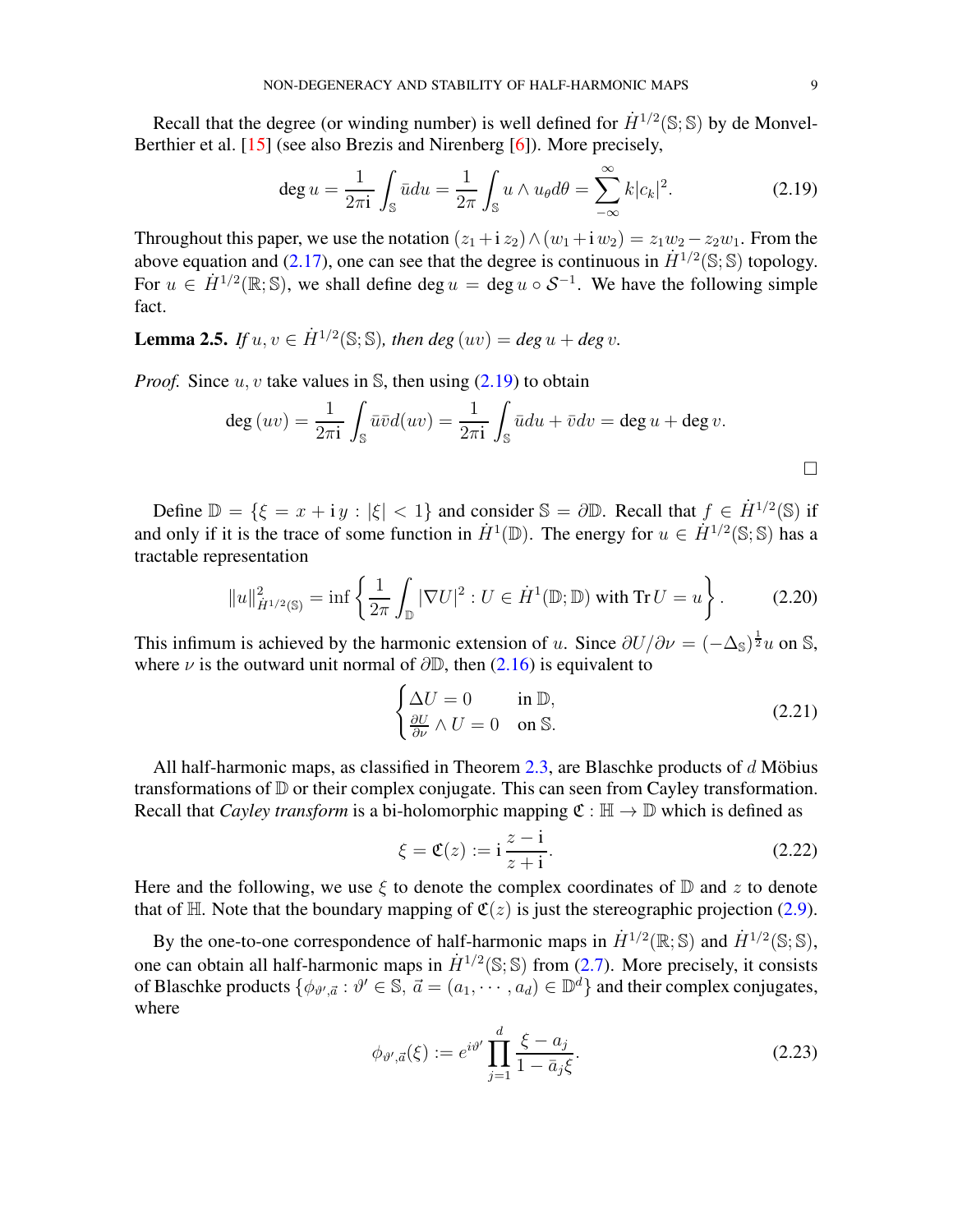Recall that the degree (or winding number) is well defined for $\dot{H}^{1/2}(\mathbb{S};\mathbb{S})$ by de Monvel-Berthier et al. [15] (see also Brezis and Nirenberg [6]). More precisely,

$$\deg u = \frac{1}{2\pi \mathrm{i}} \int_{\mathbb{S}} \bar{u} du = \frac{1}{2\pi} \int_{\mathbb{S}} u \wedge u_\theta d\theta = \sum_{-\infty}^{\infty} k|c_k|^2. \tag{2.19}$$

Throughout this paper, we use the notation $(z_1 + \mathrm{i}\, z_2) \wedge (w_1 + \mathrm{i}\, w_2) = z_1 w_2 - z_2 w_1$. From the above equation and (2.17), one can see that the degree is continuous in $\dot{H}^{1/2}(\mathbb{S};\mathbb{S})$ topology. For $u \in \dot{H}^{1/2}(\mathbb{R};\mathbb{S})$, we shall define $\deg u = \deg u \circ \mathcal{S}^{-1}$. We have the following simple fact.

**Lemma 2.5.** *If $u, v \in \dot{H}^{1/2}(\mathbb{S};\mathbb{S})$, then deg $(uv) =$ deg $u +$ deg $v$.*

*Proof.* Since $u, v$ take values in $\mathbb{S}$, then using (2.19) to obtain

$$\deg(uv) = \frac{1}{2\pi \mathrm{i}} \int_{\mathbb{S}} \bar{u}\bar{v} d(uv) = \frac{1}{2\pi \mathrm{i}} \int_{\mathbb{S}} \bar{u} du + \bar{v} dv = \deg u + \deg v.$$

□

Define $\mathbb{D} = \{\xi = x + \mathrm{i}\, y : |\xi| < 1\}$ and consider $\mathbb{S} = \partial\mathbb{D}$. Recall that $f \in \dot{H}^{1/2}(\mathbb{S})$ if and only if it is the trace of some function in $\dot{H}^1(\mathbb{D})$. The energy for $u \in \dot{H}^{1/2}(\mathbb{S};\mathbb{S})$ has a tractable representation

$$\|u\|^2_{\dot{H}^{1/2}(\mathbb{S})} = \inf\left\{ \frac{1}{2\pi} \int_{\mathbb{D}} |\nabla U|^2 : U \in \dot{H}^1(\mathbb{D};\mathbb{D}) \text{ with } \operatorname{Tr} U = u \right\}. \tag{2.20}$$

This infimum is achieved by the harmonic extension of $u$. Since $\partial U/\partial \nu = (-\Delta_{\mathbb{S}})^{\frac{1}{2}} u$ on $\mathbb{S}$, where $\nu$ is the outward unit normal of $\partial\mathbb{D}$, then (2.16) is equivalent to

$$\begin{cases} \Delta U = 0 & \text{in } \mathbb{D}, \\ \frac{\partial U}{\partial \nu} \wedge U = 0 & \text{on } \mathbb{S}. \end{cases} \tag{2.21}$$

All half-harmonic maps, as classified in Theorem 2.3, are Blaschke products of $d$ Möbius transformations of $\mathbb{D}$ or their complex conjugate. This can seen from Cayley transformation. Recall that *Cayley transform* is a bi-holomorphic mapping $\mathfrak{C} : \mathbb{H} \to \mathbb{D}$ which is defined as

$$\xi = \mathfrak{C}(z) := \mathrm{i}\, \frac{z - \mathrm{i}}{z + \mathrm{i}}. \tag{2.22}$$

Here and the following, we use $\xi$ to denote the complex coordinates of $\mathbb{D}$ and $z$ to denote that of $\mathbb{H}$. Note that the boundary mapping of $\mathfrak{C}(z)$ is just the stereographic projection (2.9).

By the one-to-one correspondence of half-harmonic maps in $\dot{H}^{1/2}(\mathbb{R};\mathbb{S})$ and $\dot{H}^{1/2}(\mathbb{S};\mathbb{S})$, one can obtain all half-harmonic maps in $\dot{H}^{1/2}(\mathbb{S};\mathbb{S})$ from (2.7). More precisely, it consists of Blaschke products $\{\phi_{\vartheta',\vec{a}} : \vartheta' \in \mathbb{S},\ \vec{a} = (a_1, \cdots, a_d) \in \mathbb{D}^d\}$ and their complex conjugates, where

$$\phi_{\vartheta',\vec{a}}(\xi) := e^{i\vartheta'} \prod_{j=1}^{d} \frac{\xi - a_j}{1 - \bar{a}_j \xi}. \tag{2.23}$$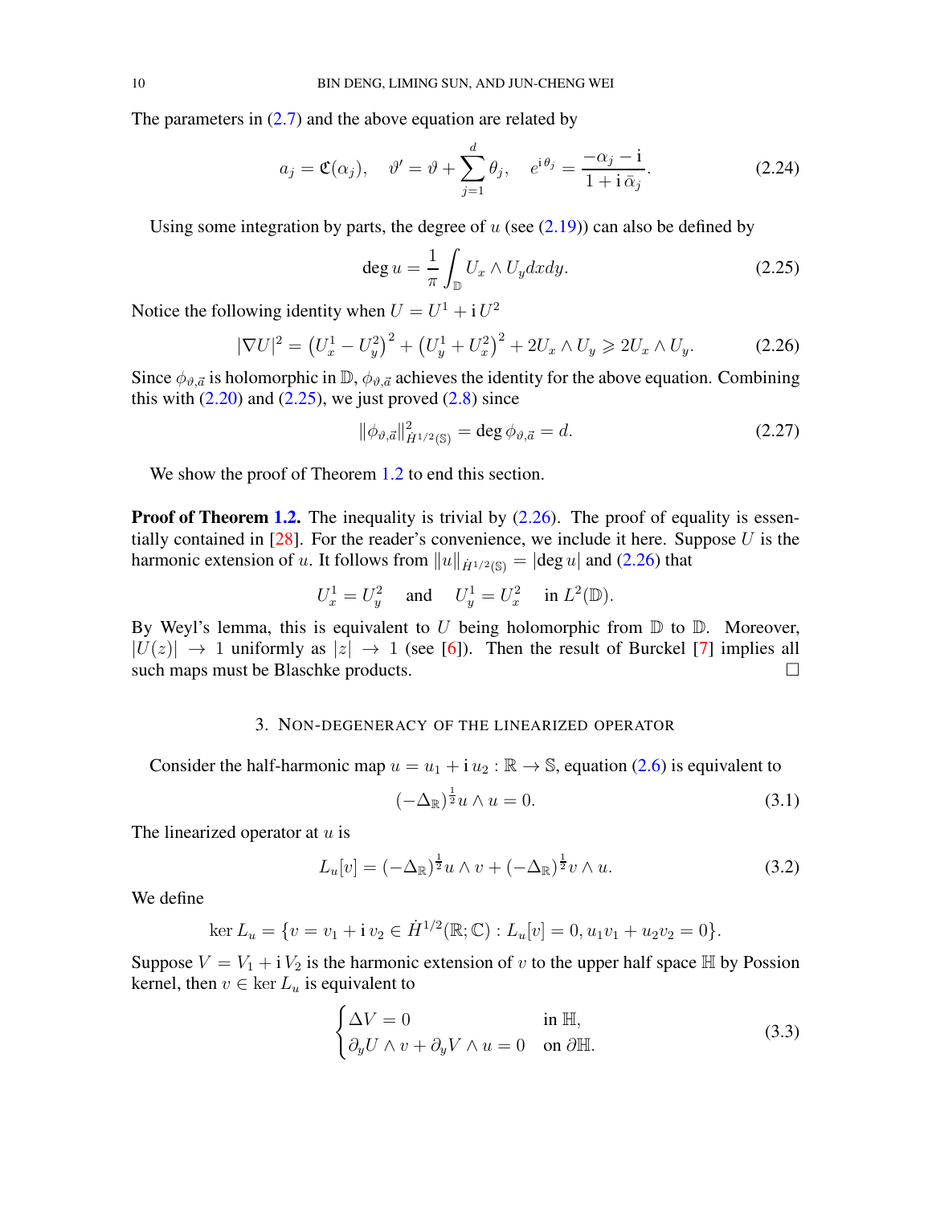The parameters in (2.7) and the above equation are related by

$$a_j = \mathfrak{C}(\alpha_j), \quad \vartheta' = \vartheta + \sum_{j=1}^{d} \theta_j, \quad e^{\mathrm{i}\,\theta_j} = \frac{-\alpha_j - \mathrm{i}}{1 + \mathrm{i}\,\bar{\alpha}_j}. \tag{2.24}$$

Using some integration by parts, the degree of $u$ (see (2.19)) can also be defined by

$$\deg u = \frac{1}{\pi} \int_{\mathbb{D}} U_x \wedge U_y dxdy. \tag{2.25}$$

Notice the following identity when $U = U^1 + \mathrm{i}\, U^2$

$$|\nabla U|^2 = \left(U_x^1 - U_y^2\right)^2 + \left(U_y^1 + U_x^2\right)^2 + 2U_x \wedge U_y \geqslant 2U_x \wedge U_y. \tag{2.26}$$

Since $\phi_{\vartheta,\vec{a}}$ is holomorphic in $\mathbb{D}$, $\phi_{\vartheta,\vec{a}}$ achieves the identity for the above equation. Combining this with (2.20) and (2.25), we just proved (2.8) since

$$\|\phi_{\vartheta,\vec{a}}\|^2_{\dot{H}^{1/2}(\mathbb{S})} = \deg \phi_{\vartheta,\vec{a}} = d. \tag{2.27}$$

We show the proof of Theorem 1.2 to end this section.

**Proof of Theorem 1.2.** The inequality is trivial by (2.26). The proof of equality is essentially contained in [28]. For the reader's convenience, we include it here. Suppose $U$ is the harmonic extension of $u$. It follows from $\|u\|_{\dot{H}^{1/2}(\mathbb{S})} = |\deg u|$ and (2.26) that

$$U_x^1 = U_y^2 \quad \text{and} \quad U_y^1 = U_x^2 \quad \text{in } L^2(\mathbb{D}).$$

By Weyl's lemma, this is equivalent to $U$ being holomorphic from $\mathbb{D}$ to $\mathbb{D}$. Moreover, $|U(z)| \to 1$ uniformly as $|z| \to 1$ (see [6]). Then the result of Burckel [7] implies all such maps must be Blaschke products. □

## 3. Non-degeneracy of the linearized operator

Consider the half-harmonic map $u = u_1 + \mathrm{i}\, u_2 : \mathbb{R} \to \mathbb{S}$, equation (2.6) is equivalent to

$$(-\Delta_{\mathbb{R}})^{\frac{1}{2}} u \wedge u = 0. \tag{3.1}$$

The linearized operator at $u$ is

$$L_u[v] = (-\Delta_{\mathbb{R}})^{\frac{1}{2}} u \wedge v + (-\Delta_{\mathbb{R}})^{\frac{1}{2}} v \wedge u. \tag{3.2}$$

We define

$$\ker L_u = \{v = v_1 + \mathrm{i}\, v_2 \in \dot{H}^{1/2}(\mathbb{R}; \mathbb{C}) : L_u[v] = 0, u_1 v_1 + u_2 v_2 = 0\}.$$

Suppose $V = V_1 + \mathrm{i}\, V_2$ is the harmonic extension of $v$ to the upper half space $\mathbb{H}$ by Possion kernel, then $v \in \ker L_u$ is equivalent to

$$\begin{cases} \Delta V = 0 & \text{in } \mathbb{H}, \\ \partial_y U \wedge v + \partial_y V \wedge u = 0 & \text{on } \partial\mathbb{H}. \end{cases} \tag{3.3}$$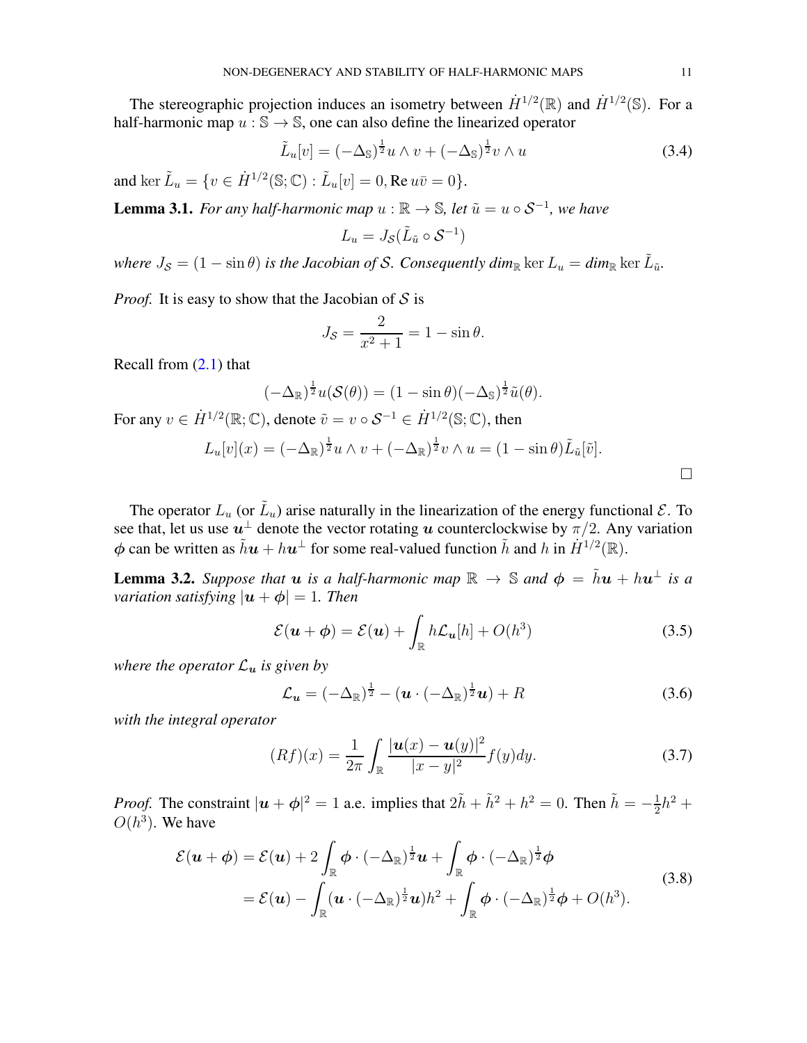The stereographic projection induces an isometry between $\dot{H}^{1/2}(\mathbb{R})$ and $\dot{H}^{1/2}(\mathbb{S})$. For a half-harmonic map $u : \mathbb{S} \to \mathbb{S}$, one can also define the linearized operator

$$\tilde{L}_u[v] = (-\Delta_{\mathbb{S}})^{\frac{1}{2}} u \wedge v + (-\Delta_{\mathbb{S}})^{\frac{1}{2}} v \wedge u \tag{3.4}$$

and $\ker \tilde{L}_u = \{v \in \dot{H}^{1/2}(\mathbb{S}; \mathbb{C}) : \tilde{L}_u[v] = 0, \operatorname{Re} u\bar{v} = 0\}$.

**Lemma 3.1.** *For any half-harmonic map $u : \mathbb{R} \to \mathbb{S}$, let $\tilde{u} = u \circ \mathcal{S}^{-1}$, we have*

$$L_u = J_{\mathcal{S}}(\tilde{L}_{\tilde{u}} \circ \mathcal{S}^{-1})$$

*where $J_{\mathcal{S}} = (1 - \sin\theta)$ is the Jacobian of $\mathcal{S}$. Consequently $\dim_{\mathbb{R}} \ker L_u = \dim_{\mathbb{R}} \ker \tilde{L}_{\tilde{u}}$.*

*Proof.* It is easy to show that the Jacobian of $\mathcal{S}$ is

$$J_{\mathcal{S}} = \frac{2}{x^2 + 1} = 1 - \sin\theta.$$

Recall from (2.1) that

$$(-\Delta_{\mathbb{R}})^{\frac{1}{2}} u(\mathcal{S}(\theta)) = (1 - \sin\theta)(-\Delta_{\mathbb{S}})^{\frac{1}{2}} \tilde{u}(\theta).$$

For any $v \in \dot{H}^{1/2}(\mathbb{R}; \mathbb{C})$, denote $\tilde{v} = v \circ \mathcal{S}^{-1} \in \dot{H}^{1/2}(\mathbb{S}; \mathbb{C})$, then

$$L_u[v](x) = (-\Delta_{\mathbb{R}})^{\frac{1}{2}} u \wedge v + (-\Delta_{\mathbb{R}})^{\frac{1}{2}} v \wedge u = (1 - \sin\theta)\tilde{L}_{\tilde{u}}[\tilde{v}].$$

$\square$

The operator $L_u$ (or $\tilde{L}_u$) arise naturally in the linearization of the energy functional $\mathcal{E}$. To see that, let us use $\boldsymbol{u}^{\perp}$ denote the vector rotating $\boldsymbol{u}$ counterclockwise by $\pi/2$. Any variation $\boldsymbol{\phi}$ can be written as $\tilde{h}\boldsymbol{u} + h\boldsymbol{u}^{\perp}$ for some real-valued function $\tilde{h}$ and $h$ in $\dot{H}^{1/2}(\mathbb{R})$.

**Lemma 3.2.** *Suppose that $\boldsymbol{u}$ is a half-harmonic map $\mathbb{R} \to \mathbb{S}$ and $\boldsymbol{\phi} = \tilde{h}\boldsymbol{u} + h\boldsymbol{u}^{\perp}$ is a variation satisfying $|\boldsymbol{u} + \boldsymbol{\phi}| = 1$. Then*

$$\mathcal{E}(\boldsymbol{u} + \boldsymbol{\phi}) = \mathcal{E}(\boldsymbol{u}) + \int_{\mathbb{R}} h \mathcal{L}_{\boldsymbol{u}}[h] + O(h^3) \tag{3.5}$$

*where the operator $\mathcal{L}_{\boldsymbol{u}}$ is given by*

$$\mathcal{L}_{\boldsymbol{u}} = (-\Delta_{\mathbb{R}})^{\frac{1}{2}} - (\boldsymbol{u} \cdot (-\Delta_{\mathbb{R}})^{\frac{1}{2}} \boldsymbol{u}) + R \tag{3.6}$$

*with the integral operator*

$$(Rf)(x) = \frac{1}{2\pi} \int_{\mathbb{R}} \frac{|\boldsymbol{u}(x) - \boldsymbol{u}(y)|^2}{|x - y|^2} f(y) dy. \tag{3.7}$$

*Proof.* The constraint $|\boldsymbol{u} + \boldsymbol{\phi}|^2 = 1$ a.e. implies that $2\tilde{h} + \tilde{h}^2 + h^2 = 0$. Then $\tilde{h} = -\frac{1}{2}h^2 + O(h^3)$. We have

$$\begin{aligned}
\mathcal{E}(\boldsymbol{u} + \boldsymbol{\phi}) &= \mathcal{E}(\boldsymbol{u}) + 2\int_{\mathbb{R}} \boldsymbol{\phi} \cdot (-\Delta_{\mathbb{R}})^{\frac{1}{2}} \boldsymbol{u} + \int_{\mathbb{R}} \boldsymbol{\phi} \cdot (-\Delta_{\mathbb{R}})^{\frac{1}{2}} \boldsymbol{\phi} \\
&= \mathcal{E}(\boldsymbol{u}) - \int_{\mathbb{R}} (\boldsymbol{u} \cdot (-\Delta_{\mathbb{R}})^{\frac{1}{2}} \boldsymbol{u}) h^2 + \int_{\mathbb{R}} \boldsymbol{\phi} \cdot (-\Delta_{\mathbb{R}})^{\frac{1}{2}} \boldsymbol{\phi} + O(h^3).
\end{aligned} \tag{3.8}$$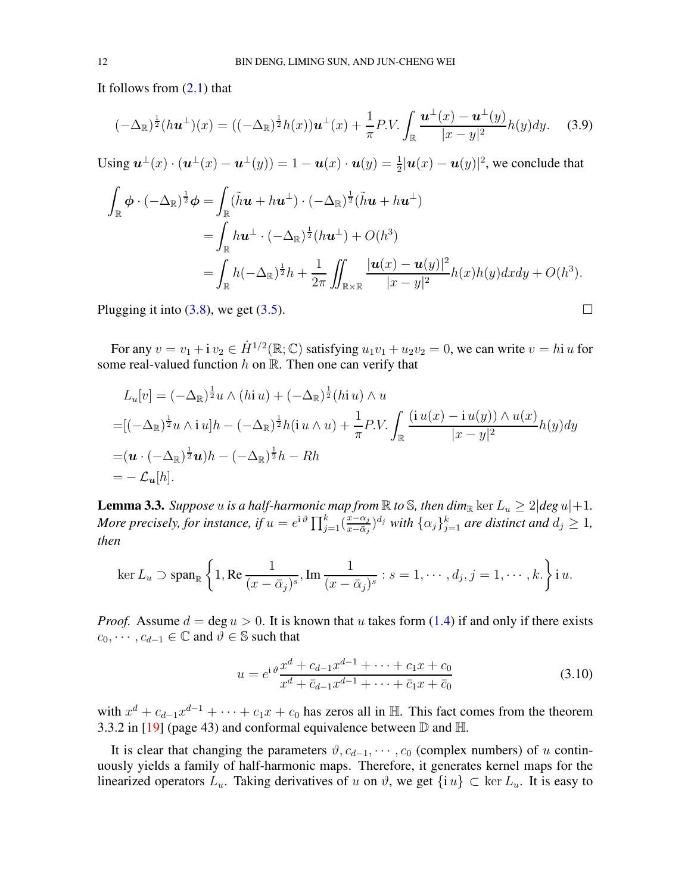It follows from (2.1) that

$$(-\Delta_{\mathbb{R}})^{\frac{1}{2}}(h\boldsymbol{u}^{\perp})(x) = ((-\Delta_{\mathbb{R}})^{\frac{1}{2}}h(x))\boldsymbol{u}^{\perp}(x) + \frac{1}{\pi}P.V.\int_{\mathbb{R}} \frac{\boldsymbol{u}^{\perp}(x) - \boldsymbol{u}^{\perp}(y)}{|x-y|^2} h(y)dy. \tag{3.9}$$

Using $\boldsymbol{u}^{\perp}(x) \cdot (\boldsymbol{u}^{\perp}(x) - \boldsymbol{u}^{\perp}(y)) = 1 - \boldsymbol{u}(x)\cdot\boldsymbol{u}(y) = \frac{1}{2}|\boldsymbol{u}(x) - \boldsymbol{u}(y)|^2$, we conclude that

$$\begin{aligned}
\int_{\mathbb{R}} \boldsymbol{\phi}\cdot(-\Delta_{\mathbb{R}})^{\frac{1}{2}}\boldsymbol{\phi} &= \int_{\mathbb{R}} (\tilde{h}\boldsymbol{u} + h\boldsymbol{u}^{\perp})\cdot(-\Delta_{\mathbb{R}})^{\frac{1}{2}}(\tilde{h}\boldsymbol{u} + h\boldsymbol{u}^{\perp}) \\
&= \int_{\mathbb{R}} h\boldsymbol{u}^{\perp}\cdot(-\Delta_{\mathbb{R}})^{\frac{1}{2}}(h\boldsymbol{u}^{\perp}) + O(h^3) \\
&= \int_{\mathbb{R}} h(-\Delta_{\mathbb{R}})^{\frac{1}{2}}h + \frac{1}{2\pi}\iint_{\mathbb{R}\times\mathbb{R}} \frac{|\boldsymbol{u}(x)-\boldsymbol{u}(y)|^2}{|x-y|^2}h(x)h(y)dxdy + O(h^3).
\end{aligned}$$

Plugging it into (3.8), we get (3.5). $\square$

For any $v = v_1 + \mathrm{i}\, v_2 \in \dot{H}^{1/2}(\mathbb{R};\mathbb{C})$ satisfying $u_1v_1 + u_2v_2 = 0$, we can write $v = h\mathrm{i}\, u$ for some real-valued function $h$ on $\mathbb{R}$. Then one can verify that

$$\begin{aligned}
&L_u[v] = (-\Delta_{\mathbb{R}})^{\frac{1}{2}}u \wedge (h\mathrm{i}\, u) + (-\Delta_{\mathbb{R}})^{\frac{1}{2}}(h\mathrm{i}\, u)\wedge u \\
=&[(-\Delta_{\mathbb{R}})^{\frac{1}{2}}u\wedge \mathrm{i}\, u]h - (-\Delta_{\mathbb{R}})^{\frac{1}{2}}h(\mathrm{i}\, u\wedge u) + \frac{1}{\pi}P.V.\int_{\mathbb{R}} \frac{(\mathrm{i}\, u(x) - \mathrm{i}\, u(y))\wedge u(x)}{|x-y|^2}h(y)dy \\
=&(\boldsymbol{u}\cdot(-\Delta_{\mathbb{R}})^{\frac{1}{2}}\boldsymbol{u})h - (-\Delta_{\mathbb{R}})^{\frac{1}{2}}h - Rh \\
=& -\mathcal{L}_{\boldsymbol{u}}[h].
\end{aligned}$$

**Lemma 3.3.** *Suppose $u$ is a half-harmonic map from $\mathbb{R}$ to $\mathbb{S}$, then $\dim_{\mathbb{R}}\ker L_u \geq 2|\deg u|+1$. More precisely, for instance, if $u = e^{\mathrm{i}\,\vartheta}\prod_{j=1}^k\left(\frac{x-\alpha_j}{x-\bar{\alpha}_j}\right)^{d_j}$ with $\{\alpha_j\}_{j=1}^k$ are distinct and $d_j \geq 1$, then*

$$\ker L_u \supset \operatorname{span}_{\mathbb{R}}\left\{1, \operatorname{Re}\frac{1}{(x-\bar{\alpha}_j)^s}, \operatorname{Im}\frac{1}{(x-\bar{\alpha}_j)^s} : s = 1,\cdots,d_j, j=1,\cdots,k.\right\}\mathrm{i}\, u.$$

*Proof.* Assume $d = \deg u > 0$. It is known that $u$ takes form (1.4) if and only if there exists $c_0,\cdots,c_{d-1}\in\mathbb{C}$ and $\vartheta\in\mathbb{S}$ such that

$$u = e^{\mathrm{i}\,\vartheta}\frac{x^d + c_{d-1}x^{d-1} + \cdots + c_1x + c_0}{x^d + \bar{c}_{d-1}x^{d-1} + \cdots + \bar{c}_1x + \bar{c}_0} \tag{3.10}$$

with $x^d + c_{d-1}x^{d-1} + \cdots + c_1x + c_0$ has zeros all in $\mathbb{H}$. This fact comes from the theorem 3.3.2 in [19] (page 43) and conformal equivalence between $\mathbb{D}$ and $\mathbb{H}$.

It is clear that changing the parameters $\vartheta, c_{d-1},\cdots,c_0$ (complex numbers) of $u$ continuously yields a family of half-harmonic maps. Therefore, it generates kernel maps for the linearized operators $L_u$. Taking derivatives of $u$ on $\vartheta$, we get $\{\mathrm{i}\, u\}\subset\ker L_u$. It is easy to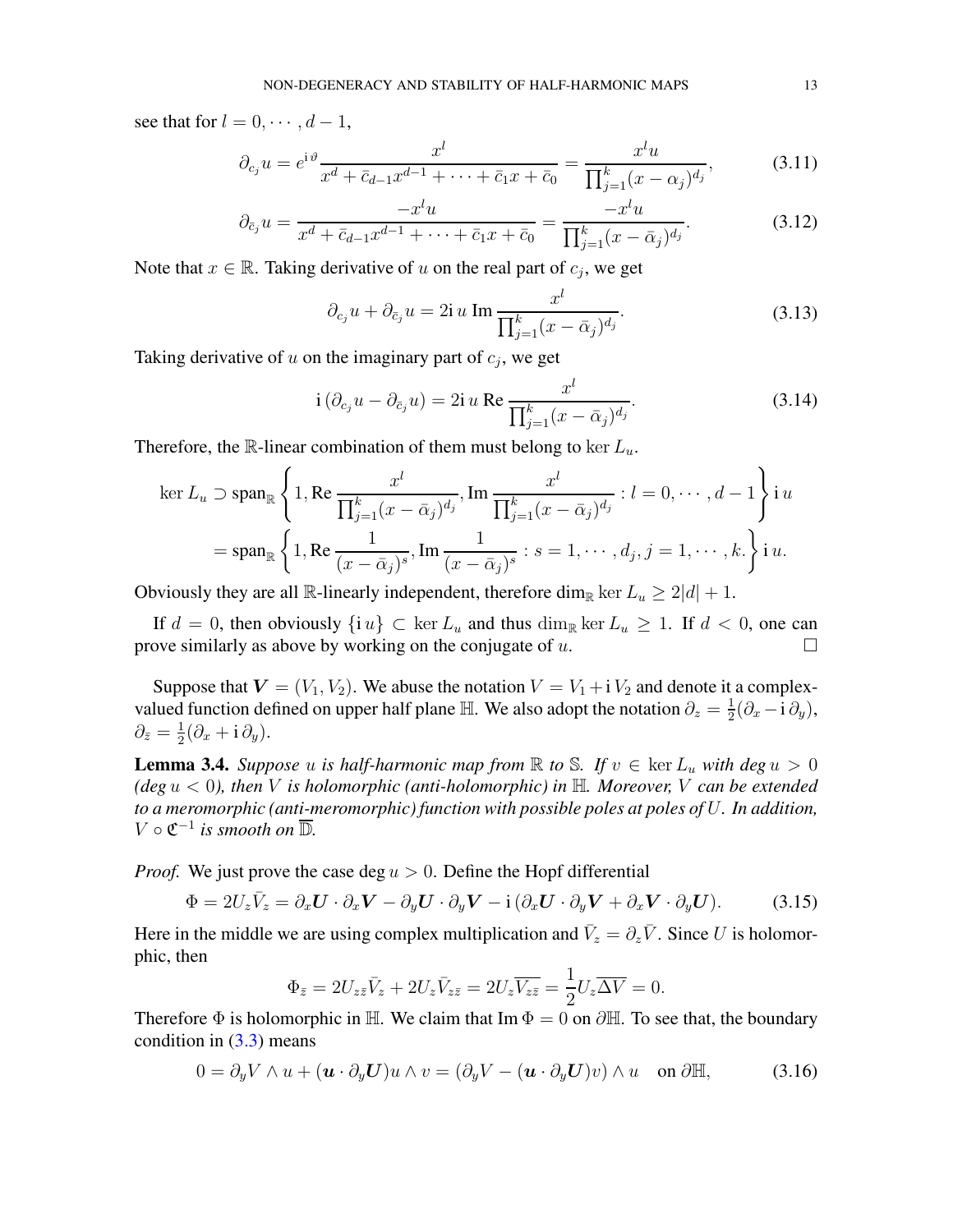see that for $l = 0, \cdots, d-1$,

$$\partial_{c_j} u = e^{\mathrm{i}\vartheta} \frac{x^l}{x^d + \bar{c}_{d-1}x^{d-1} + \cdots + \bar{c}_1 x + \bar{c}_0} = \frac{x^l u}{\prod_{j=1}^k (x-\alpha_j)^{d_j}}, \tag{3.11}$$

$$\partial_{\bar{c}_j} u = \frac{-x^l u}{x^d + \bar{c}_{d-1}x^{d-1} + \cdots + \bar{c}_1 x + \bar{c}_0} = \frac{-x^l u}{\prod_{j=1}^k (x-\bar{\alpha}_j)^{d_j}}. \tag{3.12}$$

Note that $x \in \mathbb{R}$. Taking derivative of $u$ on the real part of $c_j$, we get

$$\partial_{c_j} u + \partial_{\bar{c}_j} u = 2\mathrm{i}\, u \,\mathrm{Im}\, \frac{x^l}{\prod_{j=1}^k (x-\bar{\alpha}_j)^{d_j}}. \tag{3.13}$$

Taking derivative of $u$ on the imaginary part of $c_j$, we get

$$\mathrm{i}\,(\partial_{c_j} u - \partial_{\bar{c}_j} u) = 2\mathrm{i}\, u \,\mathrm{Re}\, \frac{x^l}{\prod_{j=1}^k (x-\bar{\alpha}_j)^{d_j}}. \tag{3.14}$$

Therefore, the $\mathbb{R}$-linear combination of them must belong to $\ker L_u$.

$$\begin{aligned}
\ker L_u &\supset \mathrm{span}_{\mathbb{R}} \left\{ 1, \mathrm{Re}\, \frac{x^l}{\prod_{j=1}^k (x-\bar{\alpha}_j)^{d_j}}, \mathrm{Im}\, \frac{x^l}{\prod_{j=1}^k (x-\bar{\alpha}_j)^{d_j}} : l = 0, \cdots, d-1 \right\} \mathrm{i}\, u \\
&= \mathrm{span}_{\mathbb{R}} \left\{ 1, \mathrm{Re}\, \frac{1}{(x-\bar{\alpha}_j)^s}, \mathrm{Im}\, \frac{1}{(x-\bar{\alpha}_j)^s} : s = 1, \cdots, d_j, j = 1, \cdots, k. \right\} \mathrm{i}\, u.
\end{aligned}$$

Obviously they are all $\mathbb{R}$-linearly independent, therefore $\dim_{\mathbb{R}} \ker L_u \geq 2|d| + 1$.

If $d = 0$, then obviously $\{\mathrm{i}\, u\} \subset \ker L_u$ and thus $\dim_{\mathbb{R}} \ker L_u \geq 1$. If $d < 0$, one can prove similarly as above by working on the conjugate of $u$. □

Suppose that $\boldsymbol{V} = (V_1, V_2)$. We abuse the notation $V = V_1 + \mathrm{i}\, V_2$ and denote it a complex-valued function defined on upper half plane $\mathbb{H}$. We also adopt the notation $\partial_z = \frac{1}{2}(\partial_x - \mathrm{i}\,\partial_y)$, $\partial_{\bar{z}} = \frac{1}{2}(\partial_x + \mathrm{i}\,\partial_y)$.

**Lemma 3.4.** *Suppose $u$ is half-harmonic map from $\mathbb{R}$ to $\mathbb{S}$. If $v \in \ker L_u$ with $\deg u > 0$ ($\deg u < 0$), then $V$ is holomorphic (anti-holomorphic) in $\mathbb{H}$. Moreover, $V$ can be extended to a meromorphic (anti-meromorphic) function with possible poles at poles of $U$. In addition, $V \circ \mathfrak{C}^{-1}$ is smooth on $\overline{\mathbb{D}}$.*

*Proof.* We just prove the case $\deg u > 0$. Define the Hopf differential

$$\Phi = 2U_z \bar{V}_z = \partial_x \boldsymbol{U} \cdot \partial_x \boldsymbol{V} - \partial_y \boldsymbol{U} \cdot \partial_y \boldsymbol{V} - \mathrm{i}\,(\partial_x \boldsymbol{U} \cdot \partial_y \boldsymbol{V} + \partial_x \boldsymbol{V} \cdot \partial_y \boldsymbol{U}). \tag{3.15}$$

Here in the middle we are using complex multiplication and $\bar{V}_z = \partial_z \bar{V}$. Since $U$ is holomorphic, then

$$\Phi_{\bar{z}} = 2U_{z\bar{z}} \bar{V}_z + 2U_z \bar{V}_{z\bar{z}} = 2U_z \overline{V_{z\bar{z}}} = \frac{1}{2} U_z \overline{\Delta V} = 0.$$

Therefore $\Phi$ is holomorphic in $\mathbb{H}$. We claim that $\mathrm{Im}\, \Phi = 0$ on $\partial\mathbb{H}$. To see that, the boundary condition in (3.3) means

$$0 = \partial_y V \wedge u + (\boldsymbol{u} \cdot \partial_y \boldsymbol{U}) u \wedge v = (\partial_y V - (\boldsymbol{u} \cdot \partial_y \boldsymbol{U}) v) \wedge u \quad \text{on } \partial\mathbb{H}, \tag{3.16}$$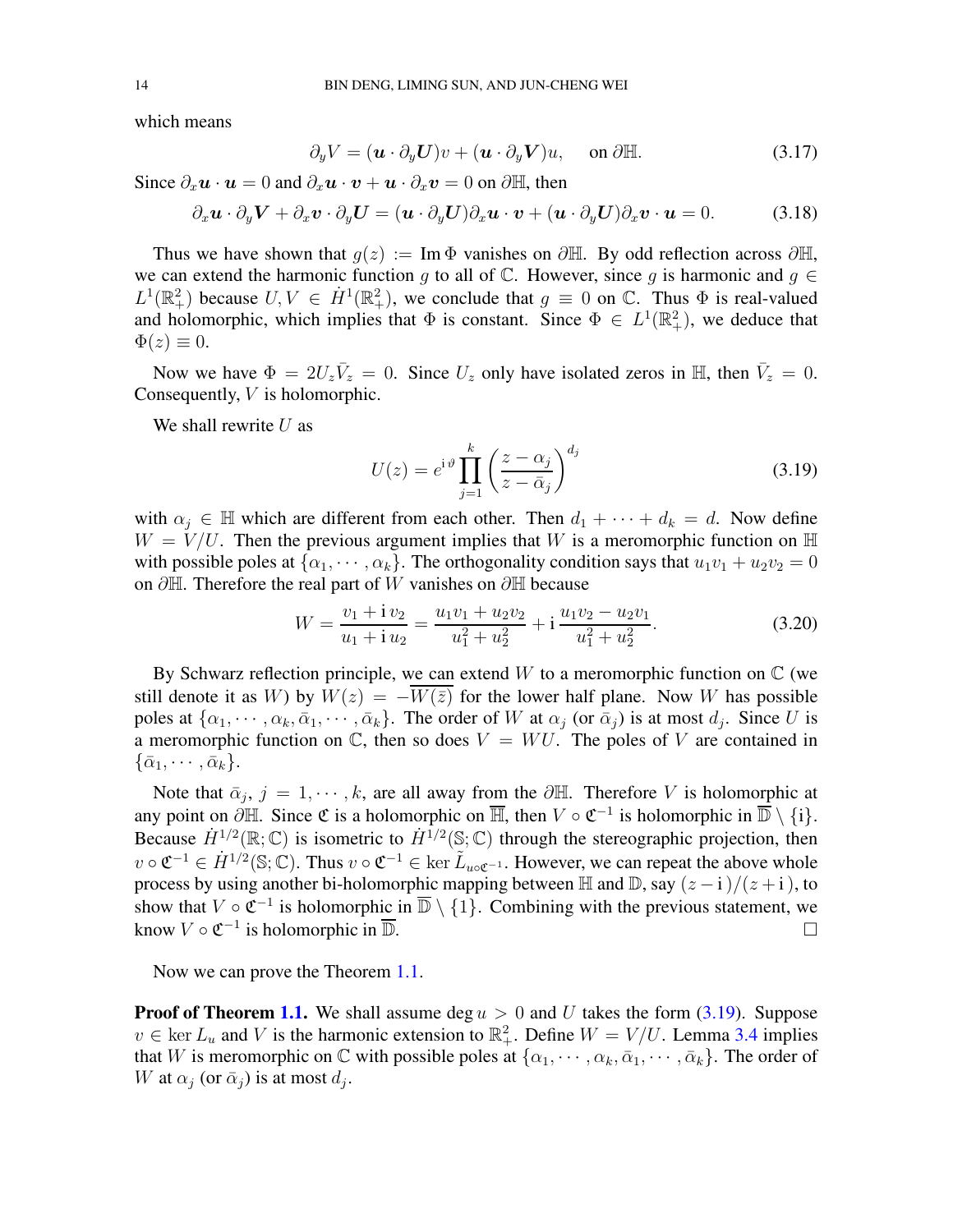which means

$$\partial_y V = (\boldsymbol{u} \cdot \partial_y \boldsymbol{U}) v + (\boldsymbol{u} \cdot \partial_y \boldsymbol{V}) u, \quad \text{ on } \partial\mathbb{H}. \tag{3.17}$$

Since $\partial_x \boldsymbol{u} \cdot \boldsymbol{u} = 0$ and $\partial_x \boldsymbol{u} \cdot \boldsymbol{v} + \boldsymbol{u} \cdot \partial_x \boldsymbol{v} = 0$ on $\partial\mathbb{H}$, then

$$\partial_x \boldsymbol{u} \cdot \partial_y \boldsymbol{V} + \partial_x \boldsymbol{v} \cdot \partial_y \boldsymbol{U} = (\boldsymbol{u} \cdot \partial_y \boldsymbol{U}) \partial_x \boldsymbol{u} \cdot \boldsymbol{v} + (\boldsymbol{u} \cdot \partial_y \boldsymbol{U}) \partial_x \boldsymbol{v} \cdot \boldsymbol{u} = 0. \tag{3.18}$$

Thus we have shown that $g(z) := \operatorname{Im} \Phi$ vanishes on $\partial\mathbb{H}$. By odd reflection across $\partial\mathbb{H}$, we can extend the harmonic function $g$ to all of $\mathbb{C}$. However, since $g$ is harmonic and $g \in L^1(\mathbb{R}^2_+)$ because $U, V \in \dot{H}^1(\mathbb{R}^2_+)$, we conclude that $g \equiv 0$ on $\mathbb{C}$. Thus $\Phi$ is real-valued and holomorphic, which implies that $\Phi$ is constant. Since $\Phi \in L^1(\mathbb{R}^2_+)$, we deduce that $\Phi(z) \equiv 0$.

Now we have $\Phi = 2U_z \bar{V}_z = 0$. Since $U_z$ only have isolated zeros in $\mathbb{H}$, then $\bar{V}_z = 0$. Consequently, $V$ is holomorphic.

We shall rewrite $U$ as

$$U(z) = e^{\mathrm{i}\,\vartheta} \prod_{j=1}^{k} \left( \frac{z - \alpha_j}{z - \bar{\alpha}_j} \right)^{d_j} \tag{3.19}$$

with $\alpha_j \in \mathbb{H}$ which are different from each other. Then $d_1 + \cdots + d_k = d$. Now define $W = V/U$. Then the previous argument implies that $W$ is a meromorphic function on $\mathbb{H}$ with possible poles at $\{\alpha_1, \cdots, \alpha_k\}$. The orthogonality condition says that $u_1 v_1 + u_2 v_2 = 0$ on $\partial\mathbb{H}$. Therefore the real part of $W$ vanishes on $\partial\mathbb{H}$ because

$$W = \frac{v_1 + \mathrm{i}\, v_2}{u_1 + \mathrm{i}\, u_2} = \frac{u_1 v_1 + u_2 v_2}{u_1^2 + u_2^2} + \mathrm{i}\, \frac{u_1 v_2 - u_2 v_1}{u_1^2 + u_2^2}. \tag{3.20}$$

By Schwarz reflection principle, we can extend $W$ to a meromorphic function on $\mathbb{C}$ (we still denote it as $W$) by $W(z) = -\overline{W(\bar{z})}$ for the lower half plane. Now $W$ has possible poles at $\{\alpha_1, \cdots, \alpha_k, \bar{\alpha}_1, \cdots, \bar{\alpha}_k\}$. The order of $W$ at $\alpha_j$ (or $\bar{\alpha}_j$) is at most $d_j$. Since $U$ is a meromorphic function on $\mathbb{C}$, then so does $V = WU$. The poles of $V$ are contained in $\{\bar{\alpha}_1, \cdots, \bar{\alpha}_k\}$.

Note that $\bar{\alpha}_j$, $j = 1, \cdots, k$, are all away from the $\partial\mathbb{H}$. Therefore $V$ is holomorphic at any point on $\partial\mathbb{H}$. Since $\mathfrak{C}$ is a holomorphic on $\overline{\mathbb{H}}$, then $V \circ \mathfrak{C}^{-1}$ is holomorphic in $\overline{\mathbb{D}} \setminus \{\mathrm{i}\}$. Because $\dot{H}^{1/2}(\mathbb{R}; \mathbb{C})$ is isometric to $\dot{H}^{1/2}(\mathbb{S}; \mathbb{C})$ through the stereographic projection, then $v \circ \mathfrak{C}^{-1} \in \dot{H}^{1/2}(\mathbb{S}; \mathbb{C})$. Thus $v \circ \mathfrak{C}^{-1} \in \ker \tilde{L}_{u \circ \mathfrak{C}^{-1}}$. However, we can repeat the above whole process by using another bi-holomorphic mapping between $\mathbb{H}$ and $\mathbb{D}$, say $(z - \mathrm{i})/(z + \mathrm{i})$, to show that $V \circ \mathfrak{C}^{-1}$ is holomorphic in $\overline{\mathbb{D}} \setminus \{1\}$. Combining with the previous statement, we know $V \circ \mathfrak{C}^{-1}$ is holomorphic in $\overline{\mathbb{D}}$. $\square$

Now we can prove the Theorem 1.1.

**Proof of Theorem 1.1.** We shall assume $\deg u > 0$ and $U$ takes the form (3.19). Suppose $v \in \ker L_u$ and $V$ is the harmonic extension to $\mathbb{R}^2_+$. Define $W = V/U$. Lemma 3.4 implies that $W$ is meromorphic on $\mathbb{C}$ with possible poles at $\{\alpha_1, \cdots, \alpha_k, \bar{\alpha}_1, \cdots, \bar{\alpha}_k\}$. The order of $W$ at $\alpha_j$ (or $\bar{\alpha}_j$) is at most $d_j$.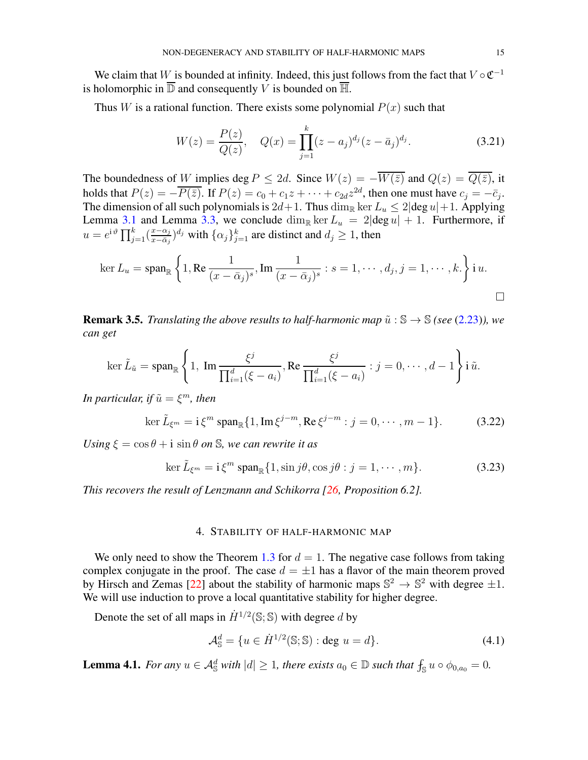We claim that $W$ is bounded at infinity. Indeed, this just follows from the fact that $V \circ \mathfrak{C}^{-1}$ is holomorphic in $\overline{\mathbb{D}}$ and consequently $V$ is bounded on $\overline{\mathbb{H}}$.

Thus $W$ is a rational function. There exists some polynomial $P(x)$ such that

$$
W(z) = \frac{P(z)}{Q(z)}, \quad Q(x) = \prod_{j=1}^{k} (z - a_j)^{d_j} (z - \bar{a}_j)^{d_j}. \tag{3.21}
$$

The boundedness of $W$ implies $\deg P \le 2d$. Since $W(z) = -\overline{W(\bar{z})}$ and $Q(z) = \overline{Q(\bar{z})}$, it holds that $P(z) = -\overline{P(\bar{z})}$. If $P(z) = c_0 + c_1 z + \cdots + c_{2d} z^{2d}$, then one must have $c_j = -\bar{c}_j$. The dimension of all such polynomials is $2d+1$. Thus $\dim_{\mathbb{R}} \ker L_u \le 2|\deg u| + 1$. Applying Lemma 3.1 and Lemma 3.3, we conclude $\dim_{\mathbb{R}} \ker L_u = 2|\deg u| + 1$. Furthermore, if $u = e^{\mathrm{i}\vartheta} \prod_{j=1}^{k} (\frac{x-\alpha_j}{x-\bar{\alpha}_j})^{d_j}$ with $\{\alpha_j\}_{j=1}^{k}$ are distinct and $d_j \ge 1$, then

$$
\ker L_u = \operatorname{span}_{\mathbb{R}} \left\{ 1, \operatorname{Re} \frac{1}{(x - \bar{\alpha}_j)^s}, \operatorname{Im} \frac{1}{(x - \bar{\alpha}_j)^s} : s = 1, \cdots, d_j, j = 1, \cdots, k. \right\} \mathrm{i}\, u.
$$

$\square$

**Remark 3.5.** *Translating the above results to half-harmonic map $\tilde{u} : \mathbb{S} \to \mathbb{S}$ (see (2.23)), we can get*

$$
\ker \tilde{L}_{\tilde{u}} = \operatorname{span}_{\mathbb{R}} \left\{ 1,\ \operatorname{Im} \frac{\xi^j}{\prod_{i=1}^{d} (\xi - a_i)}, \operatorname{Re} \frac{\xi^j}{\prod_{i=1}^{d} (\xi - a_i)} : j = 0, \cdots, d-1 \right\} \mathrm{i}\, \tilde{u}.
$$

*In particular, if $\tilde{u} = \xi^m$, then*

$$
\ker \tilde{L}_{\xi^m} = \mathrm{i}\, \xi^m \operatorname{span}_{\mathbb{R}} \{ 1, \operatorname{Im} \xi^{j-m}, \operatorname{Re} \xi^{j-m} : j = 0, \cdots, m-1 \}. \tag{3.22}
$$

*Using $\xi = \cos\theta + \mathrm{i}\, \sin\theta$ on $\mathbb{S}$, we can rewrite it as*

$$
\ker \tilde{L}_{\xi^m} = \mathrm{i}\, \xi^m \operatorname{span}_{\mathbb{R}} \{ 1, \sin j\theta, \cos j\theta : j = 1, \cdots, m \}. \tag{3.23}
$$

*This recovers the result of Lenzmann and Schikorra [26, Proposition 6.2].*

## 4. Stability of half-harmonic map

We only need to show the Theorem 1.3 for $d = 1$. The negative case follows from taking complex conjugate in the proof. The case $d = \pm 1$ has a flavor of the main theorem proved by Hirsch and Zemas [22] about the stability of harmonic maps $\mathbb{S}^2 \to \mathbb{S}^2$ with degree $\pm 1$. We will use induction to prove a local quantitative stability for higher degree.

Denote the set of all maps in $\dot{H}^{1/2}(\mathbb{S};\mathbb{S})$ with degree $d$ by

$$
\mathcal{A}_{\mathbb{S}}^{d} = \{ u \in \dot{H}^{1/2}(\mathbb{S};\mathbb{S}) : \deg\, u = d \}. \tag{4.1}
$$

**Lemma 4.1.** *For any $u \in \mathcal{A}_{\mathbb{S}}^{d}$ with $|d| \ge 1$, there exists $a_0 \in \mathbb{D}$ such that $\fint_{\mathbb{S}} u \circ \phi_{0,a_0} = 0$.*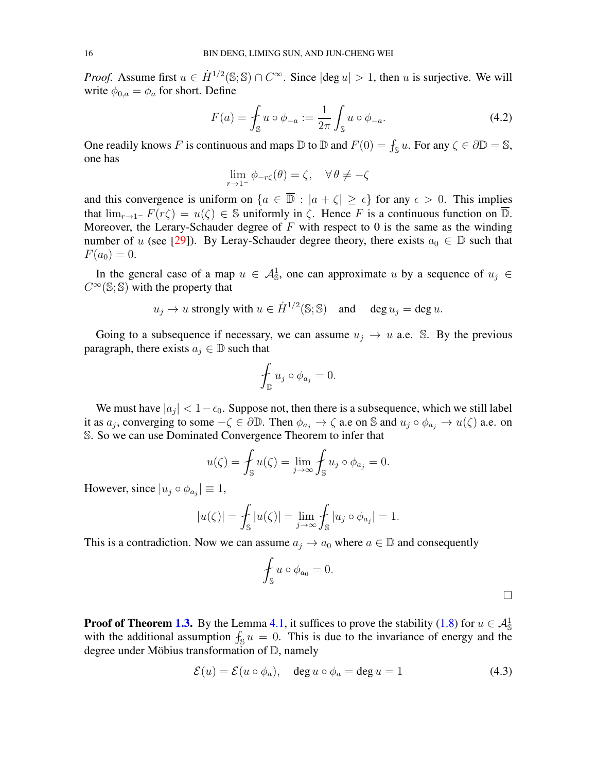*Proof.* Assume first $u \in \dot{H}^{1/2}(\mathbb{S};\mathbb{S}) \cap C^\infty$. Since $|\deg u| > 1$, then $u$ is surjective. We will write $\phi_{0,a} = \phi_a$ for short. Define

$$F(a) = \fint_{\mathbb{S}} u \circ \phi_{-a} := \frac{1}{2\pi} \int_{\mathbb{S}} u \circ \phi_{-a}. \tag{4.2}$$

One readily knows $F$ is continuous and maps $\mathbb{D}$ to $\mathbb{D}$ and $F(0) = \fint_{\mathbb{S}} u$. For any $\zeta \in \partial\mathbb{D} = \mathbb{S}$, one has

$$\lim_{r\to 1^-} \phi_{-r\zeta}(\theta) = \zeta, \quad \forall\, \theta \neq -\zeta$$

and this convergence is uniform on $\{a \in \overline{\mathbb{D}} : |a + \zeta| \geq \epsilon\}$ for any $\epsilon > 0$. This implies that $\lim_{r\to 1^-} F(r\zeta) = u(\zeta) \in \mathbb{S}$ uniformly in $\zeta$. Hence $F$ is a continuous function on $\overline{\mathbb{D}}$. Moreover, the Lerary-Schauder degree of $F$ with respect to 0 is the same as the winding number of $u$ (see [29]). By Leray-Schauder degree theory, there exists $a_0 \in \mathbb{D}$ such that $F(a_0) = 0$.

In the general case of a map $u \in \mathcal{A}^1_{\mathbb{S}}$, one can approximate $u$ by a sequence of $u_j \in C^\infty(\mathbb{S};\mathbb{S})$ with the property that

$$u_j \to u \text{ strongly with } u \in \dot{H}^{1/2}(\mathbb{S};\mathbb{S}) \quad \text{and} \quad \deg u_j = \deg u.$$

Going to a subsequence if necessary, we can assume $u_j \to u$ a.e. $\mathbb{S}$. By the previous paragraph, there exists $a_j \in \mathbb{D}$ such that

$$\fint_{\mathbb{D}} u_j \circ \phi_{a_j} = 0.$$

We must have $|a_j| < 1 - \epsilon_0$. Suppose not, then there is a subsequence, which we still label it as $a_j$, converging to some $-\zeta \in \partial\mathbb{D}$. Then $\phi_{a_j} \to \zeta$ a.e on $\mathbb{S}$ and $u_j \circ \phi_{a_j} \to u(\zeta)$ a.e. on $\mathbb{S}$. So we can use Dominated Convergence Theorem to infer that

$$u(\zeta) = \fint_{\mathbb{S}} u(\zeta) = \lim_{j\to\infty} \fint_{\mathbb{S}} u_j \circ \phi_{a_j} = 0.$$

However, since $|u_j \circ \phi_{a_j}| \equiv 1$,

$$|u(\zeta)| = \fint_{\mathbb{S}} |u(\zeta)| = \lim_{j\to\infty} \fint_{\mathbb{S}} |u_j \circ \phi_{a_j}| = 1.$$

This is a contradiction. Now we can assume $a_j \to a_0$ where $a \in \mathbb{D}$ and consequently

$$\fint_{\mathbb{S}} u \circ \phi_{a_0} = 0.$$

$\square$

**Proof of Theorem 1.3.** By the Lemma 4.1, it suffices to prove the stability (1.8) for $u \in \mathcal{A}^1_{\mathbb{S}}$ with the additional assumption $\fint_{\mathbb{S}} u = 0$. This is due to the invariance of energy and the degree under Möbius transformation of $\mathbb{D}$, namely

$$\mathcal{E}(u) = \mathcal{E}(u \circ \phi_a), \quad \deg u \circ \phi_a = \deg u = 1 \tag{4.3}$$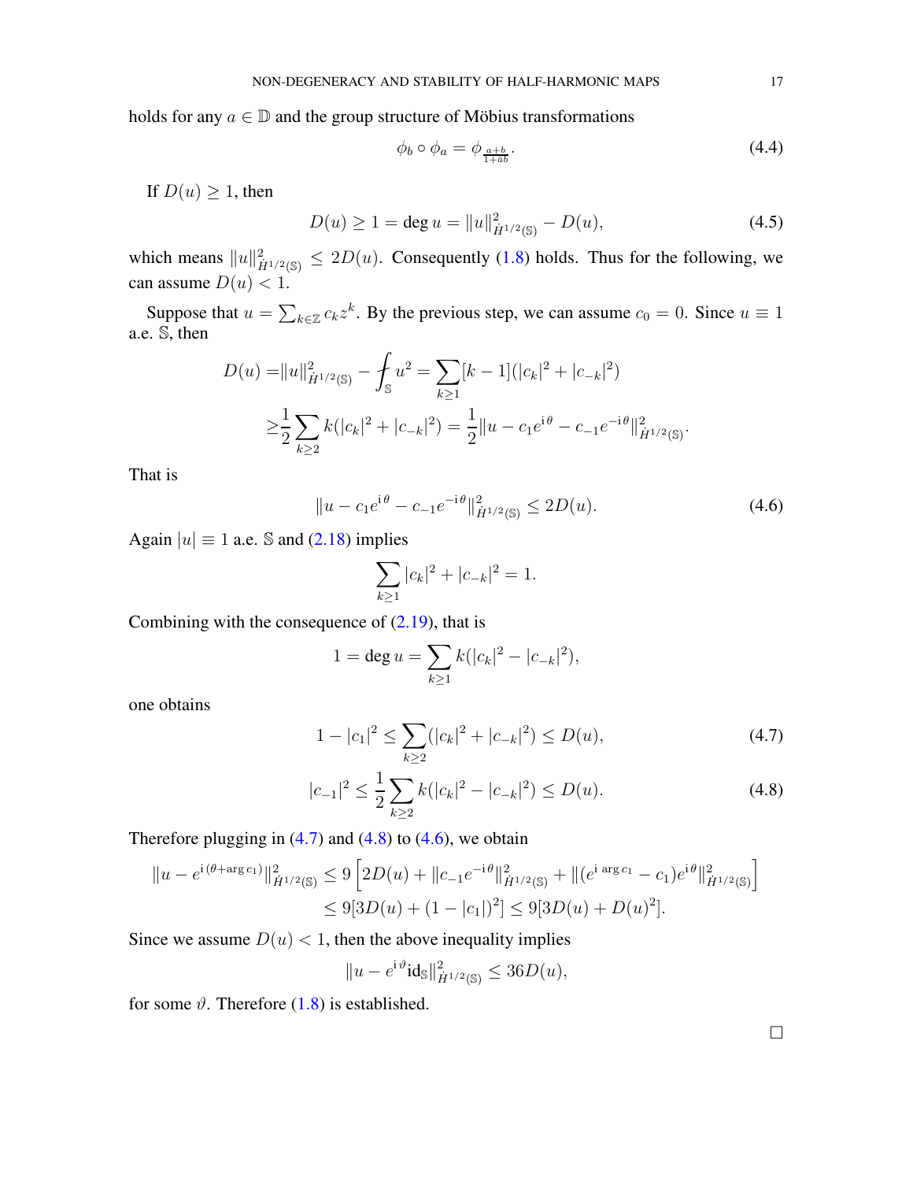holds for any $a \in \mathbb{D}$ and the group structure of Möbius transformations

$$\phi_b \circ \phi_a = \phi_{\frac{a+b}{1+\bar{a}b}}. \tag{4.4}$$

If $D(u) \geq 1$, then

$$D(u) \geq 1 = \deg u = \|u\|^2_{\dot{H}^{1/2}(\mathbb{S})} - D(u), \tag{4.5}$$

which means $\|u\|^2_{\dot{H}^{1/2}(\mathbb{S})} \leq 2D(u)$. Consequently (1.8) holds. Thus for the following, we can assume $D(u) < 1$.

Suppose that $u = \sum_{k\in\mathbb{Z}} c_k z^k$. By the previous step, we can assume $c_0 = 0$. Since $u \equiv 1$ a.e. $\mathbb{S}$, then

$$\begin{aligned}
D(u) =& \|u\|^2_{\dot{H}^{1/2}(\mathbb{S})} - \fint_{\mathbb{S}} u^2 = \sum_{k\geq 1}[k-1](|c_k|^2 + |c_{-k}|^2) \\
\geq& \frac{1}{2}\sum_{k\geq 2} k(|c_k|^2 + |c_{-k}|^2) = \frac{1}{2}\|u - c_1 e^{\mathrm{i}\theta} - c_{-1}e^{-\mathrm{i}\theta}\|^2_{\dot{H}^{1/2}(\mathbb{S})}.
\end{aligned}$$

That is

$$\|u - c_1 e^{\mathrm{i}\theta} - c_{-1}e^{-\mathrm{i}\theta}\|^2_{\dot{H}^{1/2}(\mathbb{S})} \leq 2D(u). \tag{4.6}$$

Again $|u| \equiv 1$ a.e. $\mathbb{S}$ and (2.18) implies

$$\sum_{k\geq 1} |c_k|^2 + |c_{-k}|^2 = 1.$$

Combining with the consequence of (2.19), that is

$$1 = \deg u = \sum_{k\geq 1} k(|c_k|^2 - |c_{-k}|^2),$$

one obtains

$$1 - |c_1|^2 \leq \sum_{k\geq 2}(|c_k|^2 + |c_{-k}|^2) \leq D(u), \tag{4.7}$$

$$|c_{-1}|^2 \leq \frac{1}{2}\sum_{k\geq 2} k(|c_k|^2 - |c_{-k}|^2) \leq D(u). \tag{4.8}$$

Therefore plugging in (4.7) and (4.8) to (4.6), we obtain

$$\begin{aligned}
\|u - e^{\mathrm{i}(\theta + \arg c_1)}\|^2_{\dot{H}^{1/2}(\mathbb{S})} &\leq 9\left[2D(u) + \|c_{-1}e^{-\mathrm{i}\theta}\|^2_{\dot{H}^{1/2}(\mathbb{S})} + \|(e^{\mathrm{i}\arg c_1} - c_1)e^{\mathrm{i}\theta}\|^2_{\dot{H}^{1/2}(\mathbb{S})}\right] \\
&\leq 9[3D(u) + (1 - |c_1|)^2] \leq 9[3D(u) + D(u)^2].
\end{aligned}$$

Since we assume $D(u) < 1$, then the above inequality implies

$$\|u - e^{\mathrm{i}\vartheta}\mathrm{id}_{\mathbb{S}}\|^2_{\dot{H}^{1/2}(\mathbb{S})} \leq 36D(u),$$

for some $\vartheta$. Therefore (1.8) is established.

□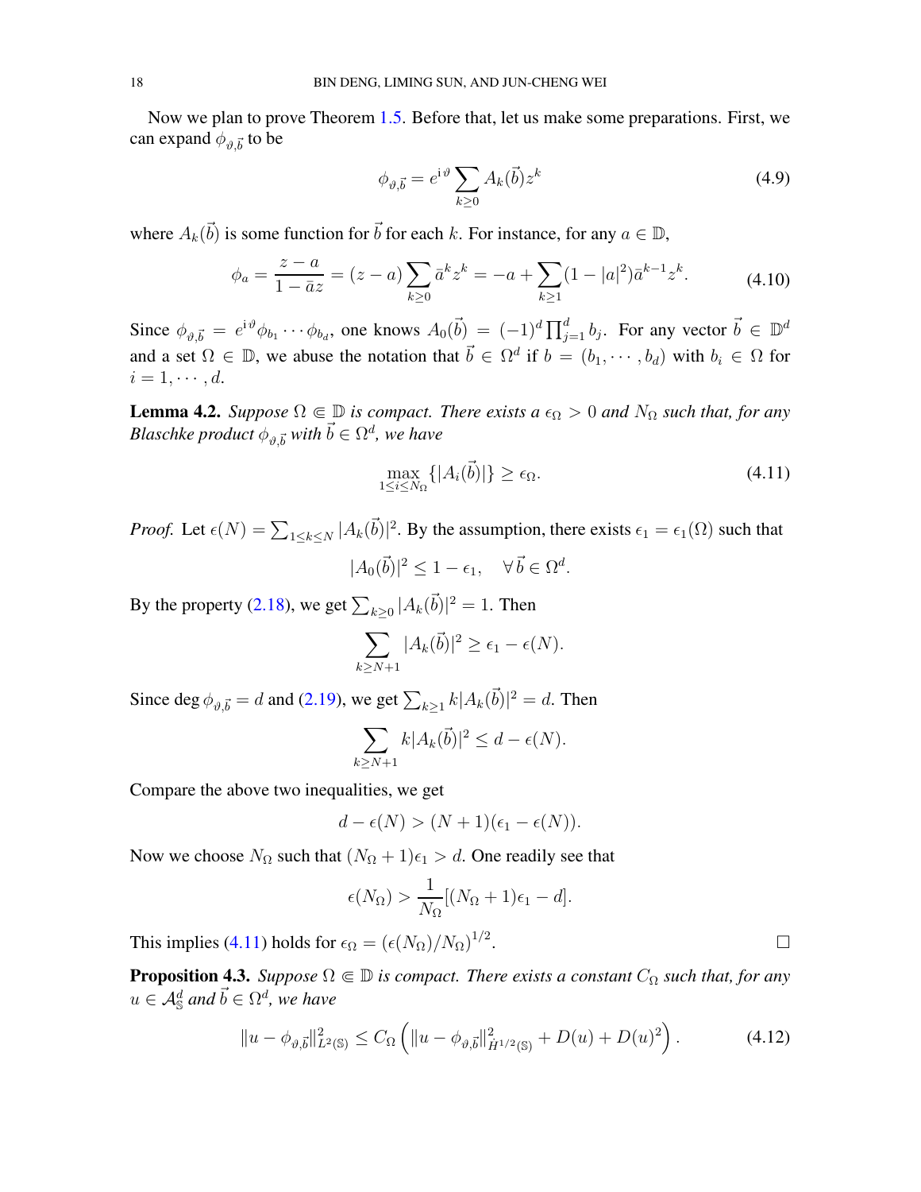Now we plan to prove Theorem 1.5. Before that, let us make some preparations. First, we can expand $\phi_{\vartheta,\vec{b}}$ to be

$$\phi_{\vartheta,\vec{b}} = e^{\mathrm{i}\,\vartheta} \sum_{k\geq 0} A_k(\vec{b}) z^k \tag{4.9}$$

where $A_k(\vec{b})$ is some function for $\vec{b}$ for each $k$. For instance, for any $a \in \mathbb{D}$,

$$\phi_a = \frac{z-a}{1-\bar{a}z} = (z-a)\sum_{k\geq 0} \bar{a}^k z^k = -a + \sum_{k\geq 1}(1-|a|^2)\bar{a}^{k-1}z^k. \tag{4.10}$$

Since $\phi_{\vartheta,\vec{b}} = e^{\mathrm{i}\,\vartheta}\phi_{b_1}\cdots\phi_{b_d}$, one knows $A_0(\vec{b}) = (-1)^d \prod_{j=1}^d b_j$. For any vector $\vec{b} \in \mathbb{D}^d$ and a set $\Omega \in \mathbb{D}$, we abuse the notation that $\vec{b} \in \Omega^d$ if $b = (b_1, \cdots, b_d)$ with $b_i \in \Omega$ for $i = 1, \cdots, d$.

**Lemma 4.2.** *Suppose $\Omega \Subset \mathbb{D}$ is compact. There exists a $\epsilon_\Omega > 0$ and $N_\Omega$ such that, for any Blaschke product $\phi_{\vartheta,\vec{b}}$ with $\vec{b} \in \Omega^d$, we have*

$$\max_{1\leq i\leq N_\Omega}\{|A_i(\vec{b})|\} \geq \epsilon_\Omega. \tag{4.11}$$

*Proof.* Let $\epsilon(N) = \sum_{1\leq k\leq N}|A_k(\vec{b})|^2$. By the assumption, there exists $\epsilon_1 = \epsilon_1(\Omega)$ such that

$$|A_0(\vec{b})|^2 \leq 1-\epsilon_1, \quad \forall\, \vec{b} \in \Omega^d.$$

By the property (2.18), we get $\sum_{k\geq 0}|A_k(\vec{b})|^2 = 1$. Then

$$\sum_{k\geq N+1}|A_k(\vec{b})|^2 \geq \epsilon_1 - \epsilon(N).$$

Since $\deg \phi_{\vartheta,\vec{b}} = d$ and (2.19), we get $\sum_{k\geq 1} k|A_k(\vec{b})|^2 = d$. Then

$$\sum_{k\geq N+1} k|A_k(\vec{b})|^2 \leq d - \epsilon(N).$$

Compare the above two inequalities, we get

$$d - \epsilon(N) > (N+1)(\epsilon_1 - \epsilon(N)).$$

Now we choose $N_\Omega$ such that $(N_\Omega + 1)\epsilon_1 > d$. One readily see that

$$\epsilon(N_\Omega) > \frac{1}{N_\Omega}[(N_\Omega+1)\epsilon_1 - d].$$

This implies (4.11) holds for $\epsilon_\Omega = (\epsilon(N_\Omega)/N_\Omega)^{1/2}$. $\square$

**Proposition 4.3.** *Suppose $\Omega \Subset \mathbb{D}$ is compact. There exists a constant $C_\Omega$ such that, for any $u \in \mathcal{A}^d_{\mathbb{S}}$ and $\vec{b} \in \Omega^d$, we have*

$$\|u - \phi_{\vartheta,\vec{b}}\|^2_{L^2(\mathbb{S})} \leq C_\Omega\left(\|u - \phi_{\vartheta,\vec{b}}\|^2_{\dot{H}^{1/2}(\mathbb{S})} + D(u) + D(u)^2\right). \tag{4.12}$$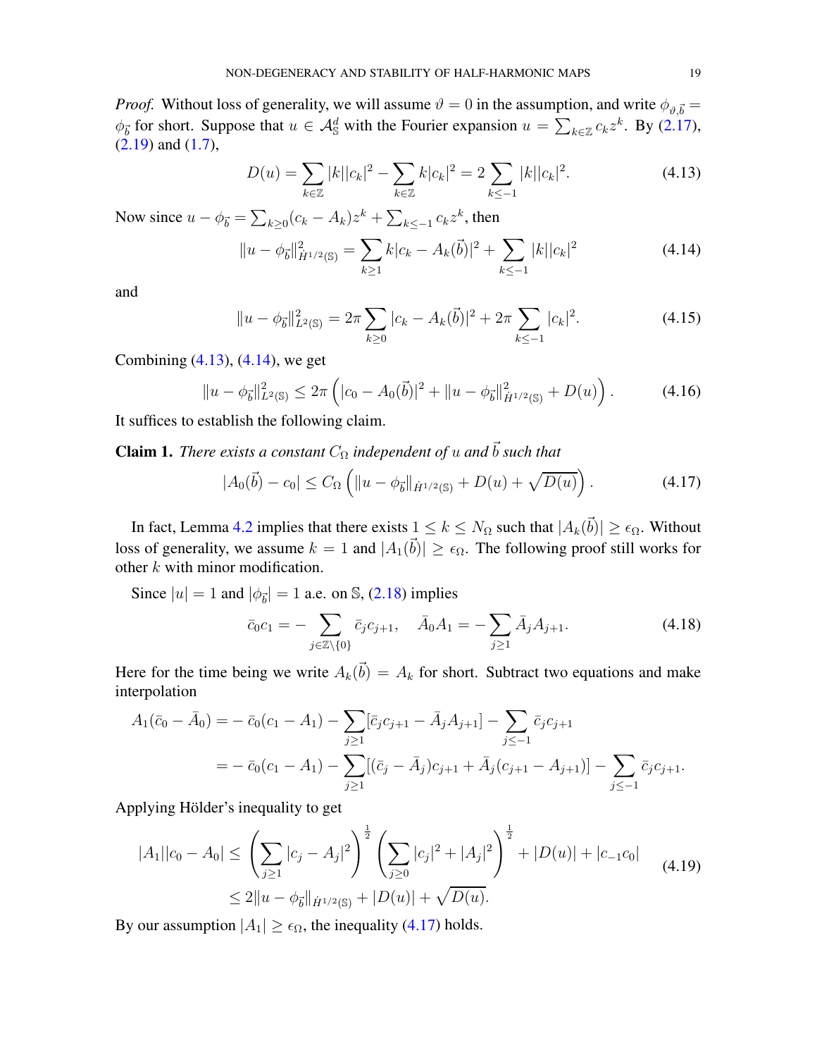*Proof.* Without loss of generality, we will assume $\vartheta = 0$ in the assumption, and write $\phi_{\vartheta,\vec{b}} = \phi_{\vec{b}}$ for short. Suppose that $u \in \mathcal{A}^d_{\mathbb{S}}$ with the Fourier expansion $u = \sum_{k\in\mathbb{Z}} c_k z^k$. By (2.17), (2.19) and (1.7),

$$D(u) = \sum_{k\in\mathbb{Z}} |k||c_k|^2 - \sum_{k\in\mathbb{Z}} k|c_k|^2 = 2\sum_{k\le -1} |k||c_k|^2. \tag{4.13}$$

Now since $u - \phi_{\vec{b}} = \sum_{k\ge 0}(c_k - A_k)z^k + \sum_{k\le -1} c_k z^k$, then

$$\|u - \phi_{\vec{b}}\|^2_{\dot{H}^{1/2}(\mathbb{S})} = \sum_{k\ge 1} k|c_k - A_k(\vec{b})|^2 + \sum_{k\le -1} |k||c_k|^2 \tag{4.14}$$

and

$$\|u - \phi_{\vec{b}}\|^2_{L^2(\mathbb{S})} = 2\pi \sum_{k\ge 0} |c_k - A_k(\vec{b})|^2 + 2\pi \sum_{k\le -1} |c_k|^2. \tag{4.15}$$

Combining (4.13), (4.14), we get

$$\|u - \phi_{\vec{b}}\|^2_{L^2(\mathbb{S})} \le 2\pi \left( |c_0 - A_0(\vec{b})|^2 + \|u - \phi_{\vec{b}}\|^2_{\dot{H}^{1/2}(\mathbb{S})} + D(u) \right). \tag{4.16}$$

It suffices to establish the following claim.

**Claim 1.** *There exists a constant $C_\Omega$ independent of $u$ and $\vec{b}$ such that*

$$|A_0(\vec{b}) - c_0| \le C_\Omega \left( \|u - \phi_{\vec{b}}\|_{\dot{H}^{1/2}(\mathbb{S})} + D(u) + \sqrt{D(u)} \right). \tag{4.17}$$

In fact, Lemma 4.2 implies that there exists $1 \le k \le N_\Omega$ such that $|A_k(\vec{b})| \ge \epsilon_\Omega$. Without loss of generality, we assume $k = 1$ and $|A_1(\vec{b})| \ge \epsilon_\Omega$. The following proof still works for other $k$ with minor modification.

Since $|u| = 1$ and $|\phi_{\vec{b}}| = 1$ a.e. on $\mathbb{S}$, (2.18) implies

$$\bar{c}_0 c_1 = -\sum_{j\in\mathbb{Z}\setminus\{0\}} \bar{c}_j c_{j+1}, \quad \bar{A}_0 A_1 = -\sum_{j\ge 1} \bar{A}_j A_{j+1}. \tag{4.18}$$

Here for the time being we write $A_k(\vec{b}) = A_k$ for short. Subtract two equations and make interpolation

$$\begin{aligned}
A_1(\bar{c}_0 - \bar{A}_0) &= -\,\bar{c}_0(c_1 - A_1) - \sum_{j\ge 1}[\bar{c}_j c_{j+1} - \bar{A}_j A_{j+1}] - \sum_{j\le -1} \bar{c}_j c_{j+1} \\
&= -\,\bar{c}_0(c_1 - A_1) - \sum_{j\ge 1}[(\bar{c}_j - \bar{A}_j)c_{j+1} + \bar{A}_j(c_{j+1} - A_{j+1})] - \sum_{j\le -1} \bar{c}_j c_{j+1}.
\end{aligned}$$

Applying Hölder's inequality to get

$$\begin{aligned}
|A_1||c_0 - A_0| &\le \left( \sum_{j\ge 1} |c_j - A_j|^2 \right)^{\frac{1}{2}} \left( \sum_{j\ge 0} |c_j|^2 + |A_j|^2 \right)^{\frac{1}{2}} + |D(u)| + |c_{-1}c_0| \\
&\le 2\|u - \phi_{\vec{b}}\|_{\dot{H}^{1/2}(\mathbb{S})} + |D(u)| + \sqrt{D(u)}.
\end{aligned} \tag{4.19}$$

By our assumption $|A_1| \ge \epsilon_\Omega$, the inequality (4.17) holds.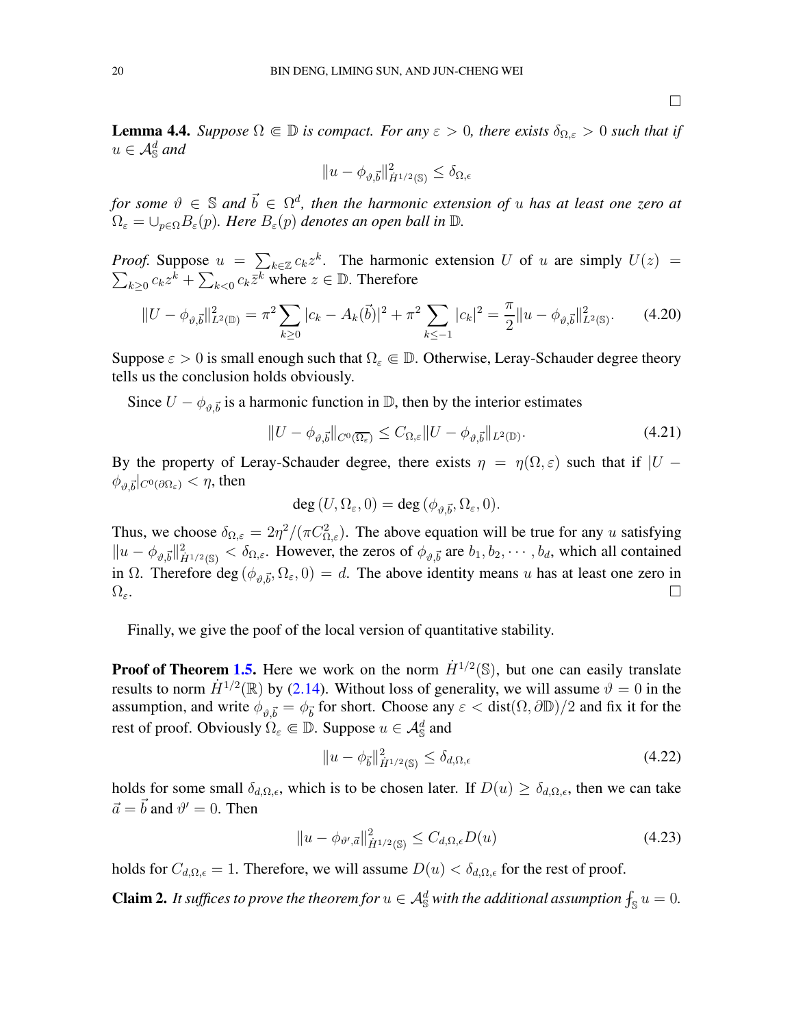□

**Lemma 4.4.** *Suppose $\Omega \Subset \mathbb{D}$ is compact. For any $\varepsilon > 0$, there exists $\delta_{\Omega,\varepsilon} > 0$ such that if $u \in \mathcal{A}^d_{\mathbb{S}}$ and*

$$\|u - \phi_{\vartheta,\vec{b}}\|^2_{\dot{H}^{1/2}(\mathbb{S})} \leq \delta_{\Omega,\epsilon}$$

*for some $\vartheta \in \mathbb{S}$ and $\vec{b} \in \Omega^d$, then the harmonic extension of $u$ has at least one zero at $\Omega_\varepsilon = \cup_{p\in\Omega} B_\varepsilon(p)$. Here $B_\varepsilon(p)$ denotes an open ball in $\mathbb{D}$.*

*Proof.* Suppose $u = \sum_{k\in\mathbb{Z}} c_k z^k$. The harmonic extension $U$ of $u$ are simply $U(z) = \sum_{k\geq 0} c_k z^k + \sum_{k<0} c_k \bar{z}^k$ where $z \in \mathbb{D}$. Therefore

$$\|U - \phi_{\vartheta,\vec{b}}\|^2_{L^2(\mathbb{D})} = \pi^2 \sum_{k\geq 0} |c_k - A_k(\vec{b})|^2 + \pi^2 \sum_{k\leq -1} |c_k|^2 = \frac{\pi}{2} \|u - \phi_{\vartheta,\vec{b}}\|^2_{L^2(\mathbb{S})}. \tag{4.20}$$

Suppose $\varepsilon > 0$ is small enough such that $\Omega_\varepsilon \Subset \mathbb{D}$. Otherwise, Leray-Schauder degree theory tells us the conclusion holds obviously.

Since $U - \phi_{\vartheta,\vec{b}}$ is a harmonic function in $\mathbb{D}$, then by the interior estimates

$$\|U - \phi_{\vartheta,\vec{b}}\|_{C^0(\overline{\Omega_\varepsilon})} \leq C_{\Omega,\varepsilon} \|U - \phi_{\vartheta,\vec{b}}\|_{L^2(\mathbb{D})}. \tag{4.21}$$

By the property of Leray-Schauder degree, there exists $\eta = \eta(\Omega, \varepsilon)$ such that if $|U - \phi_{\vartheta,\vec{b}}|_{C^0(\partial\Omega_\varepsilon)} < \eta$, then

$$\deg(U, \Omega_\varepsilon, 0) = \deg(\phi_{\vartheta,\vec{b}}, \Omega_\varepsilon, 0).$$

Thus, we choose $\delta_{\Omega,\varepsilon} = 2\eta^2/(\pi C^2_{\Omega,\varepsilon})$. The above equation will be true for any $u$ satisfying $\|u - \phi_{\vartheta,\vec{b}}\|^2_{\dot{H}^{1/2}(\mathbb{S})} < \delta_{\Omega,\varepsilon}$. However, the zeros of $\phi_{\vartheta,\vec{b}}$ are $b_1, b_2, \cdots, b_d$, which all contained in $\Omega$. Therefore $\deg(\phi_{\vartheta,\vec{b}}, \Omega_\varepsilon, 0) = d$. The above identity means $u$ has at least one zero in $\Omega_\varepsilon$. □

Finally, we give the poof of the local version of quantitative stability.

**Proof of Theorem 1.5.** Here we work on the norm $\dot{H}^{1/2}(\mathbb{S})$, but one can easily translate results to norm $\dot{H}^{1/2}(\mathbb{R})$ by (2.14). Without loss of generality, we will assume $\vartheta = 0$ in the assumption, and write $\phi_{\vartheta,\vec{b}} = \phi_{\vec{b}}$ for short. Choose any $\varepsilon < \text{dist}(\Omega, \partial\mathbb{D})/2$ and fix it for the rest of proof. Obviously $\Omega_\varepsilon \Subset \mathbb{D}$. Suppose $u \in \mathcal{A}^d_{\mathbb{S}}$ and

$$\|u - \phi_{\vec{b}}\|^2_{\dot{H}^{1/2}(\mathbb{S})} \leq \delta_{d,\Omega,\epsilon} \tag{4.22}$$

holds for some small $\delta_{d,\Omega,\epsilon}$, which is to be chosen later. If $D(u) \geq \delta_{d,\Omega,\epsilon}$, then we can take $\vec{a} = \vec{b}$ and $\vartheta' = 0$. Then

$$\|u - \phi_{\vartheta',\vec{a}}\|^2_{\dot{H}^{1/2}(\mathbb{S})} \leq C_{d,\Omega,\epsilon} D(u) \tag{4.23}$$

holds for $C_{d,\Omega,\epsilon} = 1$. Therefore, we will assume $D(u) < \delta_{d,\Omega,\epsilon}$ for the rest of proof.

**Claim 2.** *It suffices to prove the theorem for $u \in \mathcal{A}^d_{\mathbb{S}}$ with the additional assumption $⨍_{\mathbb{S}} u = 0$.*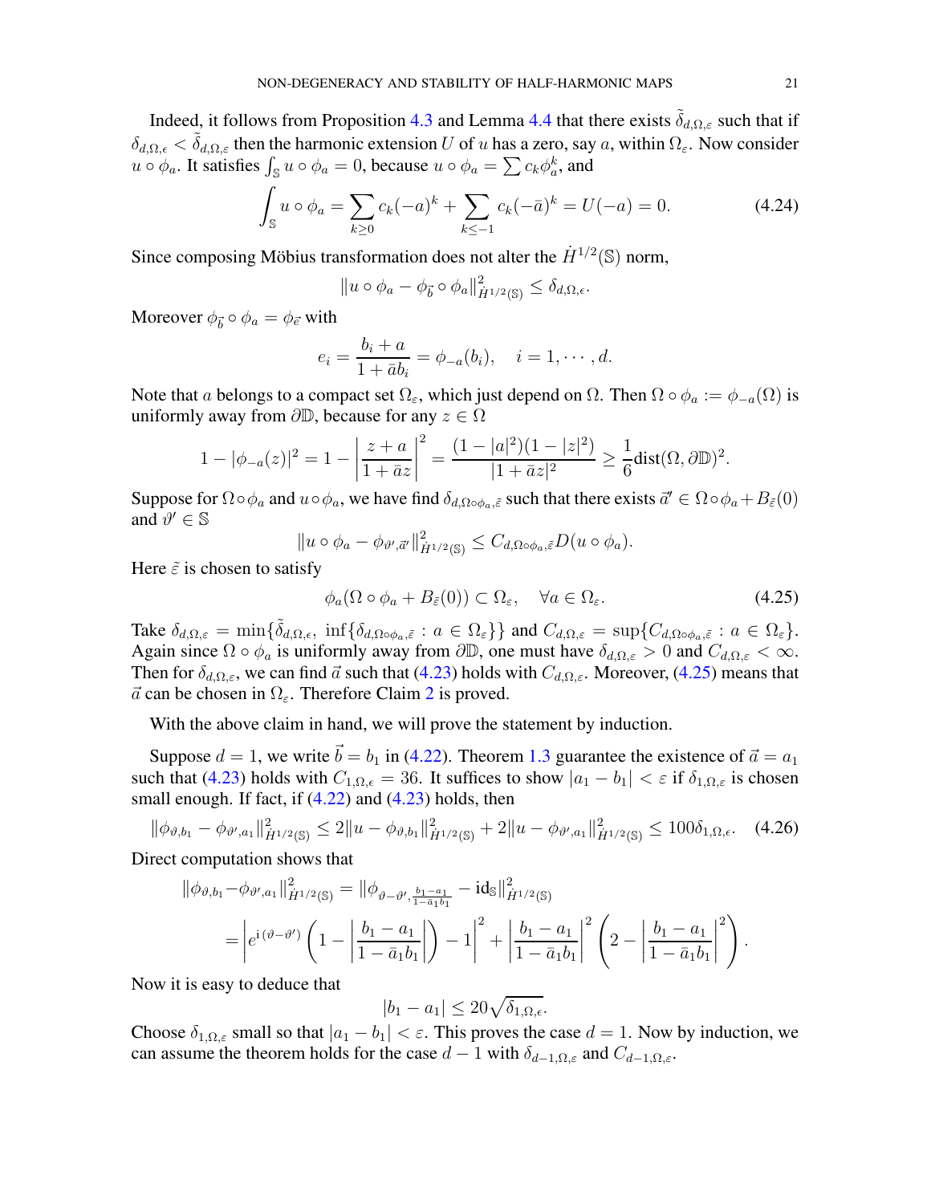Indeed, it follows from Proposition 4.3 and Lemma 4.4 that there exists $\tilde{\delta}_{d,\Omega,\varepsilon}$ such that if $\delta_{d,\Omega,\epsilon} < \tilde{\delta}_{d,\Omega,\varepsilon}$ then the harmonic extension $U$ of $u$ has a zero, say $a$, within $\Omega_\varepsilon$. Now consider $u \circ \phi_a$. It satisfies $\int_{\mathbb{S}} u \circ \phi_a = 0$, because $u \circ \phi_a = \sum c_k \phi_a^k$, and

$$\int_{\mathbb{S}} u \circ \phi_a = \sum_{k \geq 0} c_k (-a)^k + \sum_{k \leq -1} c_k (-\bar{a})^k = U(-a) = 0. \tag{4.24}$$

Since composing Möbius transformation does not alter the $\dot{H}^{1/2}(\mathbb{S})$ norm,

$$\|u \circ \phi_a - \phi_{\vec{b}} \circ \phi_a\|^2_{\dot{H}^{1/2}(\mathbb{S})} \leq \delta_{d,\Omega,\epsilon}.$$

Moreover $\phi_{\vec{b}} \circ \phi_a = \phi_{\vec{e}}$ with

$$e_i = \frac{b_i + a}{1 + \bar{a} b_i} = \phi_{-a}(b_i), \quad i = 1, \cdots, d.$$

Note that $a$ belongs to a compact set $\Omega_\varepsilon$, which just depend on $\Omega$. Then $\Omega \circ \phi_a := \phi_{-a}(\Omega)$ is uniformly away from $\partial \mathbb{D}$, because for any $z \in \Omega$

$$1 - |\phi_{-a}(z)|^2 = 1 - \left| \frac{z + a}{1 + \bar{a} z} \right|^2 = \frac{(1 - |a|^2)(1 - |z|^2)}{|1 + \bar{a} z|^2} \geq \frac{1}{6} \mathrm{dist}(\Omega, \partial \mathbb{D})^2.$$

Suppose for $\Omega \circ \phi_a$ and $u \circ \phi_a$, we have find $\delta_{d,\Omega \circ \phi_a, \tilde{\varepsilon}}$ such that there exists $\vec{a}' \in \Omega \circ \phi_a + B_{\tilde{\varepsilon}}(0)$ and $\vartheta' \in \mathbb{S}$

$$\|u \circ \phi_a - \phi_{\vartheta', \vec{a}'}\|^2_{\dot{H}^{1/2}(\mathbb{S})} \leq C_{d,\Omega \circ \phi_a, \tilde{\varepsilon}} D(u \circ \phi_a).$$

Here $\tilde{\varepsilon}$ is chosen to satisfy

$$\phi_a(\Omega \circ \phi_a + B_{\tilde{\varepsilon}}(0)) \subset \Omega_\varepsilon, \quad \forall a \in \Omega_\varepsilon. \tag{4.25}$$

Take $\delta_{d,\Omega,\varepsilon} = \min\{\tilde{\delta}_{d,\Omega,\epsilon}, \inf\{\delta_{d,\Omega \circ \phi_a, \tilde{\varepsilon}} : a \in \Omega_\varepsilon\}\}$ and $C_{d,\Omega,\varepsilon} = \sup\{C_{d,\Omega \circ \phi_a, \tilde{\varepsilon}} : a \in \Omega_\varepsilon\}$. Again since $\Omega \circ \phi_a$ is uniformly away from $\partial \mathbb{D}$, one must have $\delta_{d,\Omega,\varepsilon} > 0$ and $C_{d,\Omega,\varepsilon} < \infty$. Then for $\delta_{d,\Omega,\varepsilon}$, we can find $\vec{a}$ such that (4.23) holds with $C_{d,\Omega,\varepsilon}$. Moreover, (4.25) means that $\vec{a}$ can be chosen in $\Omega_\varepsilon$. Therefore Claim 2 is proved.

With the above claim in hand, we will prove the statement by induction.

Suppose $d = 1$, we write $\vec{b} = b_1$ in (4.22). Theorem 1.3 guarantee the existence of $\vec{a} = a_1$ such that (4.23) holds with $C_{1,\Omega,\epsilon} = 36$. It suffices to show $|a_1 - b_1| < \varepsilon$ if $\delta_{1,\Omega,\varepsilon}$ is chosen small enough. If fact, if (4.22) and (4.23) holds, then

$$\|\phi_{\vartheta, b_1} - \phi_{\vartheta', a_1}\|^2_{\dot{H}^{1/2}(\mathbb{S})} \leq 2\|u - \phi_{\vartheta, b_1}\|^2_{\dot{H}^{1/2}(\mathbb{S})} + 2\|u - \phi_{\vartheta', a_1}\|^2_{\dot{H}^{1/2}(\mathbb{S})} \leq 100 \delta_{1,\Omega,\epsilon}. \tag{4.26}$$

Direct computation shows that

$$\begin{aligned}
\|\phi_{\vartheta, b_1} - \phi_{\vartheta', a_1}\|^2_{\dot{H}^{1/2}(\mathbb{S})} &= \|\phi_{\vartheta - \vartheta', \frac{b_1 - a_1}{1 - \bar{a}_1 b_1}} - \mathrm{id}_{\mathbb{S}}\|^2_{\dot{H}^{1/2}(\mathbb{S})} \\
&= \left| e^{\mathrm{i}(\vartheta - \vartheta')} \left(1 - \left|\frac{b_1 - a_1}{1 - \bar{a}_1 b_1}\right|\right) - 1 \right|^2 + \left|\frac{b_1 - a_1}{1 - \bar{a}_1 b_1}\right|^2 \left(2 - \left|\frac{b_1 - a_1}{1 - \bar{a}_1 b_1}\right|^2\right).
\end{aligned}$$

Now it is easy to deduce that

$$|b_1 - a_1| \leq 20 \sqrt{\delta_{1,\Omega,\epsilon}}.$$

Choose $\delta_{1,\Omega,\varepsilon}$ small so that $|a_1 - b_1| < \varepsilon$. This proves the case $d = 1$. Now by induction, we can assume the theorem holds for the case $d - 1$ with $\delta_{d-1,\Omega,\varepsilon}$ and $C_{d-1,\Omega,\varepsilon}$.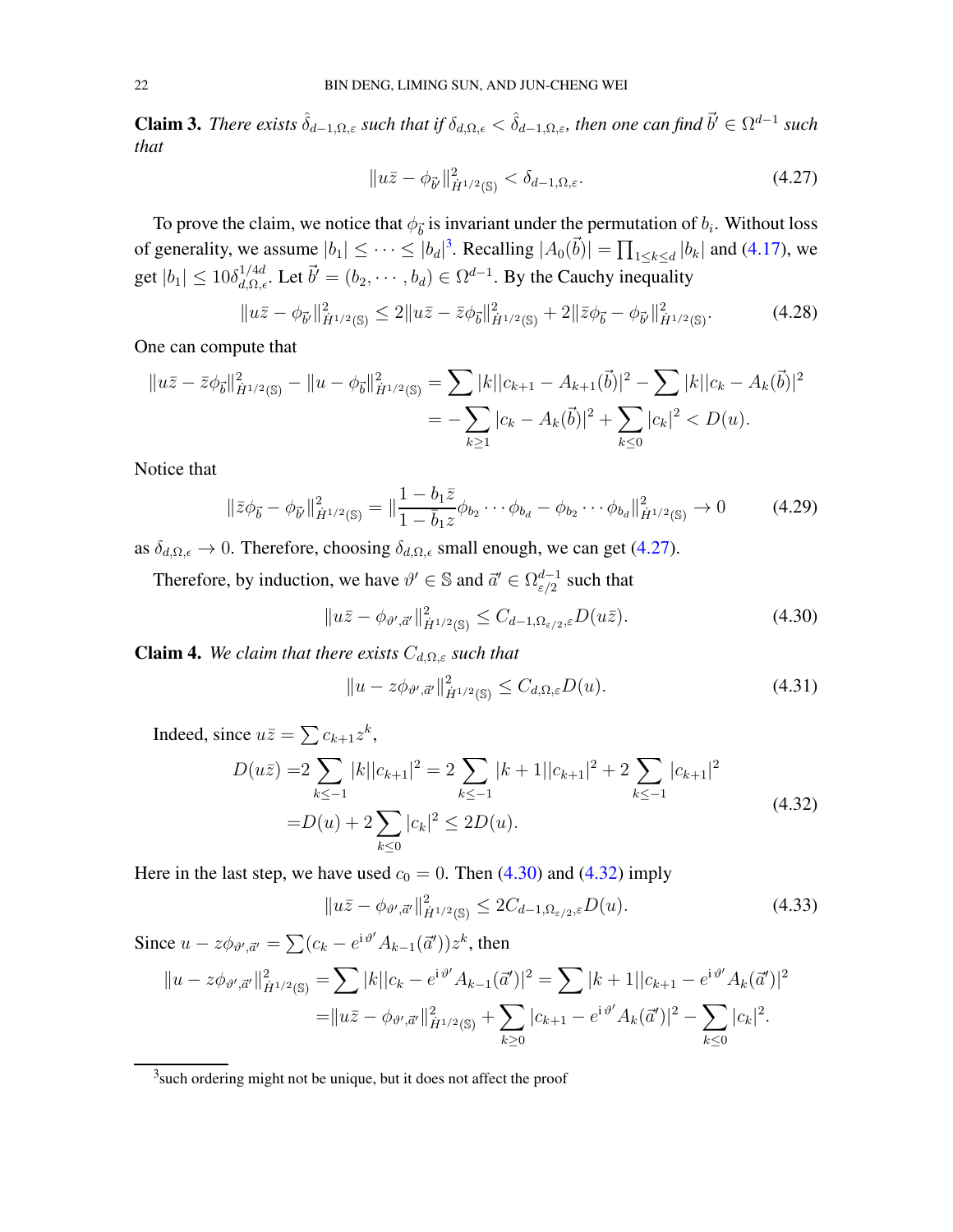**Claim 3.** *There exists $\hat{\delta}_{d-1,\Omega,\varepsilon}$ such that if $\delta_{d,\Omega,\epsilon} < \hat{\delta}_{d-1,\Omega,\varepsilon}$, then one can find $\vec{b}' \in \Omega^{d-1}$ such that*

$$\|u\bar{z} - \phi_{\vec{b}'}\|^2_{\dot{H}^{1/2}(\mathbb{S})} < \delta_{d-1,\Omega,\varepsilon}. \tag{4.27}$$

To prove the claim, we notice that $\phi_{\vec{b}}$ is invariant under the permutation of $b_i$. Without loss of generality, we assume $|b_1| \le \cdots \le |b_d|$[3]. Recalling $|A_0(\vec{b})| = \prod_{1\le k\le d} |b_k|$ and (4.17), we get $|b_1| \le 10\delta^{1/4d}_{d,\Omega,\epsilon}$. Let $\vec{b}' = (b_2, \cdots, b_d) \in \Omega^{d-1}$. By the Cauchy inequality

$$\|u\bar{z} - \phi_{\vec{b}'}\|^2_{\dot{H}^{1/2}(\mathbb{S})} \le 2\|u\bar{z} - \bar{z}\phi_{\vec{b}}\|^2_{\dot{H}^{1/2}(\mathbb{S})} + 2\|\bar{z}\phi_{\vec{b}} - \phi_{\vec{b}'}\|^2_{\dot{H}^{1/2}(\mathbb{S})}. \tag{4.28}$$

One can compute that

$$\begin{aligned}
\|u\bar{z} - \bar{z}\phi_{\vec{b}}\|^2_{\dot{H}^{1/2}(\mathbb{S})} - \|u - \phi_{\vec{b}}\|^2_{\dot{H}^{1/2}(\mathbb{S})} &= \sum |k||c_{k+1} - A_{k+1}(\vec{b})|^2 - \sum |k||c_k - A_k(\vec{b})|^2 \\
&= -\sum_{k\ge 1} |c_k - A_k(\vec{b})|^2 + \sum_{k\le 0} |c_k|^2 < D(u).
\end{aligned}$$

Notice that

$$\|\bar{z}\phi_{\vec{b}} - \phi_{\vec{b}'}\|^2_{\dot{H}^{1/2}(\mathbb{S})} = \|\frac{1 - b_1\bar{z}}{1 - \bar{b}_1 z}\phi_{b_2}\cdots\phi_{b_d} - \phi_{b_2}\cdots\phi_{b_d}\|^2_{\dot{H}^{1/2}(\mathbb{S})} \to 0 \tag{4.29}$$

as $\delta_{d,\Omega,\epsilon} \to 0$. Therefore, choosing $\delta_{d,\Omega,\epsilon}$ small enough, we can get (4.27).

Therefore, by induction, we have $\vartheta' \in \mathbb{S}$ and $\vec{a}' \in \Omega^{d-1}_{\varepsilon/2}$ such that

$$\|u\bar{z} - \phi_{\vartheta',\vec{a}'}\|^2_{\dot{H}^{1/2}(\mathbb{S})} \le C_{d-1,\Omega_{\varepsilon/2},\varepsilon} D(u\bar{z}). \tag{4.30}$$

**Claim 4.** *We claim that there exists $C_{d,\Omega,\varepsilon}$ such that*

$$\|u - z\phi_{\vartheta',\vec{a}'}\|^2_{\dot{H}^{1/2}(\mathbb{S})} \le C_{d,\Omega,\varepsilon} D(u). \tag{4.31}$$

Indeed, since $u\bar{z} = \sum c_{k+1} z^k$,

$$\begin{aligned}
D(u\bar{z}) =& 2\sum_{k\le -1} |k||c_{k+1}|^2 = 2\sum_{k\le -1} |k+1||c_{k+1}|^2 + 2\sum_{k\le -1} |c_{k+1}|^2 \\
=& D(u) + 2\sum_{k\le 0} |c_k|^2 \le 2D(u).
\end{aligned} \tag{4.32}$$

Here in the last step, we have used $c_0 = 0$. Then (4.30) and (4.32) imply

$$\|u\bar{z} - \phi_{\vartheta',\vec{a}'}\|^2_{\dot{H}^{1/2}(\mathbb{S})} \le 2C_{d-1,\Omega_{\varepsilon/2},\varepsilon} D(u). \tag{4.33}$$

Since $u - z\phi_{\vartheta',\vec{a}'} = \sum (c_k - e^{\mathrm{i}\vartheta'} A_{k-1}(\vec{a}'))z^k$, then

$$\begin{aligned}
\|u - z\phi_{\vartheta',\vec{a}'}\|^2_{\dot{H}^{1/2}(\mathbb{S})} =& \sum |k||c_k - e^{\mathrm{i}\vartheta'} A_{k-1}(\vec{a}')|^2 = \sum |k+1||c_{k+1} - e^{\mathrm{i}\vartheta'} A_k(\vec{a}')|^2 \\
=& \|u\bar{z} - \phi_{\vartheta',\vec{a}'}\|^2_{\dot{H}^{1/2}(\mathbb{S})} + \sum_{k\ge 0} |c_{k+1} - e^{\mathrm{i}\vartheta'} A_k(\vec{a}')|^2 - \sum_{k\le 0} |c_k|^2.
\end{aligned}$$

[3] such ordering might not be unique, but it does not affect the proof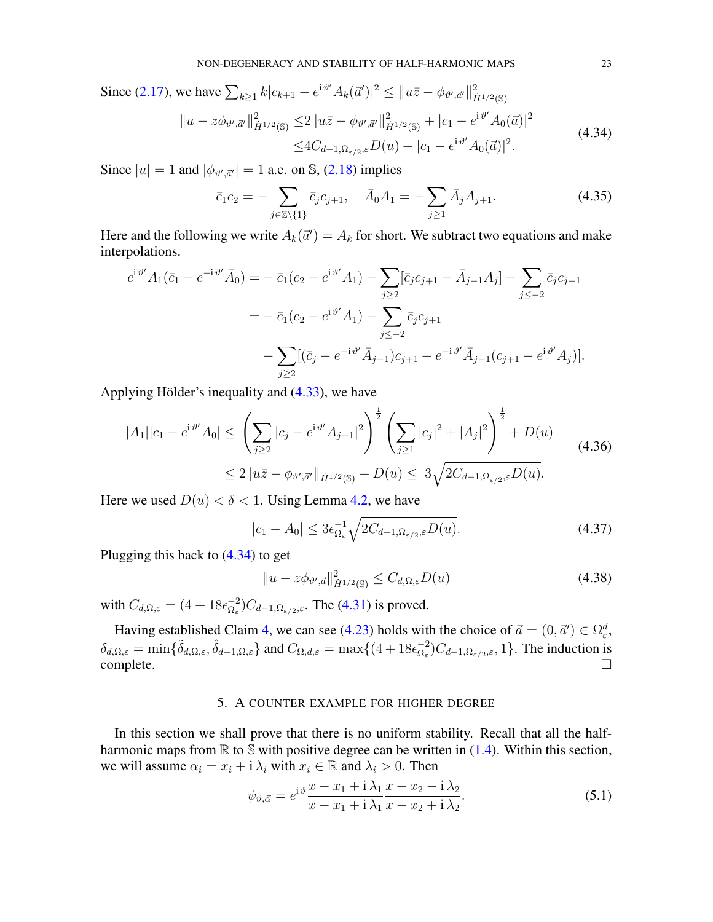Since (2.17), we have $\sum_{k\geq 1} k|c_{k+1} - e^{\mathrm{i}\,\vartheta'} A_k(\vec{a}')|^2 \leq \|u\bar{z} - \phi_{\vartheta',\vec{a}'}\|^2_{\dot{H}^{1/2}(\mathbb{S})}$

$$
\begin{aligned}
\|u - z\phi_{\vartheta',\vec{a}'}\|^2_{\dot{H}^{1/2}(\mathbb{S})} \leq & 2\|u\bar{z} - \phi_{\vartheta',\vec{a}'}\|^2_{\dot{H}^{1/2}(\mathbb{S})} + |c_1 - e^{\mathrm{i}\,\vartheta'} A_0(\vec{a})|^2 \\
\leq & 4C_{d-1,\Omega_{\varepsilon/2},\varepsilon} D(u) + |c_1 - e^{\mathrm{i}\,\vartheta'} A_0(\vec{a})|^2.
\end{aligned}
\tag{4.34}
$$

Since $|u| = 1$ and $|\phi_{\vartheta',\vec{a}'}| = 1$ a.e. on $\mathbb{S}$, (2.18) implies

$$
\bar{c}_1 c_2 = -\sum_{j\in\mathbb{Z}\setminus\{1\}} \bar{c}_j c_{j+1}, \quad \bar{A}_0 A_1 = -\sum_{j\geq 1} \bar{A}_j A_{j+1}. \tag{4.35}
$$

Here and the following we write $A_k(\vec{a}') = A_k$ for short. We subtract two equations and make interpolations.

$$
\begin{aligned}
e^{\mathrm{i}\,\vartheta'} A_1(\bar{c}_1 - e^{-\mathrm{i}\,\vartheta'}\bar{A}_0) =& -\bar{c}_1(c_2 - e^{\mathrm{i}\,\vartheta'} A_1) - \sum_{j\geq 2}[\bar{c}_j c_{j+1} - \bar{A}_{j-1}A_j] - \sum_{j\leq -2} \bar{c}_j c_{j+1} \\
=& -\bar{c}_1(c_2 - e^{\mathrm{i}\,\vartheta'} A_1) - \sum_{j\leq -2} \bar{c}_j c_{j+1} \\
& - \sum_{j\geq 2}[(\bar{c}_j - e^{-\mathrm{i}\,\vartheta'}\bar{A}_{j-1})c_{j+1} + e^{-\mathrm{i}\,\vartheta'}\bar{A}_{j-1}(c_{j+1} - e^{\mathrm{i}\,\vartheta'} A_j)].
\end{aligned}
$$

Applying Hölder's inequality and (4.33), we have

$$
\begin{aligned}
|A_1||c_1 - e^{\mathrm{i}\,\vartheta'} A_0| \leq & \left(\sum_{j\geq 2} |c_j - e^{\mathrm{i}\,\vartheta'} A_{j-1}|^2\right)^{\frac{1}{2}} \left(\sum_{j\geq 1} |c_j|^2 + |A_j|^2\right)^{\frac{1}{2}} + D(u) \\
\leq & 2\|u\bar{z} - \phi_{\vartheta',\vec{a}'}\|_{\dot{H}^{1/2}(\mathbb{S})} + D(u) \leq 3\sqrt{2C_{d-1,\Omega_{\varepsilon/2},\varepsilon} D(u)}.
\end{aligned}
\tag{4.36}
$$

Here we used $D(u) < \delta < 1$. Using Lemma 4.2, we have

$$
|c_1 - A_0| \leq 3\epsilon_{\Omega_\varepsilon}^{-1}\sqrt{2C_{d-1,\Omega_{\varepsilon/2},\varepsilon} D(u)}. \tag{4.37}
$$

Plugging this back to (4.34) to get

$$
\|u - z\phi_{\vartheta',\vec{a}}\|^2_{\dot{H}^{1/2}(\mathbb{S})} \leq C_{d,\Omega,\varepsilon} D(u) \tag{4.38}
$$

with $C_{d,\Omega,\varepsilon} = (4 + 18\epsilon_{\Omega_\varepsilon}^{-2})C_{d-1,\Omega_{\varepsilon/2},\varepsilon}$. The (4.31) is proved.

Having established Claim 4, we can see (4.23) holds with the choice of $\vec{a} = (0, \vec{a}') \in \Omega^d_\varepsilon$, $\delta_{d,\Omega,\varepsilon} = \min\{\tilde{\delta}_{d,\Omega,\varepsilon}, \hat{\delta}_{d-1,\Omega,\varepsilon}\}$ and $C_{\Omega,d,\varepsilon} = \max\{(4 + 18\epsilon_{\Omega_\varepsilon}^{-2})C_{d-1,\Omega_{\varepsilon/2},\varepsilon}, 1\}$. The induction is complete. □

## 5. A counter example for higher degree

In this section we shall prove that there is no uniform stability. Recall that all the half-harmonic maps from $\mathbb{R}$ to $\mathbb{S}$ with positive degree can be written in (1.4). Within this section, we will assume $\alpha_i = x_i + \mathrm{i}\,\lambda_i$ with $x_i \in \mathbb{R}$ and $\lambda_i > 0$. Then

$$
\psi_{\vartheta,\vec{\alpha}} = e^{\mathrm{i}\,\vartheta} \frac{x - x_1 + \mathrm{i}\,\lambda_1}{x - x_1 + \mathrm{i}\,\lambda_1} \frac{x - x_2 - \mathrm{i}\,\lambda_2}{x - x_2 + \mathrm{i}\,\lambda_2}. \tag{5.1}
$$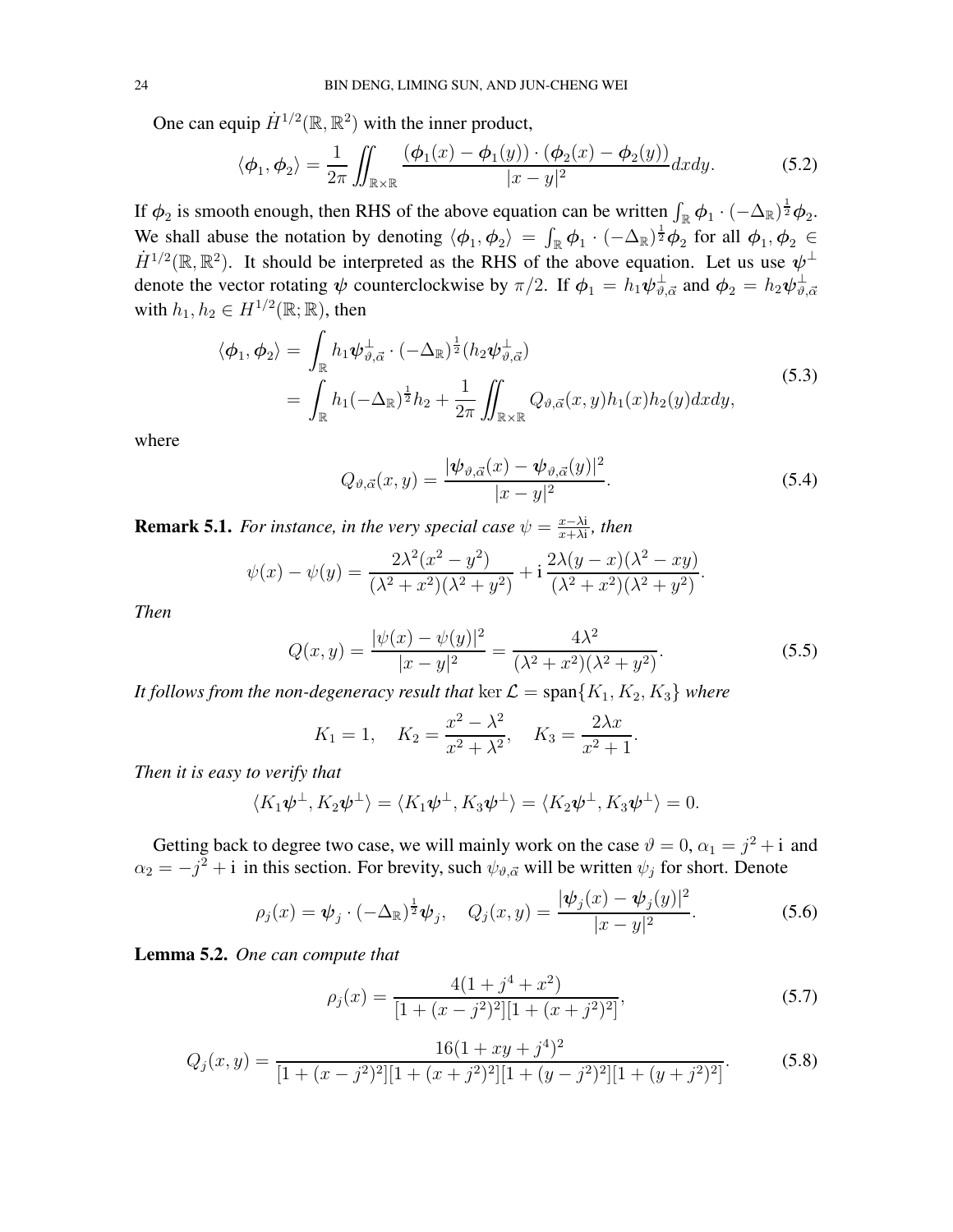One can equip $\dot{H}^{1/2}(\mathbb{R}, \mathbb{R}^2)$ with the inner product,

$$\langle \boldsymbol{\phi}_1, \boldsymbol{\phi}_2 \rangle = \frac{1}{2\pi} \iint_{\mathbb{R}\times\mathbb{R}} \frac{(\boldsymbol{\phi}_1(x) - \boldsymbol{\phi}_1(y)) \cdot (\boldsymbol{\phi}_2(x) - \boldsymbol{\phi}_2(y))}{|x-y|^2} dxdy. \tag{5.2}$$

If $\boldsymbol{\phi}_2$ is smooth enough, then RHS of the above equation can be written $\int_{\mathbb{R}} \boldsymbol{\phi}_1 \cdot (-\Delta_{\mathbb{R}})^{\frac{1}{2}} \boldsymbol{\phi}_2$. We shall abuse the notation by denoting $\langle \boldsymbol{\phi}_1, \boldsymbol{\phi}_2 \rangle = \int_{\mathbb{R}} \boldsymbol{\phi}_1 \cdot (-\Delta_{\mathbb{R}})^{\frac{1}{2}} \boldsymbol{\phi}_2$ for all $\boldsymbol{\phi}_1, \boldsymbol{\phi}_2 \in \dot{H}^{1/2}(\mathbb{R}, \mathbb{R}^2)$. It should be interpreted as the RHS of the above equation. Let us use $\boldsymbol{\psi}^\perp$ denote the vector rotating $\boldsymbol{\psi}$ counterclockwise by $\pi/2$. If $\boldsymbol{\phi}_1 = h_1 \boldsymbol{\psi}^\perp_{\vartheta,\vec{\alpha}}$ and $\boldsymbol{\phi}_2 = h_2 \boldsymbol{\psi}^\perp_{\vartheta,\vec{\alpha}}$ with $h_1, h_2 \in H^{1/2}(\mathbb{R}; \mathbb{R})$, then

$$\begin{aligned} \langle \boldsymbol{\phi}_1, \boldsymbol{\phi}_2 \rangle &= \int_{\mathbb{R}} h_1 \boldsymbol{\psi}^\perp_{\vartheta,\vec{\alpha}} \cdot (-\Delta_{\mathbb{R}})^{\frac{1}{2}} (h_2 \boldsymbol{\psi}^\perp_{\vartheta,\vec{\alpha}}) \\ &= \int_{\mathbb{R}} h_1 (-\Delta_{\mathbb{R}})^{\frac{1}{2}} h_2 + \frac{1}{2\pi} \iint_{\mathbb{R}\times\mathbb{R}} Q_{\vartheta,\vec{\alpha}}(x,y) h_1(x) h_2(y) dxdy, \end{aligned} \tag{5.3}$$

where

$$Q_{\vartheta,\vec{\alpha}}(x,y) = \frac{|\boldsymbol{\psi}_{\vartheta,\vec{\alpha}}(x) - \boldsymbol{\psi}_{\vartheta,\vec{\alpha}}(y)|^2}{|x-y|^2}. \tag{5.4}$$

**Remark 5.1.** *For instance, in the very special case $\psi = \frac{x - \lambda \mathrm{i}}{x + \lambda \mathrm{i}}$, then*

$$\psi(x) - \psi(y) = \frac{2\lambda^2 (x^2 - y^2)}{(\lambda^2 + x^2)(\lambda^2 + y^2)} + \mathrm{i}\, \frac{2\lambda(y-x)(\lambda^2 - xy)}{(\lambda^2 + x^2)(\lambda^2 + y^2)}.$$

*Then*

$$Q(x,y) = \frac{|\psi(x) - \psi(y)|^2}{|x-y|^2} = \frac{4\lambda^2}{(\lambda^2 + x^2)(\lambda^2 + y^2)}. \tag{5.5}$$

*It follows from the non-degeneracy result that* $\ker \mathcal{L} = \operatorname{span}\{K_1, K_2, K_3\}$ *where*

$$K_1 = 1, \quad K_2 = \frac{x^2 - \lambda^2}{x^2 + \lambda^2}, \quad K_3 = \frac{2\lambda x}{x^2 + 1}.$$

*Then it is easy to verify that*

$$\langle K_1 \boldsymbol{\psi}^\perp, K_2 \boldsymbol{\psi}^\perp \rangle = \langle K_1 \boldsymbol{\psi}^\perp, K_3 \boldsymbol{\psi}^\perp \rangle = \langle K_2 \boldsymbol{\psi}^\perp, K_3 \boldsymbol{\psi}^\perp \rangle = 0.$$

Getting back to degree two case, we will mainly work on the case $\vartheta = 0$, $\alpha_1 = j^2 + \mathrm{i}$ and $\alpha_2 = -j^2 + \mathrm{i}$ in this section. For brevity, such $\psi_{\vartheta,\vec{\alpha}}$ will be written $\psi_j$ for short. Denote

$$\rho_j(x) = \boldsymbol{\psi}_j \cdot (-\Delta_{\mathbb{R}})^{\frac{1}{2}} \boldsymbol{\psi}_j, \quad Q_j(x,y) = \frac{|\boldsymbol{\psi}_j(x) - \boldsymbol{\psi}_j(y)|^2}{|x-y|^2}. \tag{5.6}$$

**Lemma 5.2.** *One can compute that*

$$\rho_j(x) = \frac{4(1 + j^4 + x^2)}{[1 + (x - j^2)^2][1 + (x + j^2)^2]}, \tag{5.7}$$

$$Q_j(x,y) = \frac{16(1 + xy + j^4)^2}{[1 + (x - j^2)^2][1 + (x + j^2)^2][1 + (y - j^2)^2][1 + (y + j^2)^2]}. \tag{5.8}$$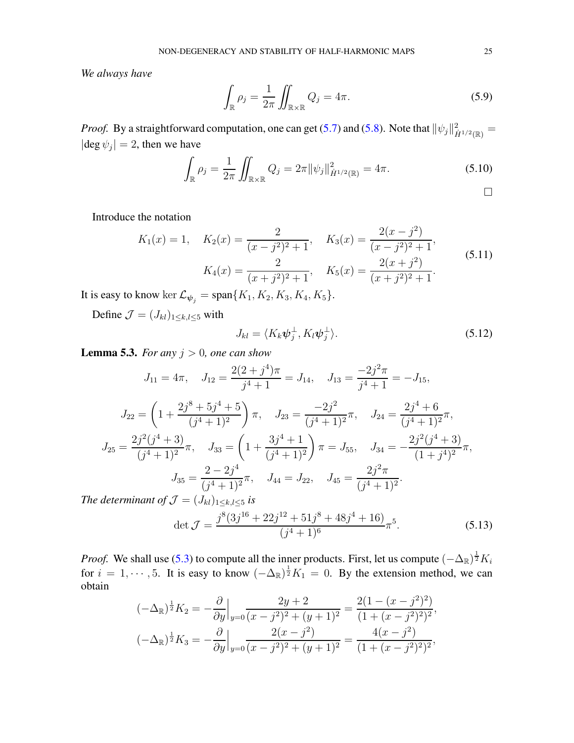*We always have*

$$\int_{\mathbb{R}} \rho_j = \frac{1}{2\pi} \iint_{\mathbb{R}\times\mathbb{R}} Q_j = 4\pi. \tag{5.9}$$

*Proof.* By a straightforward computation, one can get (5.7) and (5.8). Note that $\|\psi_j\|^2_{\dot{H}^{1/2}(\mathbb{R})} = |\deg \psi_j| = 2$, then we have

$$\int_{\mathbb{R}} \rho_j = \frac{1}{2\pi} \iint_{\mathbb{R}\times\mathbb{R}} Q_j = 2\pi \|\psi_j\|^2_{\dot{H}^{1/2}(\mathbb{R})} = 4\pi. \tag{5.10}$$

□

Introduce the notation

$$\begin{aligned} K_1(x) = 1, \quad K_2(x) = \frac{2}{(x-j^2)^2+1}, \quad K_3(x) = \frac{2(x-j^2)}{(x-j^2)^2+1}, \\ K_4(x) = \frac{2}{(x+j^2)^2+1}, \quad K_5(x) = \frac{2(x+j^2)}{(x+j^2)^2+1}. \end{aligned} \tag{5.11}$$

It is easy to know $\ker \mathcal{L}_{\psi_j} = \mathrm{span}\{K_1, K_2, K_3, K_4, K_5\}$.

Define $\mathcal{J} = (J_{kl})_{1\le k,l\le 5}$ with

$$J_{kl} = \langle K_k \boldsymbol{\psi}_j^{\perp}, K_l \boldsymbol{\psi}_j^{\perp} \rangle. \tag{5.12}$$

**Lemma 5.3.** *For any $j > 0$, one can show*

$$J_{11} = 4\pi, \quad J_{12} = \frac{2(2+j^4)\pi}{j^4+1} = J_{14}, \quad J_{13} = \frac{-2j^2\pi}{j^4+1} = -J_{15},$$

$$J_{22} = \left(1 + \frac{2j^8+5j^4+5}{(j^4+1)^2}\right)\pi, \quad J_{23} = \frac{-2j^2}{(j^4+1)^2}\pi, \quad J_{24} = \frac{2j^4+6}{(j^4+1)^2}\pi,$$

$$J_{25} = \frac{2j^2(j^4+3)}{(j^4+1)^2}\pi, \quad J_{33} = \left(1 + \frac{3j^4+1}{(j^4+1)^2}\right)\pi = J_{55}, \quad J_{34} = -\frac{2j^2(j^4+3)}{(1+j^4)^2}\pi,$$

$$J_{35} = \frac{2-2j^4}{(j^4+1)^2}\pi, \quad J_{44} = J_{22}, \quad J_{45} = \frac{2j^2\pi}{(j^4+1)^2}.$$

*The determinant of $\mathcal{J} = (J_{kl})_{1\le k,l\le 5}$ is*

$$\det \mathcal{J} = \frac{j^8(3j^{16}+22j^{12}+51j^8+48j^4+16)}{(j^4+1)^6}\pi^5. \tag{5.13}$$

*Proof.* We shall use (5.3) to compute all the inner products. First, let us compute $(-\Delta_{\mathbb{R}})^{\frac{1}{2}} K_i$ for $i = 1, \cdots, 5$. It is easy to know $(-\Delta_{\mathbb{R}})^{\frac{1}{2}} K_1 = 0$. By the extension method, we can obtain

$$(-\Delta_{\mathbb{R}})^{\frac{1}{2}} K_2 = -\frac{\partial}{\partial y}\Big|_{y=0} \frac{2y+2}{(x-j^2)^2+(y+1)^2} = \frac{2(1-(x-j^2)^2)}{(1+(x-j^2)^2)^2},$$

$$(-\Delta_{\mathbb{R}})^{\frac{1}{2}} K_3 = -\frac{\partial}{\partial y}\Big|_{y=0} \frac{2(x-j^2)}{(x-j^2)^2+(y+1)^2} = \frac{4(x-j^2)}{(1+(x-j^2)^2)^2},$$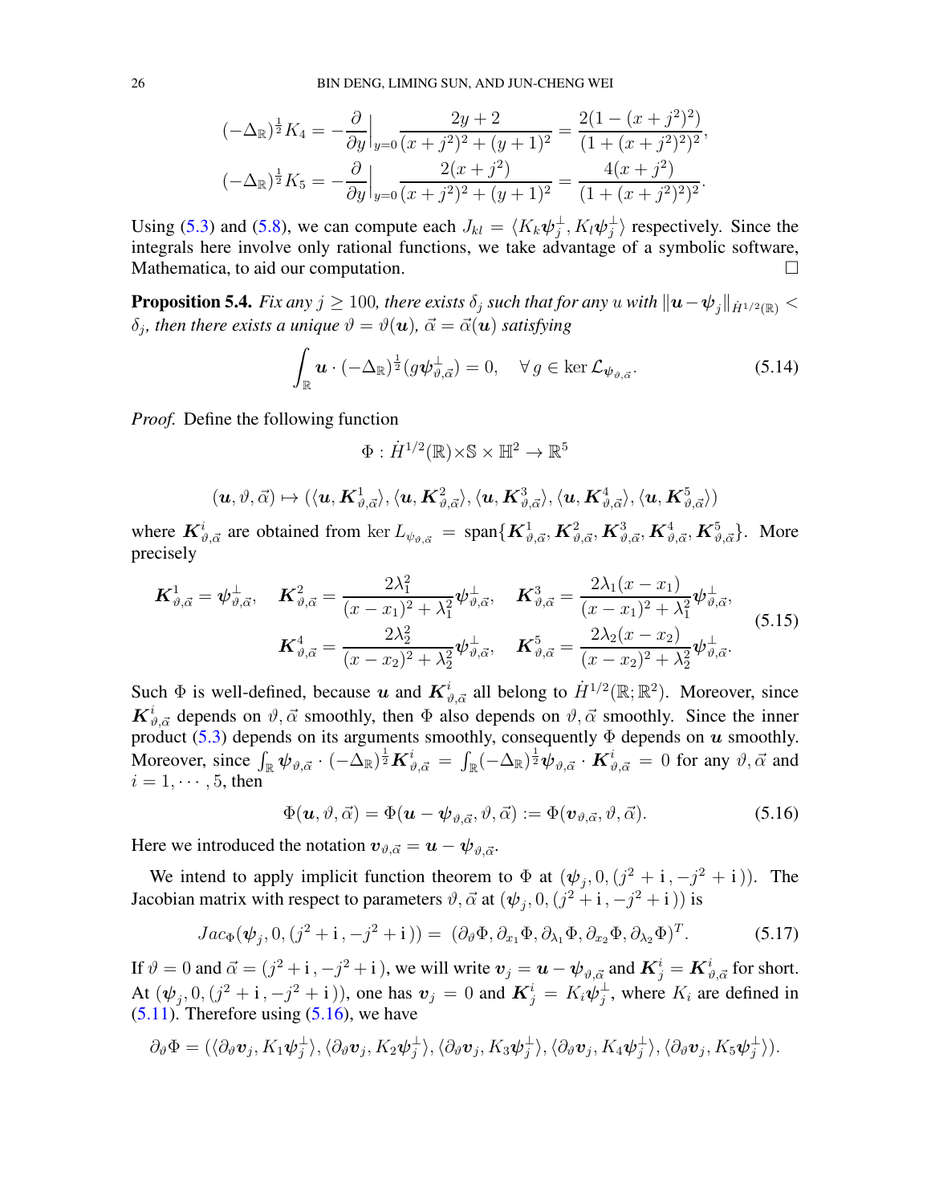$$(-\Delta_{\mathbb{R}})^{\frac{1}{2}} K_4 = -\frac{\partial}{\partial y}\Big|_{y=0} \frac{2y+2}{(x+j^2)^2 + (y+1)^2} = \frac{2(1-(x+j^2)^2)}{(1+(x+j^2)^2)^2},$$

$$(-\Delta_{\mathbb{R}})^{\frac{1}{2}} K_5 = -\frac{\partial}{\partial y}\Big|_{y=0} \frac{2(x+j^2)}{(x+j^2)^2 + (y+1)^2} = \frac{4(x+j^2)}{(1+(x+j^2)^2)^2}.$$

Using (5.3) and (5.8), we can compute each $J_{kl} = \langle K_k \boldsymbol{\psi}_j^{\perp}, K_l \boldsymbol{\psi}_j^{\perp} \rangle$ respectively. Since the integrals here involve only rational functions, we take advantage of a symbolic software, Mathematica, to aid our computation. $\square$

**Proposition 5.4.** *Fix any $j \geq 100$, there exists $\delta_j$ such that for any $u$ with $\|\boldsymbol{u} - \boldsymbol{\psi}_j\|_{\dot{H}^{1/2}(\mathbb{R})} < \delta_j$, then there exists a unique $\vartheta = \vartheta(\boldsymbol{u})$, $\vec{\alpha} = \vec{\alpha}(\boldsymbol{u})$ satisfying*

$$\int_{\mathbb{R}} \boldsymbol{u} \cdot (-\Delta_{\mathbb{R}})^{\frac{1}{2}} (g \boldsymbol{\psi}_{\vartheta,\vec{\alpha}}^{\perp}) = 0, \quad \forall\, g \in \ker \mathcal{L}_{\boldsymbol{\psi}_{\vartheta,\vec{\alpha}}}. \tag{5.14}$$

*Proof.* Define the following function

$$\Phi : \dot{H}^{1/2}(\mathbb{R}) \times \mathbb{S} \times \mathbb{H}^2 \to \mathbb{R}^5$$

$$(\boldsymbol{u}, \vartheta, \vec{\alpha}) \mapsto (\langle \boldsymbol{u}, \boldsymbol{K}_{\vartheta,\vec{\alpha}}^1 \rangle, \langle \boldsymbol{u}, \boldsymbol{K}_{\vartheta,\vec{\alpha}}^2 \rangle, \langle \boldsymbol{u}, \boldsymbol{K}_{\vartheta,\vec{\alpha}}^3 \rangle, \langle \boldsymbol{u}, \boldsymbol{K}_{\vartheta,\vec{\alpha}}^4 \rangle, \langle \boldsymbol{u}, \boldsymbol{K}_{\vartheta,\vec{\alpha}}^5 \rangle)$$

where $\boldsymbol{K}_{\vartheta,\vec{\alpha}}^i$ are obtained from $\ker L_{\psi_{\vartheta,\vec{\alpha}}} = \mathrm{span}\{\boldsymbol{K}_{\vartheta,\vec{\alpha}}^1, \boldsymbol{K}_{\vartheta,\vec{\alpha}}^2, \boldsymbol{K}_{\vartheta,\vec{\alpha}}^3, \boldsymbol{K}_{\vartheta,\vec{\alpha}}^4, \boldsymbol{K}_{\vartheta,\vec{\alpha}}^5\}$. More precisely

$$\begin{aligned}
\boldsymbol{K}_{\vartheta,\vec{\alpha}}^1 = \boldsymbol{\psi}_{\vartheta,\vec{\alpha}}^{\perp}, \quad \boldsymbol{K}_{\vartheta,\vec{\alpha}}^2 &= \frac{2\lambda_1^2}{(x-x_1)^2 + \lambda_1^2} \boldsymbol{\psi}_{\vartheta,\vec{\alpha}}^{\perp}, \quad \boldsymbol{K}_{\vartheta,\vec{\alpha}}^3 = \frac{2\lambda_1(x-x_1)}{(x-x_1)^2 + \lambda_1^2} \boldsymbol{\psi}_{\vartheta,\vec{\alpha}}^{\perp}, \\
\boldsymbol{K}_{\vartheta,\vec{\alpha}}^4 &= \frac{2\lambda_2^2}{(x-x_2)^2 + \lambda_2^2} \boldsymbol{\psi}_{\vartheta,\vec{\alpha}}^{\perp}, \quad \boldsymbol{K}_{\vartheta,\vec{\alpha}}^5 = \frac{2\lambda_2(x-x_2)}{(x-x_2)^2 + \lambda_2^2} \boldsymbol{\psi}_{\vartheta,\vec{\alpha}}^{\perp}.
\end{aligned} \tag{5.15}$$

Such $\Phi$ is well-defined, because $\boldsymbol{u}$ and $\boldsymbol{K}_{\vartheta,\vec{\alpha}}^i$ all belong to $\dot{H}^{1/2}(\mathbb{R};\mathbb{R}^2)$. Moreover, since $\boldsymbol{K}_{\vartheta,\vec{\alpha}}^i$ depends on $\vartheta, \vec{\alpha}$ smoothly, then $\Phi$ also depends on $\vartheta, \vec{\alpha}$ smoothly. Since the inner product (5.3) depends on its arguments smoothly, consequently $\Phi$ depends on $\boldsymbol{u}$ smoothly. Moreover, since $\int_{\mathbb{R}} \boldsymbol{\psi}_{\vartheta,\vec{\alpha}} \cdot (-\Delta_{\mathbb{R}})^{\frac{1}{2}} \boldsymbol{K}_{\vartheta,\vec{\alpha}}^i = \int_{\mathbb{R}} (-\Delta_{\mathbb{R}})^{\frac{1}{2}} \boldsymbol{\psi}_{\vartheta,\vec{\alpha}} \cdot \boldsymbol{K}_{\vartheta,\vec{\alpha}}^i = 0$ for any $\vartheta, \vec{\alpha}$ and $i = 1, \cdots, 5$, then

$$\Phi(\boldsymbol{u}, \vartheta, \vec{\alpha}) = \Phi(\boldsymbol{u} - \boldsymbol{\psi}_{\vartheta,\vec{\alpha}}, \vartheta, \vec{\alpha}) := \Phi(\boldsymbol{v}_{\vartheta,\vec{\alpha}}, \vartheta, \vec{\alpha}). \tag{5.16}$$

Here we introduced the notation $\boldsymbol{v}_{\vartheta,\vec{\alpha}} = \boldsymbol{u} - \boldsymbol{\psi}_{\vartheta,\vec{\alpha}}$.

We intend to apply implicit function theorem to $\Phi$ at $(\boldsymbol{\psi}_j, 0, (j^2 + \mathrm{i}, -j^2 + \mathrm{i}))$. The Jacobian matrix with respect to parameters $\vartheta, \vec{\alpha}$ at $(\boldsymbol{\psi}_j, 0, (j^2 + \mathrm{i}, -j^2 + \mathrm{i}))$ is

$$Jac_{\Phi}(\boldsymbol{\psi}_j, 0, (j^2 + \mathrm{i}, -j^2 + \mathrm{i})) = (\partial_{\vartheta}\Phi, \partial_{x_1}\Phi, \partial_{\lambda_1}\Phi, \partial_{x_2}\Phi, \partial_{\lambda_2}\Phi)^T. \tag{5.17}$$

If $\vartheta = 0$ and $\vec{\alpha} = (j^2 + \mathrm{i}, -j^2 + \mathrm{i})$, we will write $\boldsymbol{v}_j = \boldsymbol{u} - \boldsymbol{\psi}_{\vartheta,\vec{\alpha}}$ and $\boldsymbol{K}_j^i = \boldsymbol{K}_{\vartheta,\vec{\alpha}}^i$ for short. At $(\boldsymbol{\psi}_j, 0, (j^2 + \mathrm{i}, -j^2 + \mathrm{i}))$, one has $\boldsymbol{v}_j = 0$ and $\boldsymbol{K}_j^i = K_i \boldsymbol{\psi}_j^{\perp}$, where $K_i$ are defined in (5.11). Therefore using (5.16), we have

$$\partial_{\vartheta}\Phi = (\langle \partial_{\vartheta}\boldsymbol{v}_j, K_1\boldsymbol{\psi}_j^{\perp} \rangle, \langle \partial_{\vartheta}\boldsymbol{v}_j, K_2\boldsymbol{\psi}_j^{\perp} \rangle, \langle \partial_{\vartheta}\boldsymbol{v}_j, K_3\boldsymbol{\psi}_j^{\perp} \rangle, \langle \partial_{\vartheta}\boldsymbol{v}_j, K_4\boldsymbol{\psi}_j^{\perp} \rangle, \langle \partial_{\vartheta}\boldsymbol{v}_j, K_5\boldsymbol{\psi}_j^{\perp} \rangle).$$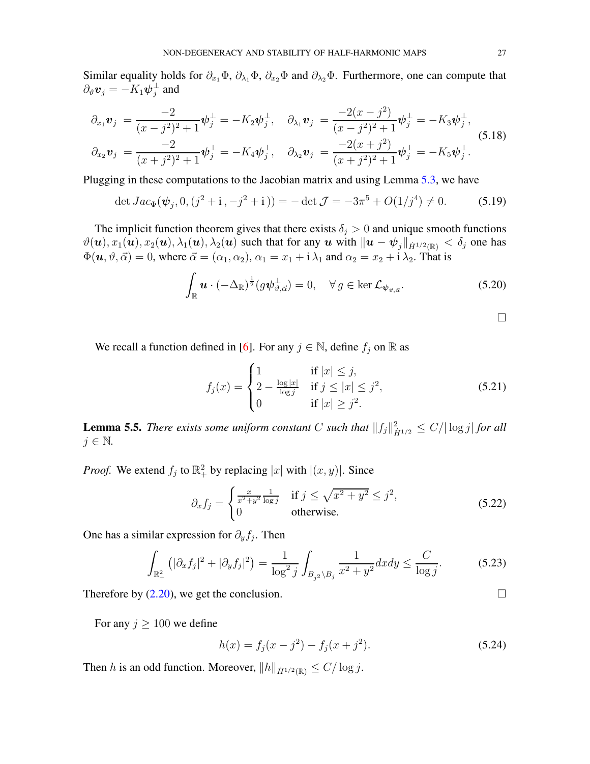Similar equality holds for $\partial_{x_1}\Phi$, $\partial_{\lambda_1}\Phi$, $\partial_{x_2}\Phi$ and $\partial_{\lambda_2}\Phi$. Furthermore, one can compute that $\partial_\vartheta \boldsymbol{v}_j = -K_1\boldsymbol{\psi}_j^\perp$ and

$$
\begin{aligned}
\partial_{x_1}\boldsymbol{v}_j &= \frac{-2}{(x-j^2)^2+1}\boldsymbol{\psi}_j^\perp = -K_2\boldsymbol{\psi}_j^\perp, \quad \partial_{\lambda_1}\boldsymbol{v}_j = \frac{-2(x-j^2)}{(x-j^2)^2+1}\boldsymbol{\psi}_j^\perp = -K_3\boldsymbol{\psi}_j^\perp,\\
\partial_{x_2}\boldsymbol{v}_j &= \frac{-2}{(x+j^2)^2+1}\boldsymbol{\psi}_j^\perp = -K_4\boldsymbol{\psi}_j^\perp, \quad \partial_{\lambda_2}\boldsymbol{v}_j = \frac{-2(x+j^2)}{(x+j^2)^2+1}\boldsymbol{\psi}_j^\perp = -K_5\boldsymbol{\psi}_j^\perp.
\end{aligned}
\tag{5.18}
$$

Plugging in these computations to the Jacobian matrix and using Lemma 5.3, we have

$$
\det Jac_\Phi(\boldsymbol{\psi}_j, 0, (j^2+\mathrm{i}\,, -j^2+\mathrm{i}\,)) = -\det \mathcal{J} = -3\pi^5 + O(1/j^4) \neq 0. \tag{5.19}
$$

The implicit function theorem gives that there exists $\delta_j > 0$ and unique smooth functions $\vartheta(\boldsymbol{u}), x_1(\boldsymbol{u}), x_2(\boldsymbol{u}), \lambda_1(\boldsymbol{u}), \lambda_2(\boldsymbol{u})$ such that for any $\boldsymbol{u}$ with $\|\boldsymbol{u}-\boldsymbol{\psi}_j\|_{\dot{H}^{1/2}(\mathbb{R})} < \delta_j$ one has $\Phi(\boldsymbol{u},\vartheta,\vec{\alpha}) = 0$, where $\vec{\alpha} = (\alpha_1,\alpha_2)$, $\alpha_1 = x_1 + \mathrm{i}\,\lambda_1$ and $\alpha_2 = x_2 + \mathrm{i}\,\lambda_2$. That is

$$
\int_{\mathbb{R}} \boldsymbol{u}\cdot(-\Delta_{\mathbb{R}})^{\frac{1}{2}}(g\boldsymbol{\psi}^\perp_{\vartheta,\vec{\alpha}}) = 0, \quad \forall\, g \in \ker \mathcal{L}_{\boldsymbol{\psi}_{\vartheta,\vec{\alpha}}}. \tag{5.20}
$$

□

We recall a function defined in [6]. For any $j \in \mathbb{N}$, define $f_j$ on $\mathbb{R}$ as

$$
f_j(x) = \begin{cases} 1 & \text{if } |x| \le j,\\ 2 - \frac{\log|x|}{\log j} & \text{if } j \le |x| \le j^2,\\ 0 & \text{if } |x| \ge j^2. \end{cases} \tag{5.21}
$$

**Lemma 5.5.** *There exists some uniform constant $C$ such that $\|f_j\|^2_{\dot{H}^{1/2}} \le C/|\log j|$ for all $j \in \mathbb{N}$.*

*Proof.* We extend $f_j$ to $\mathbb{R}^2_+$ by replacing $|x|$ with $|(x,y)|$. Since

$$
\partial_x f_j = \begin{cases} \frac{x}{x^2+y^2}\frac{1}{\log j} & \text{if } j \le \sqrt{x^2+y^2} \le j^2,\\ 0 & \text{otherwise.} \end{cases} \tag{5.22}
$$

One has a similar expression for $\partial_y f_j$. Then

$$
\int_{\mathbb{R}^2_+} \left(|\partial_x f_j|^2 + |\partial_y f_j|^2\right) = \frac{1}{\log^2 j}\int_{B_{j^2}\setminus B_j} \frac{1}{x^2+y^2}dxdy \le \frac{C}{\log j}. \tag{5.23}
$$

Therefore by (2.20), we get the conclusion. □

For any $j \ge 100$ we define

$$
h(x) = f_j(x-j^2) - f_j(x+j^2). \tag{5.24}
$$

Then $h$ is an odd function. Moreover, $\|h\|_{\dot{H}^{1/2}(\mathbb{R})} \le C/\log j$.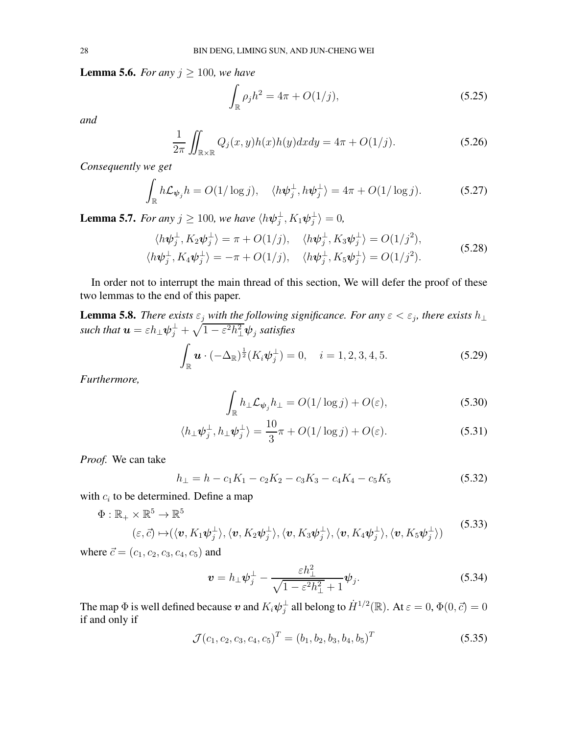**Lemma 5.6.** *For any $j \geq 100$, we have*

$$\int_{\mathbb{R}} \rho_j h^2 = 4\pi + O(1/j), \tag{5.25}$$

*and*

$$\frac{1}{2\pi} \iint_{\mathbb{R}\times\mathbb{R}} Q_j(x,y) h(x) h(y) dx dy = 4\pi + O(1/j). \tag{5.26}$$

*Consequently we get*

$$\int_{\mathbb{R}} h \mathcal{L}_{\boldsymbol{\psi}_j} h = O(1/\log j), \quad \langle h \boldsymbol{\psi}_j^{\perp}, h \boldsymbol{\psi}_j^{\perp} \rangle = 4\pi + O(1/\log j). \tag{5.27}$$

**Lemma 5.7.** *For any $j \geq 100$, we have $\langle h\boldsymbol{\psi}_j^{\perp}, K_1 \boldsymbol{\psi}_j^{\perp} \rangle = 0$,*

$$\begin{aligned} \langle h\boldsymbol{\psi}_j^{\perp}, K_2 \boldsymbol{\psi}_j^{\perp} \rangle &= \pi + O(1/j), \quad \langle h\boldsymbol{\psi}_j^{\perp}, K_3 \boldsymbol{\psi}_j^{\perp} \rangle = O(1/j^2), \\ \langle h\boldsymbol{\psi}_j^{\perp}, K_4 \boldsymbol{\psi}_j^{\perp} \rangle &= -\pi + O(1/j), \quad \langle h\boldsymbol{\psi}_j^{\perp}, K_5 \boldsymbol{\psi}_j^{\perp} \rangle = O(1/j^2). \end{aligned} \tag{5.28}$$

In order not to interrupt the main thread of this section, We will defer the proof of these two lemmas to the end of this paper.

**Lemma 5.8.** *There exists $\varepsilon_j$ with the following significance. For any $\varepsilon < \varepsilon_j$, there exists $h_\perp$ such that $\boldsymbol{u} = \varepsilon h_\perp \boldsymbol{\psi}_j^{\perp} + \sqrt{1-\varepsilon^2 h_\perp^2}\boldsymbol{\psi}_j$ satisfies*

$$\int_{\mathbb{R}} \boldsymbol{u} \cdot (-\Delta_{\mathbb{R}})^{\frac{1}{2}} (K_i \boldsymbol{\psi}_j^{\perp}) = 0, \quad i = 1,2,3,4,5. \tag{5.29}$$

*Furthermore,*

$$\int_{\mathbb{R}} h_\perp \mathcal{L}_{\boldsymbol{\psi}_j} h_\perp = O(1/\log j) + O(\varepsilon), \tag{5.30}$$

$$\langle h_\perp \boldsymbol{\psi}_j^{\perp}, h_\perp \boldsymbol{\psi}_j^{\perp} \rangle = \frac{10}{3}\pi + O(1/\log j) + O(\varepsilon). \tag{5.31}$$

*Proof.* We can take

$$h_\perp = h - c_1 K_1 - c_2 K_2 - c_3 K_3 - c_4 K_4 - c_5 K_5 \tag{5.32}$$

with $c_i$ to be determined. Define a map

$$\begin{aligned} &\Phi : \mathbb{R}_+ \times \mathbb{R}^5 \to \mathbb{R}^5 \\ &\quad (\varepsilon, \vec{c}) \mapsto (\langle \boldsymbol{v}, K_1 \boldsymbol{\psi}_j^{\perp} \rangle, \langle \boldsymbol{v}, K_2 \boldsymbol{\psi}_j^{\perp} \rangle, \langle \boldsymbol{v}, K_3 \boldsymbol{\psi}_j^{\perp} \rangle, \langle \boldsymbol{v}, K_4 \boldsymbol{\psi}_j^{\perp} \rangle, \langle \boldsymbol{v}, K_5 \boldsymbol{\psi}_j^{\perp} \rangle) \end{aligned} \tag{5.33}$$

where $\vec{c} = (c_1, c_2, c_3, c_4, c_5)$ and

$$\boldsymbol{v} = h_\perp \boldsymbol{\psi}_j^{\perp} - \frac{\varepsilon h_\perp^2}{\sqrt{1-\varepsilon^2 h_\perp^2}+1} \boldsymbol{\psi}_j. \tag{5.34}$$

The map $\Phi$ is well defined because $\boldsymbol{v}$ and $K_i \boldsymbol{\psi}_j^{\perp}$ all belong to $\dot{H}^{1/2}(\mathbb{R})$. At $\varepsilon = 0$, $\Phi(0, \vec{c}) = 0$ if and only if

$$\mathcal{J}(c_1, c_2, c_3, c_4, c_5)^T = (b_1, b_2, b_3, b_4, b_5)^T \tag{5.35}$$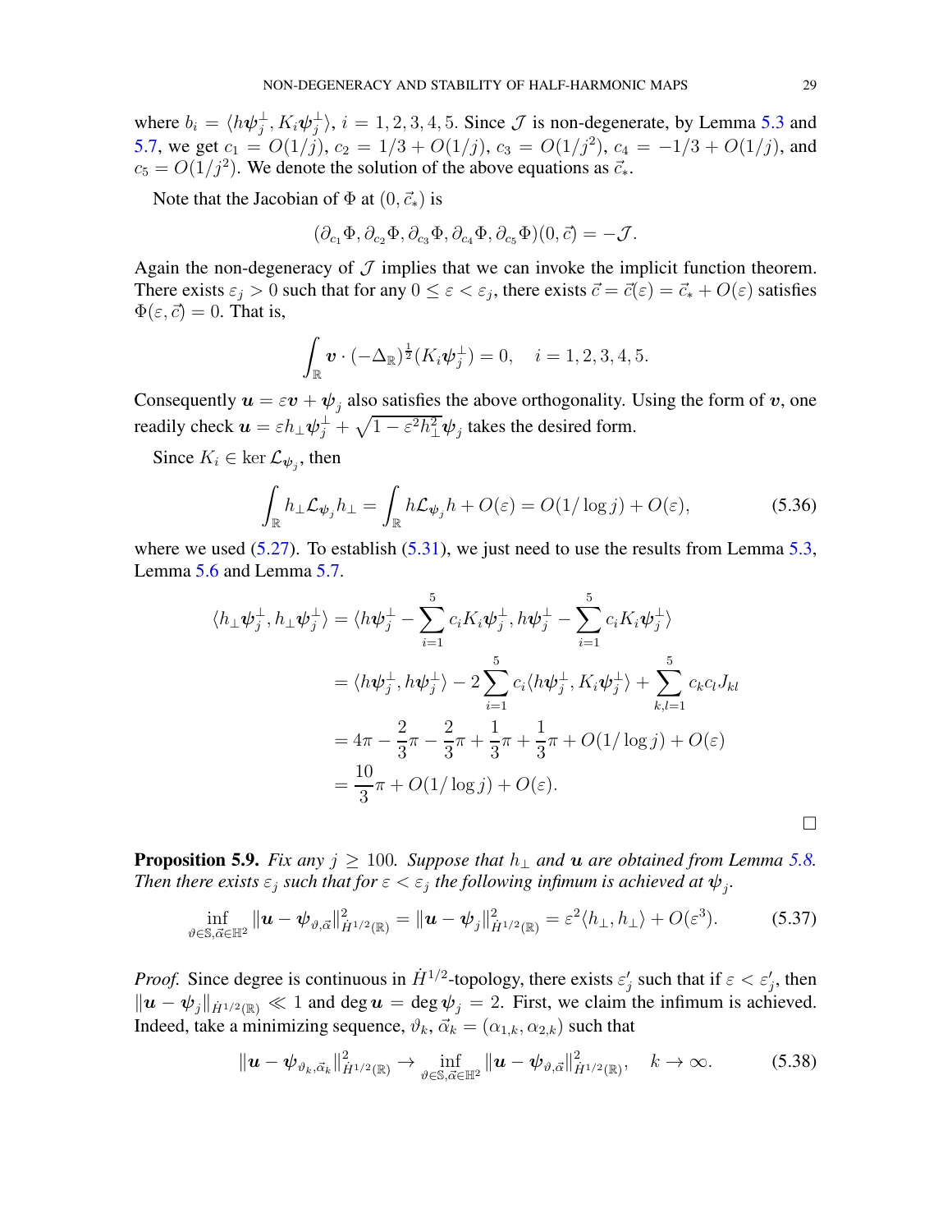where $b_i = \langle h\boldsymbol{\psi}_j^\perp, K_i\boldsymbol{\psi}_j^\perp\rangle$, $i = 1, 2, 3, 4, 5$. Since $\mathcal{J}$ is non-degenerate, by Lemma 5.3 and 5.7, we get $c_1 = O(1/j)$, $c_2 = 1/3 + O(1/j)$, $c_3 = O(1/j^2)$, $c_4 = -1/3 + O(1/j)$, and $c_5 = O(1/j^2)$. We denote the solution of the above equations as $\vec{c}_*$.

Note that the Jacobian of $\Phi$ at $(0, \vec{c}_*)$ is

$$(\partial_{c_1}\Phi, \partial_{c_2}\Phi, \partial_{c_3}\Phi, \partial_{c_4}\Phi, \partial_{c_5}\Phi)(0, \vec{c}) = -\mathcal{J}.$$

Again the non-degeneracy of $\mathcal{J}$ implies that we can invoke the implicit function theorem. There exists $\varepsilon_j > 0$ such that for any $0 \leq \varepsilon < \varepsilon_j$, there exists $\vec{c} = \vec{c}(\varepsilon) = \vec{c}_* + O(\varepsilon)$ satisfies $\Phi(\varepsilon, \vec{c}) = 0$. That is,

$$\int_{\mathbb{R}} \boldsymbol{v} \cdot (-\Delta_{\mathbb{R}})^{\frac{1}{2}}(K_i\boldsymbol{\psi}_j^\perp) = 0, \quad i = 1, 2, 3, 4, 5.$$

Consequently $\boldsymbol{u} = \varepsilon\boldsymbol{v} + \boldsymbol{\psi}_j$ also satisfies the above orthogonality. Using the form of $\boldsymbol{v}$, one readily check $\boldsymbol{u} = \varepsilon h_\perp\boldsymbol{\psi}_j^\perp + \sqrt{1 - \varepsilon^2 h_\perp^2}\boldsymbol{\psi}_j$ takes the desired form.

Since $K_i \in \ker \mathcal{L}_{\boldsymbol{\psi}_j}$, then

$$\int_{\mathbb{R}} h_\perp \mathcal{L}_{\boldsymbol{\psi}_j} h_\perp = \int_{\mathbb{R}} h\mathcal{L}_{\boldsymbol{\psi}_j} h + O(\varepsilon) = O(1/\log j) + O(\varepsilon), \tag{5.36}$$

where we used (5.27). To establish (5.31), we just need to use the results from Lemma 5.3, Lemma 5.6 and Lemma 5.7.

$$\begin{aligned}
\langle h_\perp\boldsymbol{\psi}_j^\perp, h_\perp\boldsymbol{\psi}_j^\perp\rangle &= \langle h\boldsymbol{\psi}_j^\perp - \sum_{i=1}^{5} c_i K_i\boldsymbol{\psi}_j^\perp, h\boldsymbol{\psi}_j^\perp - \sum_{i=1}^{5} c_i K_i\boldsymbol{\psi}_j^\perp\rangle \\
&= \langle h\boldsymbol{\psi}_j^\perp, h\boldsymbol{\psi}_j^\perp\rangle - 2\sum_{i=1}^{5} c_i\langle h\boldsymbol{\psi}_j^\perp, K_i\boldsymbol{\psi}_j^\perp\rangle + \sum_{k,l=1}^{5} c_k c_l J_{kl} \\
&= 4\pi - \frac{2}{3}\pi - \frac{2}{3}\pi + \frac{1}{3}\pi + \frac{1}{3}\pi + O(1/\log j) + O(\varepsilon) \\
&= \frac{10}{3}\pi + O(1/\log j) + O(\varepsilon).
\end{aligned}$$

□

**Proposition 5.9.** *Fix any $j \geq 100$. Suppose that $h_\perp$ and $\boldsymbol{u}$ are obtained from Lemma 5.8. Then there exists $\varepsilon_j$ such that for $\varepsilon < \varepsilon_j$ the following infimum is achieved at $\boldsymbol{\psi}_j$.*

$$\inf_{\vartheta\in\mathbb{S}, \vec{\alpha}\in\mathbb{H}^2} \|\boldsymbol{u} - \boldsymbol{\psi}_{\vartheta,\vec{\alpha}}\|^2_{\dot{H}^{1/2}(\mathbb{R})} = \|\boldsymbol{u} - \boldsymbol{\psi}_j\|^2_{\dot{H}^{1/2}(\mathbb{R})} = \varepsilon^2\langle h_\perp, h_\perp\rangle + O(\varepsilon^3). \tag{5.37}$$

*Proof.* Since degree is continuous in $\dot{H}^{1/2}$-topology, there exists $\varepsilon_j'$ such that if $\varepsilon < \varepsilon_j'$, then $\|\boldsymbol{u} - \boldsymbol{\psi}_j\|_{\dot{H}^{1/2}(\mathbb{R})} \ll 1$ and $\deg \boldsymbol{u} = \deg \boldsymbol{\psi}_j = 2$. First, we claim the infimum is achieved. Indeed, take a minimizing sequence, $\vartheta_k, \vec{\alpha}_k = (\alpha_{1,k}, \alpha_{2,k})$ such that

$$\|\boldsymbol{u} - \boldsymbol{\psi}_{\vartheta_k,\vec{\alpha}_k}\|^2_{\dot{H}^{1/2}(\mathbb{R})} \to \inf_{\vartheta\in\mathbb{S}, \vec{\alpha}\in\mathbb{H}^2} \|\boldsymbol{u} - \boldsymbol{\psi}_{\vartheta,\vec{\alpha}}\|^2_{\dot{H}^{1/2}(\mathbb{R})}, \quad k \to \infty. \tag{5.38}$$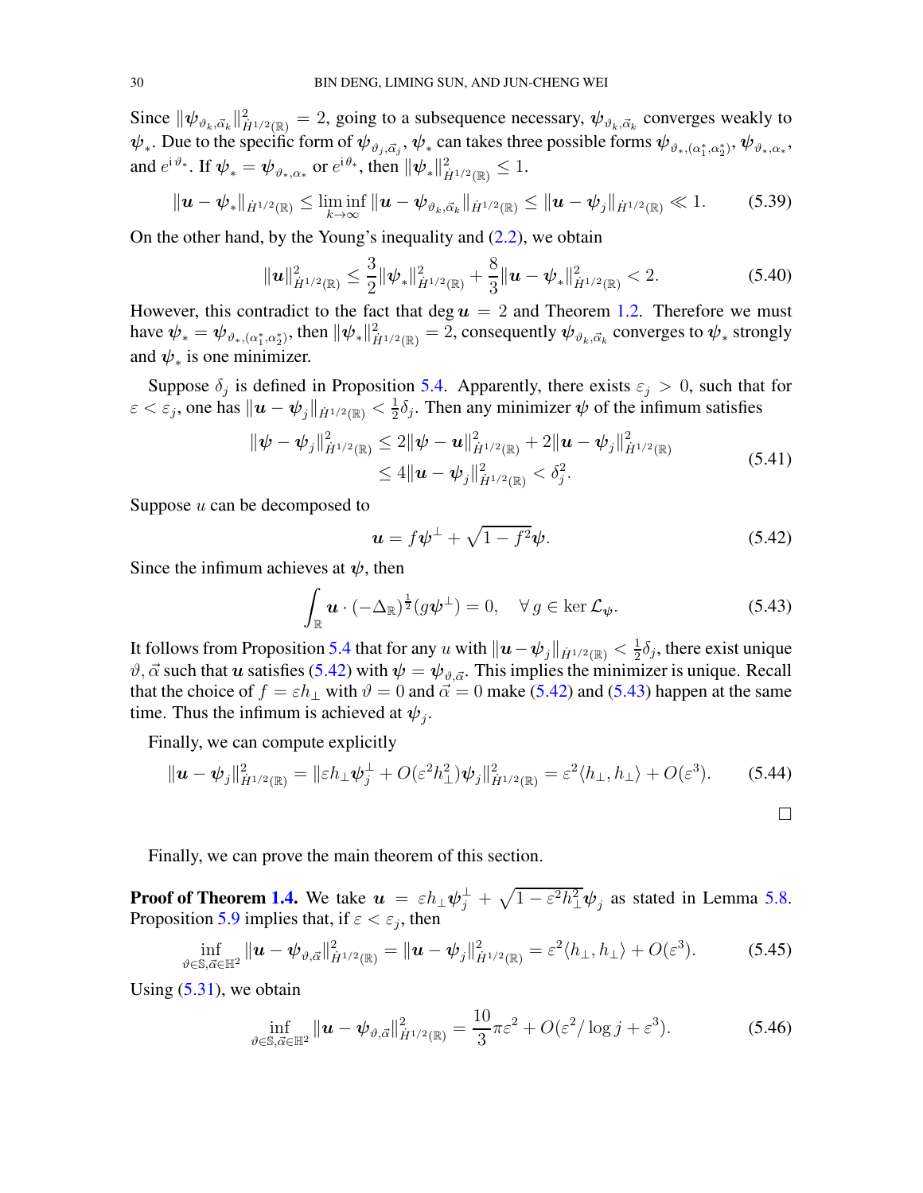Since $\|\boldsymbol{\psi}_{\vartheta_k,\vec{\alpha}_k}\|^2_{\dot{H}^{1/2}(\mathbb{R})} = 2$, going to a subsequence necessary, $\boldsymbol{\psi}_{\vartheta_k,\vec{\alpha}_k}$ converges weakly to $\boldsymbol{\psi}_*$. Due to the specific form of $\boldsymbol{\psi}_{\vartheta_j,\vec{\alpha}_j}$, $\boldsymbol{\psi}_*$ can takes three possible forms $\boldsymbol{\psi}_{\vartheta_*,(\alpha_1^*,\alpha_2^*)}$, $\boldsymbol{\psi}_{\vartheta_*,\alpha_*}$, and $e^{\mathrm{i}\vartheta_*}$. If $\boldsymbol{\psi}_* = \boldsymbol{\psi}_{\vartheta_*,\alpha_*}$ or $e^{\mathrm{i}\theta_*}$, then $\|\boldsymbol{\psi}_*\|^2_{\dot{H}^{1/2}(\mathbb{R})} \le 1$.

$$\|\boldsymbol{u} - \boldsymbol{\psi}_*\|_{\dot{H}^{1/2}(\mathbb{R})} \le \liminf_{k\to\infty} \|\boldsymbol{u} - \boldsymbol{\psi}_{\vartheta_k,\vec{\alpha}_k}\|_{\dot{H}^{1/2}(\mathbb{R})} \le \|\boldsymbol{u} - \boldsymbol{\psi}_j\|_{\dot{H}^{1/2}(\mathbb{R})} \ll 1. \tag{5.39}$$

On the other hand, by the Young's inequality and (2.2), we obtain

$$\|\boldsymbol{u}\|^2_{\dot{H}^{1/2}(\mathbb{R})} \le \frac{3}{2}\|\boldsymbol{\psi}_*\|^2_{\dot{H}^{1/2}(\mathbb{R})} + \frac{8}{3}\|\boldsymbol{u} - \boldsymbol{\psi}_*\|^2_{\dot{H}^{1/2}(\mathbb{R})} < 2. \tag{5.40}$$

However, this contradict to the fact that $\deg \boldsymbol{u} = 2$ and Theorem 1.2. Therefore we must have $\boldsymbol{\psi}_* = \boldsymbol{\psi}_{\vartheta_*,(\alpha_1^*,\alpha_2^*)}$, then $\|\boldsymbol{\psi}_*\|^2_{\dot{H}^{1/2}(\mathbb{R})} = 2$, consequently $\boldsymbol{\psi}_{\vartheta_k,\vec{\alpha}_k}$ converges to $\boldsymbol{\psi}_*$ strongly and $\boldsymbol{\psi}_*$ is one minimizer.

Suppose $\delta_j$ is defined in Proposition 5.4. Apparently, there exists $\varepsilon_j > 0$, such that for $\varepsilon < \varepsilon_j$, one has $\|\boldsymbol{u} - \boldsymbol{\psi}_j\|_{\dot{H}^{1/2}(\mathbb{R})} < \frac{1}{2}\delta_j$. Then any minimizer $\boldsymbol{\psi}$ of the infimum satisfies

$$\begin{aligned} \|\boldsymbol{\psi} - \boldsymbol{\psi}_j\|^2_{\dot{H}^{1/2}(\mathbb{R})} &\le 2\|\boldsymbol{\psi} - \boldsymbol{u}\|^2_{\dot{H}^{1/2}(\mathbb{R})} + 2\|\boldsymbol{u} - \boldsymbol{\psi}_j\|^2_{\dot{H}^{1/2}(\mathbb{R})} \\ &\le 4\|\boldsymbol{u} - \boldsymbol{\psi}_j\|^2_{\dot{H}^{1/2}(\mathbb{R})} < \delta_j^2. \end{aligned} \tag{5.41}$$

Suppose $u$ can be decomposed to

$$\boldsymbol{u} = f\boldsymbol{\psi}^{\perp} + \sqrt{1-f^2}\boldsymbol{\psi}. \tag{5.42}$$

Since the infimum achieves at $\boldsymbol{\psi}$, then

$$\int_{\mathbb{R}} \boldsymbol{u} \cdot (-\Delta_{\mathbb{R}})^{\frac{1}{2}}(g\boldsymbol{\psi}^{\perp}) = 0, \quad \forall\, g \in \ker \mathcal{L}_{\boldsymbol{\psi}}. \tag{5.43}$$

It follows from Proposition 5.4 that for any $u$ with $\|\boldsymbol{u} - \boldsymbol{\psi}_j\|_{\dot{H}^{1/2}(\mathbb{R})} < \frac{1}{2}\delta_j$, there exist unique $\vartheta, \vec{\alpha}$ such that $\boldsymbol{u}$ satisfies (5.42) with $\boldsymbol{\psi} = \boldsymbol{\psi}_{\vartheta,\vec{\alpha}}$. This implies the minimizer is unique. Recall that the choice of $f = \varepsilon h_{\perp}$ with $\vartheta = 0$ and $\vec{\alpha} = 0$ make (5.42) and (5.43) happen at the same time. Thus the infimum is achieved at $\boldsymbol{\psi}_j$.

Finally, we can compute explicitly

$$\|\boldsymbol{u} - \boldsymbol{\psi}_j\|^2_{\dot{H}^{1/2}(\mathbb{R})} = \|\varepsilon h_{\perp}\boldsymbol{\psi}_j^{\perp} + O(\varepsilon^2 h_{\perp}^2)\boldsymbol{\psi}_j\|^2_{\dot{H}^{1/2}(\mathbb{R})} = \varepsilon^2\langle h_{\perp}, h_{\perp}\rangle + O(\varepsilon^3). \tag{5.44}$$

□

Finally, we can prove the main theorem of this section.

**Proof of Theorem 1.4.** We take $\boldsymbol{u} = \varepsilon h_{\perp}\boldsymbol{\psi}_j^{\perp} + \sqrt{1-\varepsilon^2 h_{\perp}^2}\boldsymbol{\psi}_j$ as stated in Lemma 5.8. Proposition 5.9 implies that, if $\varepsilon < \varepsilon_j$, then

$$\inf_{\vartheta\in\mathbb{S},\vec{\alpha}\in\mathbb{H}^2} \|\boldsymbol{u} - \boldsymbol{\psi}_{\vartheta,\vec{\alpha}}\|^2_{\dot{H}^{1/2}(\mathbb{R})} = \|\boldsymbol{u} - \boldsymbol{\psi}_j\|^2_{\dot{H}^{1/2}(\mathbb{R})} = \varepsilon^2\langle h_{\perp}, h_{\perp}\rangle + O(\varepsilon^3). \tag{5.45}$$

Using (5.31), we obtain

$$\inf_{\vartheta\in\mathbb{S},\vec{\alpha}\in\mathbb{H}^2} \|\boldsymbol{u} - \boldsymbol{\psi}_{\vartheta,\vec{\alpha}}\|^2_{\dot{H}^{1/2}(\mathbb{R})} = \frac{10}{3}\pi\varepsilon^2 + O(\varepsilon^2/\log j + \varepsilon^3). \tag{5.46}$$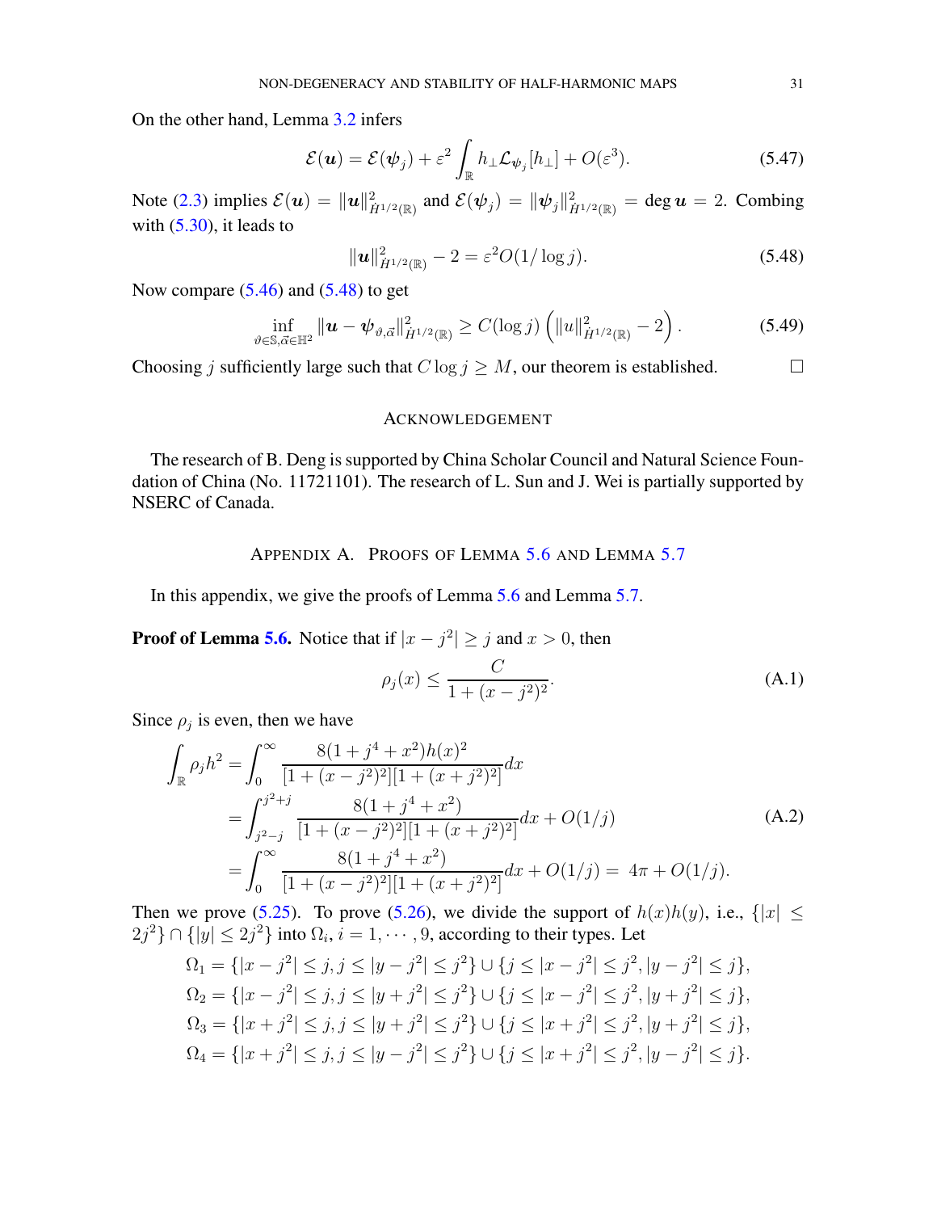On the other hand, Lemma 3.2 infers

$$\mathcal{E}(\boldsymbol{u}) = \mathcal{E}(\boldsymbol{\psi}_j) + \varepsilon^2 \int_{\mathbb{R}} h_\perp \mathcal{L}_{\boldsymbol{\psi}_j}[h_\perp] + O(\varepsilon^3). \tag{5.47}$$

Note (2.3) implies $\mathcal{E}(\boldsymbol{u}) = \|\boldsymbol{u}\|^2_{\dot{H}^{1/2}(\mathbb{R})}$ and $\mathcal{E}(\boldsymbol{\psi}_j) = \|\boldsymbol{\psi}_j\|^2_{\dot{H}^{1/2}(\mathbb{R})} = \deg \boldsymbol{u} = 2$. Combing with (5.30), it leads to

$$\|\boldsymbol{u}\|^2_{\dot{H}^{1/2}(\mathbb{R})} - 2 = \varepsilon^2 O(1/\log j). \tag{5.48}$$

Now compare (5.46) and (5.48) to get

$$\inf_{\vartheta \in \mathbb{S}, \vec{\alpha} \in \mathbb{H}^2} \|\boldsymbol{u} - \boldsymbol{\psi}_{\vartheta, \vec{\alpha}}\|^2_{\dot{H}^{1/2}(\mathbb{R})} \geq C(\log j) \left( \|u\|^2_{\dot{H}^{1/2}(\mathbb{R})} - 2 \right). \tag{5.49}$$

Choosing $j$ sufficiently large such that $C \log j \geq M$, our theorem is established. $\square$

## Acknowledgement

The research of B. Deng is supported by China Scholar Council and Natural Science Foundation of China (No. 11721101). The research of L. Sun and J. Wei is partially supported by NSERC of Canada.

## Appendix A. Proofs of Lemma 5.6 and Lemma 5.7

In this appendix, we give the proofs of Lemma 5.6 and Lemma 5.7.

**Proof of Lemma 5.6.** Notice that if $|x - j^2| \geq j$ and $x > 0$, then

$$\rho_j(x) \leq \frac{C}{1 + (x - j^2)^2}. \tag{A.1}$$

Since $\rho_j$ is even, then we have

$$\begin{aligned}
\int_{\mathbb{R}} \rho_j h^2 &= \int_0^\infty \frac{8(1 + j^4 + x^2) h(x)^2}{[1 + (x - j^2)^2][1 + (x + j^2)^2]} dx \\
&= \int_{j^2 - j}^{j^2 + j} \frac{8(1 + j^4 + x^2)}{[1 + (x - j^2)^2][1 + (x + j^2)^2]} dx + O(1/j) \\
&= \int_0^\infty \frac{8(1 + j^4 + x^2)}{[1 + (x - j^2)^2][1 + (x + j^2)^2]} dx + O(1/j) = 4\pi + O(1/j).
\end{aligned} \tag{A.2}$$

Then we prove (5.25). To prove (5.26), we divide the support of $h(x)h(y)$, i.e., $\{|x| \leq 2j^2\} \cap \{|y| \leq 2j^2\}$ into $\Omega_i$, $i = 1, \cdots, 9$, according to their types. Let

$$\begin{aligned}
\Omega_1 &= \{|x - j^2| \leq j, j \leq |y - j^2| \leq j^2\} \cup \{j \leq |x - j^2| \leq j^2, |y - j^2| \leq j\}, \\
\Omega_2 &= \{|x - j^2| \leq j, j \leq |y + j^2| \leq j^2\} \cup \{j \leq |x - j^2| \leq j^2, |y + j^2| \leq j\}, \\
\Omega_3 &= \{|x + j^2| \leq j, j \leq |y + j^2| \leq j^2\} \cup \{j \leq |x + j^2| \leq j^2, |y + j^2| \leq j\}, \\
\Omega_4 &= \{|x + j^2| \leq j, j \leq |y - j^2| \leq j^2\} \cup \{j \leq |x + j^2| \leq j^2, |y - j^2| \leq j\}.
\end{aligned}$$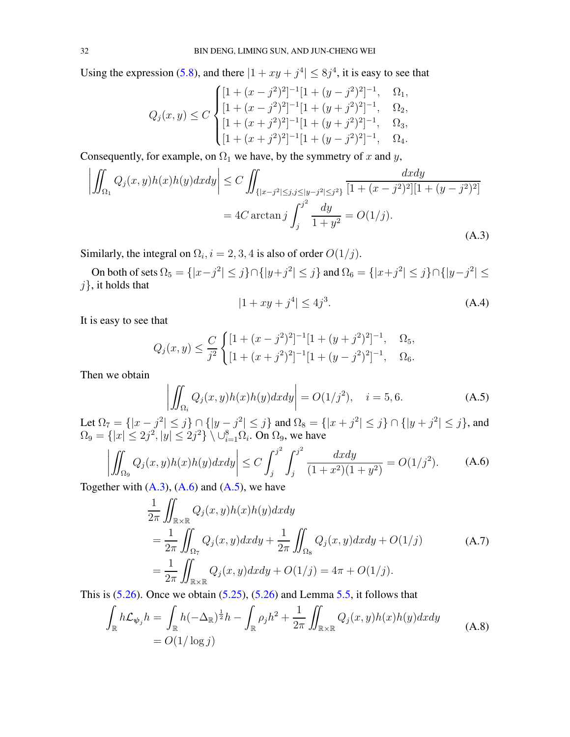Using the expression (5.8), and there $|1 + xy + j^4| \le 8j^4$, it is easy to see that

$$
Q_j(x,y) \le C \begin{cases} [1+(x-j^2)^2]^{-1}[1+(y-j^2)^2]^{-1}, & \Omega_1, \\ [1+(x-j^2)^2]^{-1}[1+(y+j^2)^2]^{-1}, & \Omega_2, \\ [1+(x+j^2)^2]^{-1}[1+(y+j^2)^2]^{-1}, & \Omega_3, \\ [1+(x+j^2)^2]^{-1}[1+(y-j^2)^2]^{-1}, & \Omega_4. \end{cases}
$$

Consequently, for example, on $\Omega_1$ we have, by the symmetry of $x$ and $y$,

$$
\begin{aligned}
\left| \iint_{\Omega_1} Q_j(x,y)h(x)h(y)dxdy \right| &\le C \iint_{\{|x-j^2|\le j, j \le |y-j^2| \le j^2\}} \frac{dxdy}{[1+(x-j^2)^2][1+(y-j^2)^2]} \\
&= 4C \arctan j \int_j^{j^2} \frac{dy}{1+y^2} = O(1/j).
\end{aligned} \tag{A.3}
$$

Similarly, the integral on $\Omega_i, i = 2, 3, 4$ is also of order $O(1/j)$.

On both of sets $\Omega_5 = \{|x-j^2| \le j\} \cap \{|y+j^2| \le j\}$ and $\Omega_6 = \{|x+j^2| \le j\} \cap \{|y-j^2| \le j\}$, it holds that

$$
|1 + xy + j^4| \le 4j^3. \tag{A.4}
$$

It is easy to see that

$$
Q_j(x,y) \le \frac{C}{j^2} \begin{cases} [1+(x-j^2)^2]^{-1}[1+(y+j^2)^2]^{-1}, & \Omega_5, \\ [1+(x+j^2)^2]^{-1}[1+(y-j^2)^2]^{-1}, & \Omega_6. \end{cases}
$$

Then we obtain

$$
\left| \iint_{\Omega_i} Q_j(x,y)h(x)h(y)dxdy \right| = O(1/j^2), \quad i = 5, 6. \tag{A.5}
$$

Let $\Omega_7 = \{|x-j^2| \le j\} \cap \{|y-j^2| \le j\}$ and $\Omega_8 = \{|x+j^2| \le j\} \cap \{|y+j^2| \le j\}$, and $\Omega_9 = \{|x| \le 2j^2, |y| \le 2j^2\} \setminus \cup_{i=1}^8 \Omega_i$. On $\Omega_9$, we have

$$
\left| \iint_{\Omega_9} Q_j(x,y)h(x)h(y)dxdy \right| \le C \int_j^{j^2} \int_j^{j^2} \frac{dxdy}{(1+x^2)(1+y^2)} = O(1/j^2). \tag{A.6}
$$

Together with (A.3), (A.6) and (A.5), we have

$$
\begin{aligned}
&\frac{1}{2\pi} \iint_{\mathbb{R}\times\mathbb{R}} Q_j(x,y)h(x)h(y)dxdy \\
&= \frac{1}{2\pi} \iint_{\Omega_7} Q_j(x,y)dxdy + \frac{1}{2\pi} \iint_{\Omega_8} Q_j(x,y)dxdy + O(1/j) \\
&= \frac{1}{2\pi} \iint_{\mathbb{R}\times\mathbb{R}} Q_j(x,y)dxdy + O(1/j) = 4\pi + O(1/j).
\end{aligned} \tag{A.7}
$$

This is (5.26). Once we obtain (5.25), (5.26) and Lemma 5.5, it follows that

$$
\begin{aligned}
\int_{\mathbb{R}} h\mathcal{L}_{\psi_j} h &= \int_{\mathbb{R}} h(-\Delta_{\mathbb{R}})^{\frac{1}{2}} h - \int_{\mathbb{R}} \rho_j h^2 + \frac{1}{2\pi} \iint_{\mathbb{R}\times\mathbb{R}} Q_j(x,y)h(x)h(y)dxdy \\
&= O(1/\log j)
\end{aligned} \tag{A.8}
$$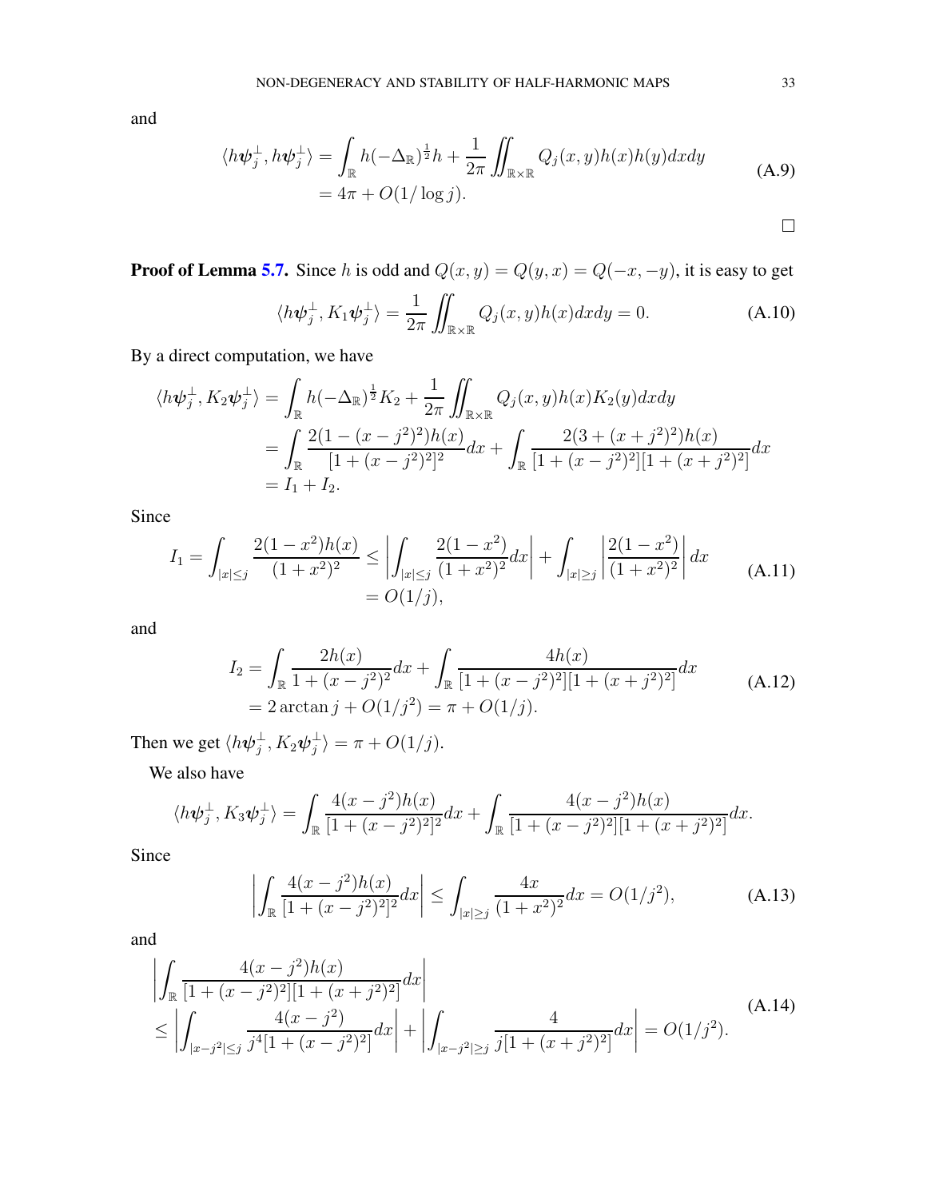and

$$
\begin{aligned}
\langle h\boldsymbol{\psi}_j^\perp, h\boldsymbol{\psi}_j^\perp\rangle &= \int_{\mathbb{R}} h(-\Delta_{\mathbb{R}})^{\frac{1}{2}} h + \frac{1}{2\pi}\iint_{\mathbb{R}\times\mathbb{R}} Q_j(x,y)h(x)h(y)dxdy \\
&= 4\pi + O(1/\log j).
\end{aligned}
\tag{A.9}
$$

□

**Proof of Lemma 5.7.** Since $h$ is odd and $Q(x,y) = Q(y,x) = Q(-x,-y)$, it is easy to get

$$
\langle h\boldsymbol{\psi}_j^\perp, K_1\boldsymbol{\psi}_j^\perp\rangle = \frac{1}{2\pi}\iint_{\mathbb{R}\times\mathbb{R}} Q_j(x,y)h(x)dxdy = 0. \tag{A.10}
$$

By a direct computation, we have

$$
\begin{aligned}
\langle h\boldsymbol{\psi}_j^\perp, K_2\boldsymbol{\psi}_j^\perp\rangle &= \int_{\mathbb{R}} h(-\Delta_{\mathbb{R}})^{\frac{1}{2}} K_2 + \frac{1}{2\pi}\iint_{\mathbb{R}\times\mathbb{R}} Q_j(x,y)h(x)K_2(y)dxdy \\
&= \int_{\mathbb{R}} \frac{2(1-(x-j^2)^2)h(x)}{[1+(x-j^2)^2]^2}dx + \int_{\mathbb{R}} \frac{2(3+(x+j^2)^2)h(x)}{[1+(x-j^2)^2][1+(x+j^2)^2]}dx \\
&= I_1 + I_2.
\end{aligned}
$$

Since

$$
\begin{aligned}
I_1 = \int_{|x|\le j} \frac{2(1-x^2)h(x)}{(1+x^2)^2} &\le \left|\int_{|x|\le j} \frac{2(1-x^2)}{(1+x^2)^2}dx\right| + \int_{|x|\ge j}\left|\frac{2(1-x^2)}{(1+x^2)^2}\right|dx \\
&= O(1/j),
\end{aligned}
\tag{A.11}
$$

and

$$
\begin{aligned}
I_2 &= \int_{\mathbb{R}} \frac{2h(x)}{1+(x-j^2)^2}dx + \int_{\mathbb{R}} \frac{4h(x)}{[1+(x-j^2)^2][1+(x+j^2)^2]}dx \\
&= 2\arctan j + O(1/j^2) = \pi + O(1/j).
\end{aligned}
\tag{A.12}
$$

Then we get $\langle h\boldsymbol{\psi}_j^\perp, K_2\boldsymbol{\psi}_j^\perp\rangle = \pi + O(1/j)$.

We also have

$$
\langle h\boldsymbol{\psi}_j^\perp, K_3\boldsymbol{\psi}_j^\perp\rangle = \int_{\mathbb{R}} \frac{4(x-j^2)h(x)}{[1+(x-j^2)^2]^2}dx + \int_{\mathbb{R}} \frac{4(x-j^2)h(x)}{[1+(x-j^2)^2][1+(x+j^2)^2]}dx.
$$

Since

$$
\left|\int_{\mathbb{R}} \frac{4(x-j^2)h(x)}{[1+(x-j^2)^2]^2}dx\right| \le \int_{|x|\ge j} \frac{4x}{(1+x^2)^2}dx = O(1/j^2), \tag{A.13}
$$

and

$$
\begin{aligned}
&\left|\int_{\mathbb{R}} \frac{4(x-j^2)h(x)}{[1+(x-j^2)^2][1+(x+j^2)^2]}dx\right| \\
&\le \left|\int_{|x-j^2|\le j} \frac{4(x-j^2)}{j^4[1+(x-j^2)^2]}dx\right| + \left|\int_{|x-j^2|\ge j} \frac{4}{j[1+(x+j^2)^2]}dx\right| = O(1/j^2).
\end{aligned}
\tag{A.14}
$$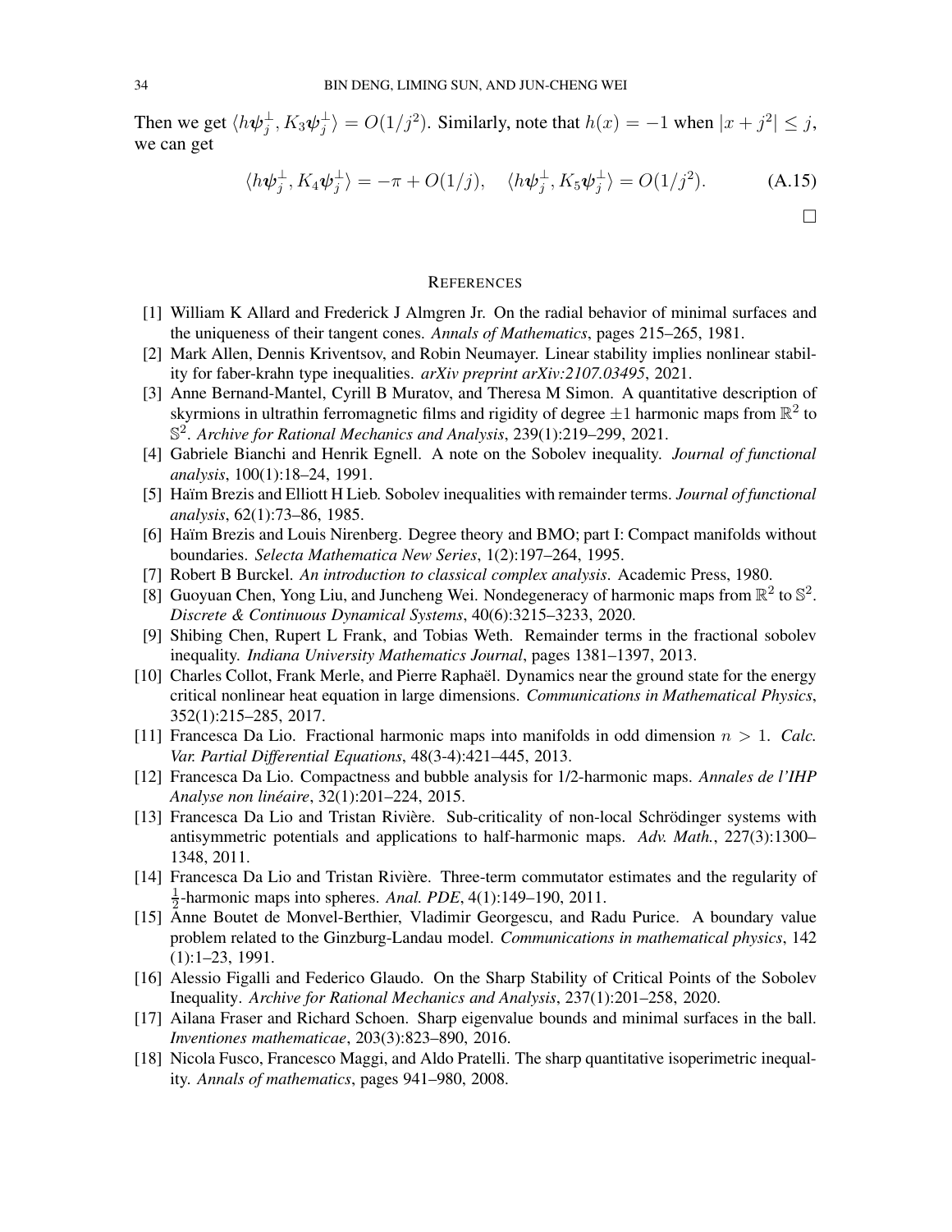Then we get $\langle h\boldsymbol{\psi}_j^\perp, K_3\boldsymbol{\psi}_j^\perp\rangle = O(1/j^2)$. Similarly, note that $h(x) = -1$ when $|x + j^2| \le j$, we can get

$$\langle h\boldsymbol{\psi}_j^\perp, K_4\boldsymbol{\psi}_j^\perp\rangle = -\pi + O(1/j), \quad \langle h\boldsymbol{\psi}_j^\perp, K_5\boldsymbol{\psi}_j^\perp\rangle = O(1/j^2). \tag{A.15}$$

□

## References

[1] William K Allard and Frederick J Almgren Jr. On the radial behavior of minimal surfaces and the uniqueness of their tangent cones. *Annals of Mathematics*, pages 215–265, 1981.

[2] Mark Allen, Dennis Kriventsov, and Robin Neumayer. Linear stability implies nonlinear stability for faber-krahn type inequalities. *arXiv preprint arXiv:2107.03495*, 2021.

[3] Anne Bernand-Mantel, Cyrill B Muratov, and Theresa M Simon. A quantitative description of skyrmions in ultrathin ferromagnetic films and rigidity of degree $\pm 1$ harmonic maps from $\mathbb{R}^2$ to $\mathbb{S}^2$. *Archive for Rational Mechanics and Analysis*, 239(1):219–299, 2021.

[4] Gabriele Bianchi and Henrik Egnell. A note on the Sobolev inequality. *Journal of functional analysis*, 100(1):18–24, 1991.

[5] Haïm Brezis and Elliott H Lieb. Sobolev inequalities with remainder terms. *Journal of functional analysis*, 62(1):73–86, 1985.

[6] Haïm Brezis and Louis Nirenberg. Degree theory and BMO; part I: Compact manifolds without boundaries. *Selecta Mathematica New Series*, 1(2):197–264, 1995.

[7] Robert B Burckel. *An introduction to classical complex analysis*. Academic Press, 1980.

[8] Guoyuan Chen, Yong Liu, and Juncheng Wei. Nondegeneracy of harmonic maps from $\mathbb{R}^2$ to $\mathbb{S}^2$. *Discrete & Continuous Dynamical Systems*, 40(6):3215–3233, 2020.

[9] Shibing Chen, Rupert L Frank, and Tobias Weth. Remainder terms in the fractional sobolev inequality. *Indiana University Mathematics Journal*, pages 1381–1397, 2013.

[10] Charles Collot, Frank Merle, and Pierre Raphaël. Dynamics near the ground state for the energy critical nonlinear heat equation in large dimensions. *Communications in Mathematical Physics*, 352(1):215–285, 2017.

[11] Francesca Da Lio. Fractional harmonic maps into manifolds in odd dimension $n > 1$. *Calc. Var. Partial Differential Equations*, 48(3-4):421–445, 2013.

[12] Francesca Da Lio. Compactness and bubble analysis for 1/2-harmonic maps. *Annales de l'IHP Analyse non linéaire*, 32(1):201–224, 2015.

[13] Francesca Da Lio and Tristan Rivière. Sub-criticality of non-local Schrödinger systems with antisymmetric potentials and applications to half-harmonic maps. *Adv. Math.*, 227(3):1300–1348, 2011.

[14] Francesca Da Lio and Tristan Rivière. Three-term commutator estimates and the regularity of $\frac{1}{2}$-harmonic maps into spheres. *Anal. PDE*, 4(1):149–190, 2011.

[15] Anne Boutet de Monvel-Berthier, Vladimir Georgescu, and Radu Purice. A boundary value problem related to the Ginzburg-Landau model. *Communications in mathematical physics*, 142 (1):1–23, 1991.

[16] Alessio Figalli and Federico Glaudo. On the Sharp Stability of Critical Points of the Sobolev Inequality. *Archive for Rational Mechanics and Analysis*, 237(1):201–258, 2020.

[17] Ailana Fraser and Richard Schoen. Sharp eigenvalue bounds and minimal surfaces in the ball. *Inventiones mathematicae*, 203(3):823–890, 2016.

[18] Nicola Fusco, Francesco Maggi, and Aldo Pratelli. The sharp quantitative isoperimetric inequality. *Annals of mathematics*, pages 941–980, 2008.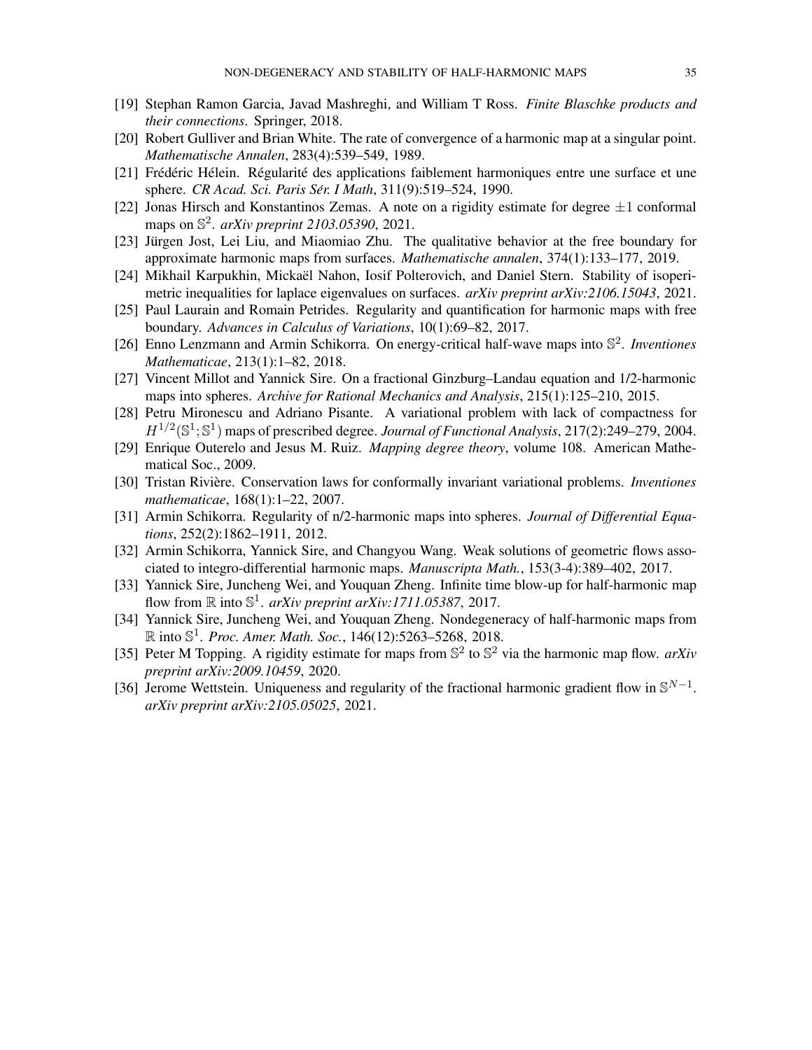[19] Stephan Ramon Garcia, Javad Mashreghi, and William T Ross. *Finite Blaschke products and their connections*. Springer, 2018.

[20] Robert Gulliver and Brian White. The rate of convergence of a harmonic map at a singular point. *Mathematische Annalen*, 283(4):539–549, 1989.

[21] Frédéric Hélein. Régularité des applications faiblement harmoniques entre une surface et une sphere. *CR Acad. Sci. Paris Sér. I Math*, 311(9):519–524, 1990.

[22] Jonas Hirsch and Konstantinos Zemas. A note on a rigidity estimate for degree $\pm 1$ conformal maps on $\mathbb{S}^2$. *arXiv preprint 2103.05390*, 2021.

[23] Jürgen Jost, Lei Liu, and Miaomiao Zhu. The qualitative behavior at the free boundary for approximate harmonic maps from surfaces. *Mathematische annalen*, 374(1):133–177, 2019.

[24] Mikhail Karpukhin, Mickaël Nahon, Iosif Polterovich, and Daniel Stern. Stability of isoperimetric inequalities for laplace eigenvalues on surfaces. *arXiv preprint arXiv:2106.15043*, 2021.

[25] Paul Laurain and Romain Petrides. Regularity and quantification for harmonic maps with free boundary. *Advances in Calculus of Variations*, 10(1):69–82, 2017.

[26] Enno Lenzmann and Armin Schikorra. On energy-critical half-wave maps into $\mathbb{S}^2$. *Inventiones Mathematicae*, 213(1):1–82, 2018.

[27] Vincent Millot and Yannick Sire. On a fractional Ginzburg–Landau equation and 1/2-harmonic maps into spheres. *Archive for Rational Mechanics and Analysis*, 215(1):125–210, 2015.

[28] Petru Mironescu and Adriano Pisante. A variational problem with lack of compactness for $H^{1/2}(\mathbb{S}^1;\mathbb{S}^1)$ maps of prescribed degree. *Journal of Functional Analysis*, 217(2):249–279, 2004.

[29] Enrique Outerelo and Jesus M. Ruiz. *Mapping degree theory*, volume 108. American Mathematical Soc., 2009.

[30] Tristan Rivière. Conservation laws for conformally invariant variational problems. *Inventiones mathematicae*, 168(1):1–22, 2007.

[31] Armin Schikorra. Regularity of n/2-harmonic maps into spheres. *Journal of Differential Equations*, 252(2):1862–1911, 2012.

[32] Armin Schikorra, Yannick Sire, and Changyou Wang. Weak solutions of geometric flows associated to integro-differential harmonic maps. *Manuscripta Math.*, 153(3-4):389–402, 2017.

[33] Yannick Sire, Juncheng Wei, and Youquan Zheng. Infinite time blow-up for half-harmonic map flow from $\mathbb{R}$ into $\mathbb{S}^1$. *arXiv preprint arXiv:1711.05387*, 2017.

[34] Yannick Sire, Juncheng Wei, and Youquan Zheng. Nondegeneracy of half-harmonic maps from $\mathbb{R}$ into $\mathbb{S}^1$. *Proc. Amer. Math. Soc.*, 146(12):5263–5268, 2018.

[35] Peter M Topping. A rigidity estimate for maps from $\mathbb{S}^2$ to $\mathbb{S}^2$ via the harmonic map flow. *arXiv preprint arXiv:2009.10459*, 2020.

[36] Jerome Wettstein. Uniqueness and regularity of the fractional harmonic gradient flow in $\mathbb{S}^{N-1}$. *arXiv preprint arXiv:2105.05025*, 2021.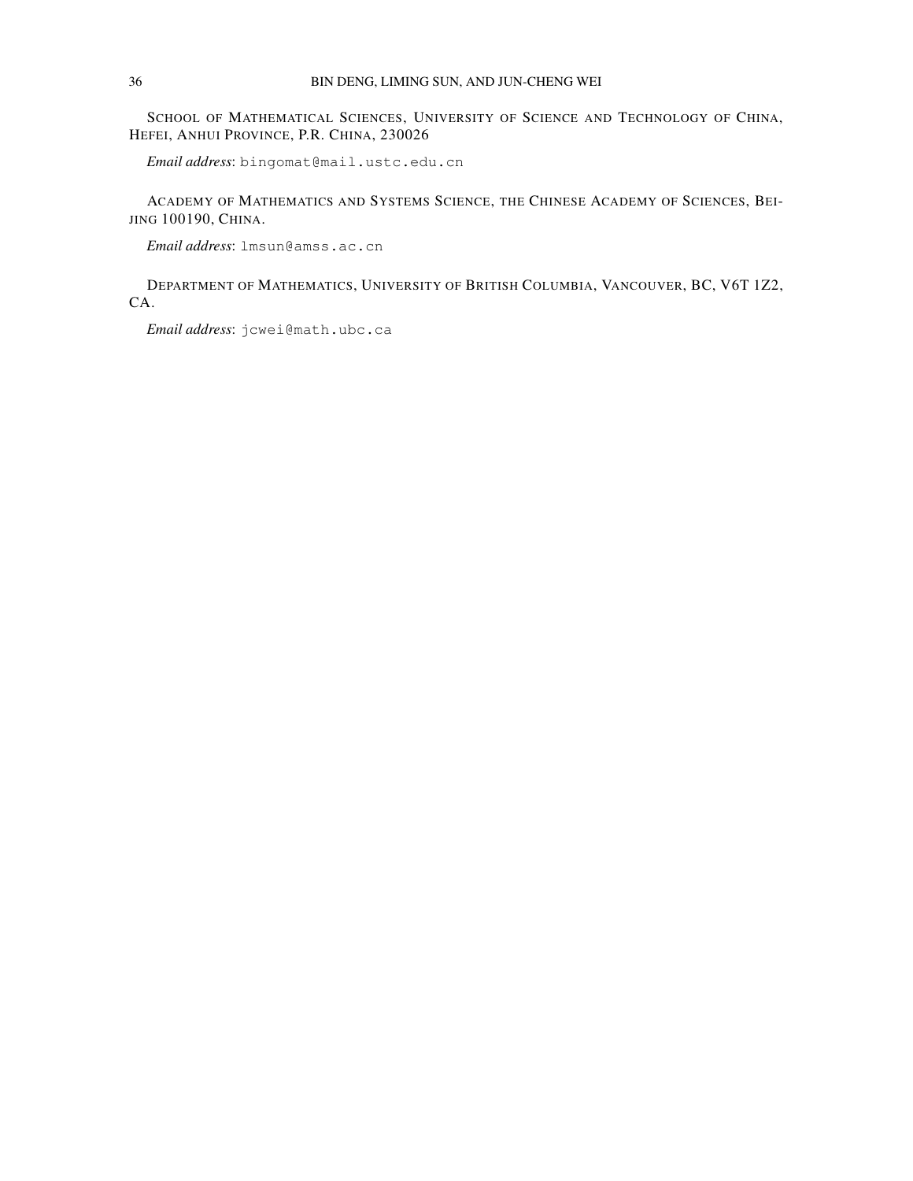School of Mathematical Sciences, University of Science and Technology of China, Hefei, Anhui Province, P.R. China, 230026

*Email address*: `bingomat@mail.ustc.edu.cn`

Academy of Mathematics and Systems Science, the Chinese Academy of Sciences, Beijing 100190, China.

*Email address*: `lmsun@amss.ac.cn`

Department of Mathematics, University of British Columbia, Vancouver, BC, V6T 1Z2, CA.

*Email address*: `jcwei@math.ubc.ca`